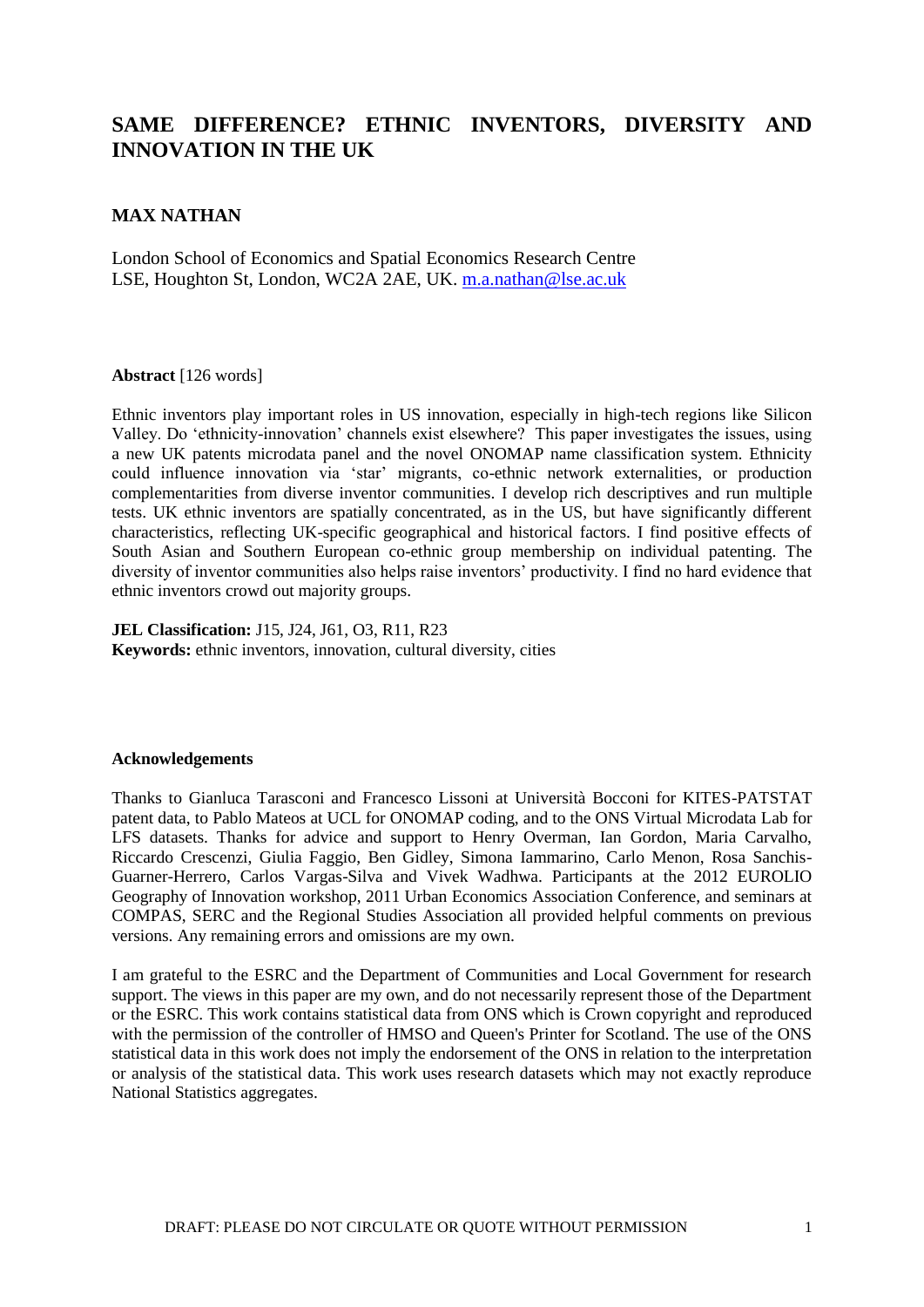# SAME DIFFERENCE? ETHNIC INVENTORS, DIVERSITY AND INNOVATION IN THE UK

## MAX NATHAN

London School of Economics and Spatial Economics Research Centre
LSE, Houghton St, London, WC2A 2AE, UK. m.a.nathan@lse.ac.uk

**Abstract** [126 words]

Ethnic inventors play important roles in US innovation, especially in high-tech regions like Silicon Valley. Do 'ethnicity-innovation' channels exist elsewhere? This paper investigates the issues, using a new UK patents microdata panel and the novel ONOMAP name classification system. Ethnicity could influence innovation via 'star' migrants, co-ethnic network externalities, or production complementarities from diverse inventor communities. I develop rich descriptives and run multiple tests. UK ethnic inventors are spatially concentrated, as in the US, but have significantly different characteristics, reflecting UK-specific geographical and historical factors. I find positive effects of South Asian and Southern European co-ethnic group membership on individual patenting. The diversity of inventor communities also helps raise inventors' productivity. I find no hard evidence that ethnic inventors crowd out majority groups.

**JEL Classification:** J15, J24, J61, O3, R11, R23
**Keywords:** ethnic inventors, innovation, cultural diversity, cities

**Acknowledgements**

Thanks to Gianluca Tarasconi and Francesco Lissoni at Università Bocconi for KITES-PATSTAT patent data, to Pablo Mateos at UCL for ONOMAP coding, and to the ONS Virtual Microdata Lab for LFS datasets. Thanks for advice and support to Henry Overman, Ian Gordon, Maria Carvalho, Riccardo Crescenzi, Giulia Faggio, Ben Gidley, Simona Iammarino, Carlo Menon, Rosa Sanchis-Guarner-Herrero, Carlos Vargas-Silva and Vivek Wadhwa. Participants at the 2012 EUROLIO Geography of Innovation workshop, 2011 Urban Economics Association Conference, and seminars at COMPAS, SERC and the Regional Studies Association all provided helpful comments on previous versions. Any remaining errors and omissions are my own.

I am grateful to the ESRC and the Department of Communities and Local Government for research support. The views in this paper are my own, and do not necessarily represent those of the Department or the ESRC. This work contains statistical data from ONS which is Crown copyright and reproduced with the permission of the controller of HMSO and Queen's Printer for Scotland. The use of the ONS statistical data in this work does not imply the endorsement of the ONS in relation to the interpretation or analysis of the statistical data. This work uses research datasets which may not exactly reproduce National Statistics aggregates.

DRAFT: PLEASE DO NOT CIRCULATE OR QUOTE WITHOUT PERMISSION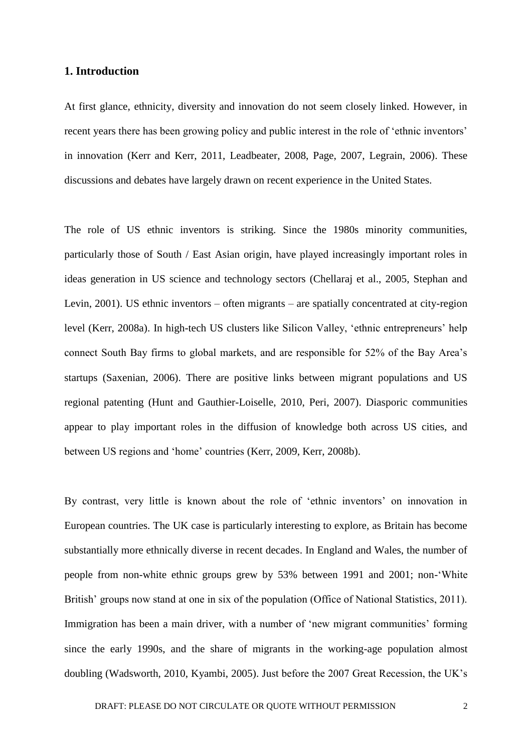## 1. Introduction

At first glance, ethnicity, diversity and innovation do not seem closely linked. However, in recent years there has been growing policy and public interest in the role of 'ethnic inventors' in innovation (Kerr and Kerr, 2011, Leadbeater, 2008, Page, 2007, Legrain, 2006). These discussions and debates have largely drawn on recent experience in the United States.

The role of US ethnic inventors is striking. Since the 1980s minority communities, particularly those of South / East Asian origin, have played increasingly important roles in ideas generation in US science and technology sectors (Chellaraj et al., 2005, Stephan and Levin, 2001). US ethnic inventors – often migrants – are spatially concentrated at city-region level (Kerr, 2008a). In high-tech US clusters like Silicon Valley, 'ethnic entrepreneurs' help connect South Bay firms to global markets, and are responsible for 52% of the Bay Area's startups (Saxenian, 2006). There are positive links between migrant populations and US regional patenting (Hunt and Gauthier-Loiselle, 2010, Peri, 2007). Diasporic communities appear to play important roles in the diffusion of knowledge both across US cities, and between US regions and 'home' countries (Kerr, 2009, Kerr, 2008b).

By contrast, very little is known about the role of 'ethnic inventors' on innovation in European countries. The UK case is particularly interesting to explore, as Britain has become substantially more ethnically diverse in recent decades. In England and Wales, the number of people from non-white ethnic groups grew by 53% between 1991 and 2001; non-'White British' groups now stand at one in six of the population (Office of National Statistics, 2011). Immigration has been a main driver, with a number of 'new migrant communities' forming since the early 1990s, and the share of migrants in the working-age population almost doubling (Wadsworth, 2010, Kyambi, 2005). Just before the 2007 Great Recession, the UK's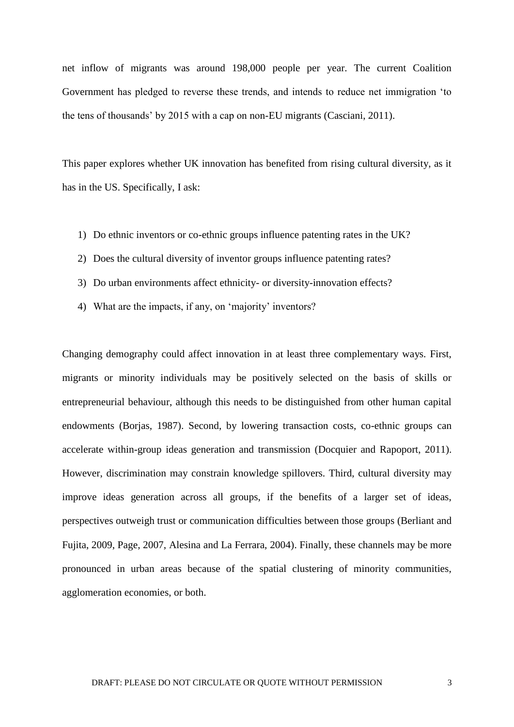net inflow of migrants was around 198,000 people per year. The current Coalition Government has pledged to reverse these trends, and intends to reduce net immigration 'to the tens of thousands' by 2015 with a cap on non-EU migrants (Casciani, 2011).

This paper explores whether UK innovation has benefited from rising cultural diversity, as it has in the US. Specifically, I ask:

1) Do ethnic inventors or co-ethnic groups influence patenting rates in the UK?
2) Does the cultural diversity of inventor groups influence patenting rates?
3) Do urban environments affect ethnicity- or diversity-innovation effects?
4) What are the impacts, if any, on 'majority' inventors?

Changing demography could affect innovation in at least three complementary ways. First, migrants or minority individuals may be positively selected on the basis of skills or entrepreneurial behaviour, although this needs to be distinguished from other human capital endowments (Borjas, 1987). Second, by lowering transaction costs, co-ethnic groups can accelerate within-group ideas generation and transmission (Docquier and Rapoport, 2011). However, discrimination may constrain knowledge spillovers. Third, cultural diversity may improve ideas generation across all groups, if the benefits of a larger set of ideas, perspectives outweigh trust or communication difficulties between those groups (Berliant and Fujita, 2009, Page, 2007, Alesina and La Ferrara, 2004). Finally, these channels may be more pronounced in urban areas because of the spatial clustering of minority communities, agglomeration economies, or both.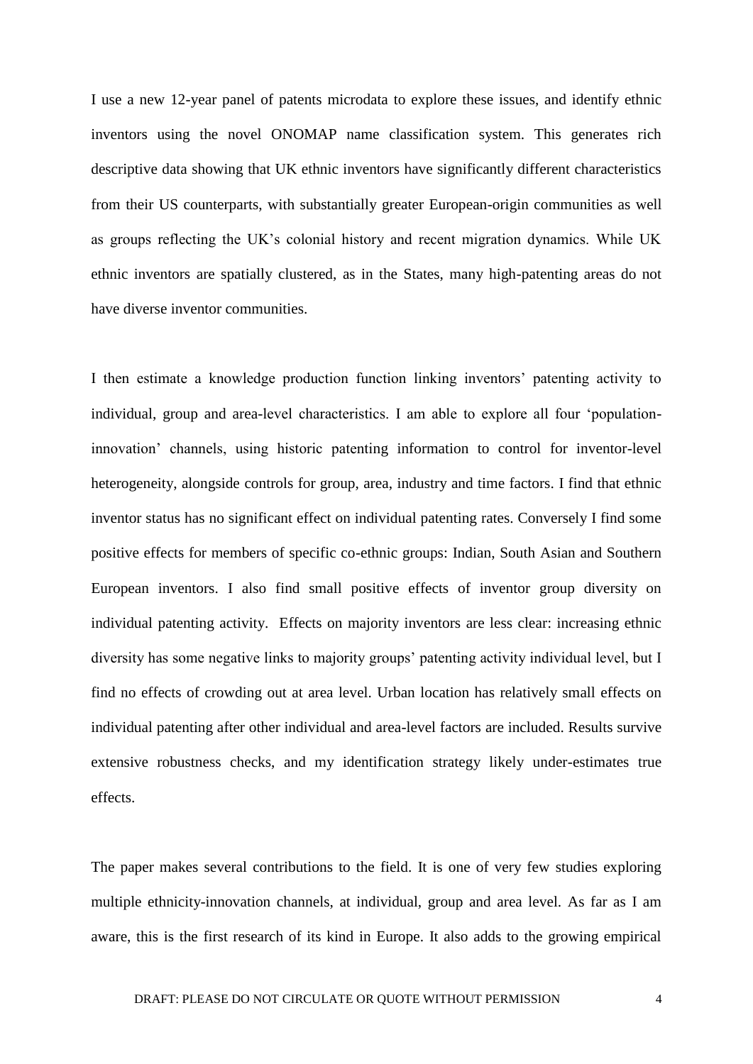I use a new 12-year panel of patents microdata to explore these issues, and identify ethnic inventors using the novel ONOMAP name classification system. This generates rich descriptive data showing that UK ethnic inventors have significantly different characteristics from their US counterparts, with substantially greater European-origin communities as well as groups reflecting the UK's colonial history and recent migration dynamics. While UK ethnic inventors are spatially clustered, as in the States, many high-patenting areas do not have diverse inventor communities.

I then estimate a knowledge production function linking inventors' patenting activity to individual, group and area-level characteristics. I am able to explore all four 'population-innovation' channels, using historic patenting information to control for inventor-level heterogeneity, alongside controls for group, area, industry and time factors. I find that ethnic inventor status has no significant effect on individual patenting rates. Conversely I find some positive effects for members of specific co-ethnic groups: Indian, South Asian and Southern European inventors. I also find small positive effects of inventor group diversity on individual patenting activity. Effects on majority inventors are less clear: increasing ethnic diversity has some negative links to majority groups' patenting activity individual level, but I find no effects of crowding out at area level. Urban location has relatively small effects on individual patenting after other individual and area-level factors are included. Results survive extensive robustness checks, and my identification strategy likely under-estimates true effects.

The paper makes several contributions to the field. It is one of very few studies exploring multiple ethnicity-innovation channels, at individual, group and area level. As far as I am aware, this is the first research of its kind in Europe. It also adds to the growing empirical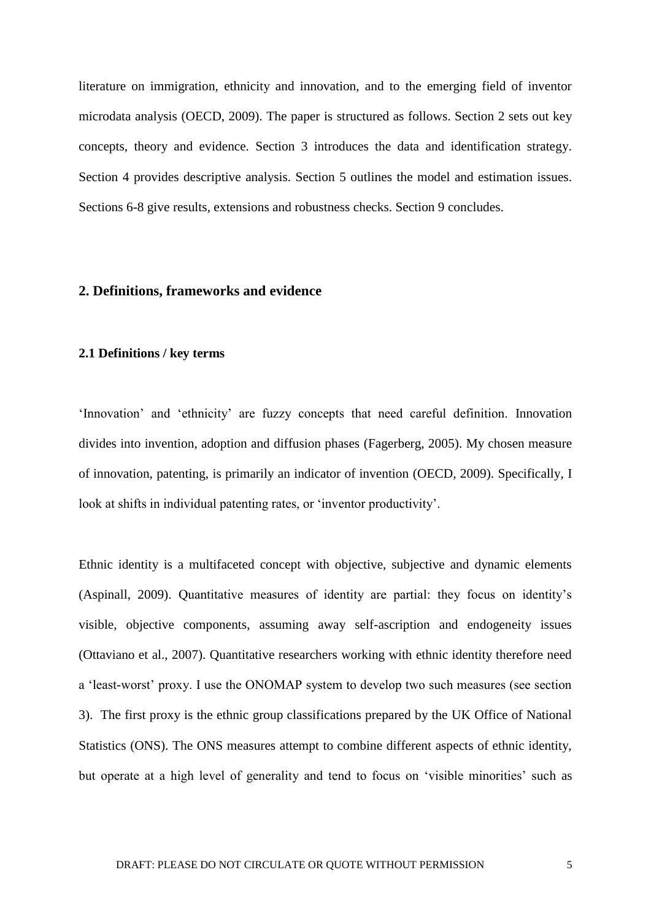literature on immigration, ethnicity and innovation, and to the emerging field of inventor microdata analysis (OECD, 2009). The paper is structured as follows. Section 2 sets out key concepts, theory and evidence. Section 3 introduces the data and identification strategy. Section 4 provides descriptive analysis. Section 5 outlines the model and estimation issues. Sections 6-8 give results, extensions and robustness checks. Section 9 concludes.

## 2. Definitions, frameworks and evidence

### 2.1 Definitions / key terms

'Innovation' and 'ethnicity' are fuzzy concepts that need careful definition. Innovation divides into invention, adoption and diffusion phases (Fagerberg, 2005). My chosen measure of innovation, patenting, is primarily an indicator of invention (OECD, 2009). Specifically, I look at shifts in individual patenting rates, or 'inventor productivity'.

Ethnic identity is a multifaceted concept with objective, subjective and dynamic elements (Aspinall, 2009). Quantitative measures of identity are partial: they focus on identity's visible, objective components, assuming away self-ascription and endogeneity issues (Ottaviano et al., 2007). Quantitative researchers working with ethnic identity therefore need a 'least-worst' proxy. I use the ONOMAP system to develop two such measures (see section 3). The first proxy is the ethnic group classifications prepared by the UK Office of National Statistics (ONS). The ONS measures attempt to combine different aspects of ethnic identity, but operate at a high level of generality and tend to focus on 'visible minorities' such as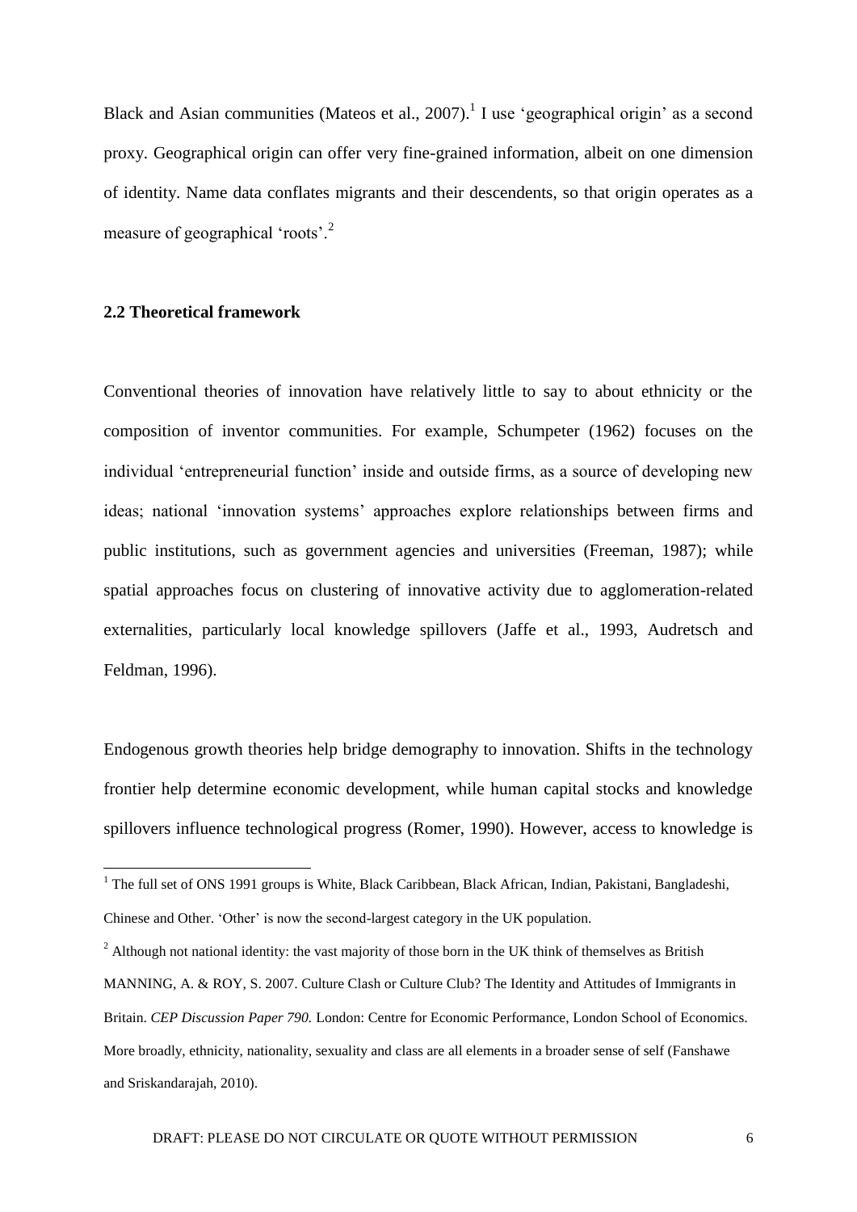Black and Asian communities (Mateos et al., 2007).[1] I use 'geographical origin' as a second proxy. Geographical origin can offer very fine-grained information, albeit on one dimension of identity. Name data conflates migrants and their descendents, so that origin operates as a measure of geographical 'roots'.[2]

### 2.2 Theoretical framework

Conventional theories of innovation have relatively little to say to about ethnicity or the composition of inventor communities. For example, Schumpeter (1962) focuses on the individual 'entrepreneurial function' inside and outside firms, as a source of developing new ideas; national 'innovation systems' approaches explore relationships between firms and public institutions, such as government agencies and universities (Freeman, 1987); while spatial approaches focus on clustering of innovative activity due to agglomeration-related externalities, particularly local knowledge spillovers (Jaffe et al., 1993, Audretsch and Feldman, 1996).

Endogenous growth theories help bridge demography to innovation. Shifts in the technology frontier help determine economic development, while human capital stocks and knowledge spillovers influence technological progress (Romer, 1990). However, access to knowledge is

---

[1] The full set of ONS 1991 groups is White, Black Caribbean, Black African, Indian, Pakistani, Bangladeshi, Chinese and Other. 'Other' is now the second-largest category in the UK population.

[2] Although not national identity: the vast majority of those born in the UK think of themselves as British MANNING, A. & ROY, S. 2007. Culture Clash or Culture Club? The Identity and Attitudes of Immigrants in Britain. *CEP Discussion Paper 790.* London: Centre for Economic Performance, London School of Economics. More broadly, ethnicity, nationality, sexuality and class are all elements in a broader sense of self (Fanshawe and Sriskandarajah, 2010).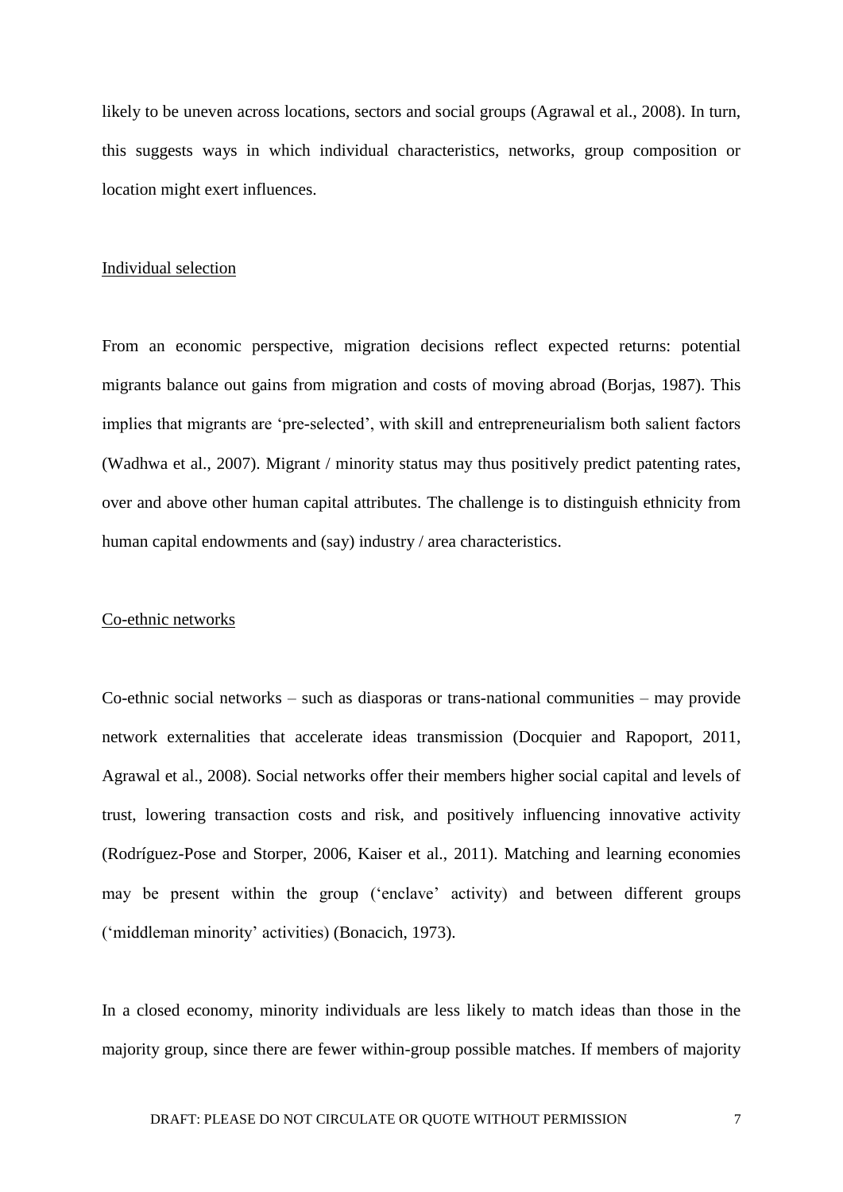likely to be uneven across locations, sectors and social groups (Agrawal et al., 2008). In turn, this suggests ways in which individual characteristics, networks, group composition or location might exert influences.

### Individual selection

From an economic perspective, migration decisions reflect expected returns: potential migrants balance out gains from migration and costs of moving abroad (Borjas, 1987). This implies that migrants are 'pre-selected', with skill and entrepreneurialism both salient factors (Wadhwa et al., 2007). Migrant / minority status may thus positively predict patenting rates, over and above other human capital attributes. The challenge is to distinguish ethnicity from human capital endowments and (say) industry / area characteristics.

### Co-ethnic networks

Co-ethnic social networks – such as diasporas or trans-national communities – may provide network externalities that accelerate ideas transmission (Docquier and Rapoport, 2011, Agrawal et al., 2008). Social networks offer their members higher social capital and levels of trust, lowering transaction costs and risk, and positively influencing innovative activity (Rodríguez-Pose and Storper, 2006, Kaiser et al., 2011). Matching and learning economies may be present within the group ('enclave' activity) and between different groups ('middleman minority' activities) (Bonacich, 1973).

In a closed economy, minority individuals are less likely to match ideas than those in the majority group, since there are fewer within-group possible matches. If members of majority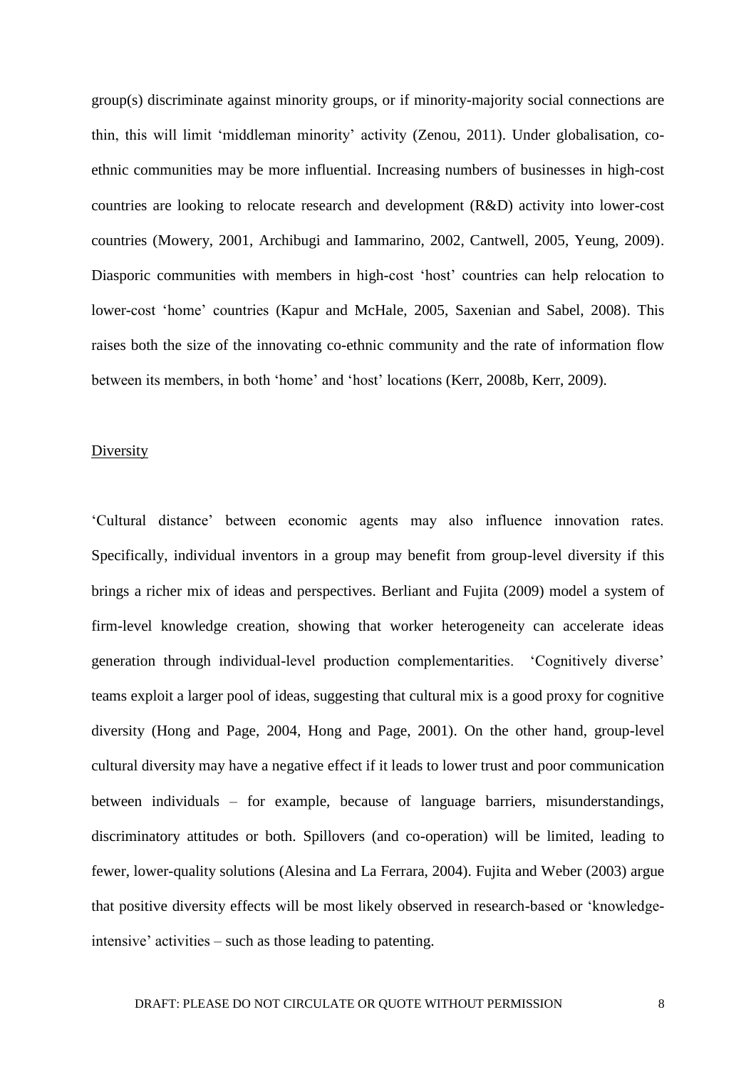group(s) discriminate against minority groups, or if minority-majority social connections are thin, this will limit 'middleman minority' activity (Zenou, 2011). Under globalisation, co-ethnic communities may be more influential. Increasing numbers of businesses in high-cost countries are looking to relocate research and development (R&D) activity into lower-cost countries (Mowery, 2001, Archibugi and Iammarino, 2002, Cantwell, 2005, Yeung, 2009). Diasporic communities with members in high-cost 'host' countries can help relocation to lower-cost 'home' countries (Kapur and McHale, 2005, Saxenian and Sabel, 2008). This raises both the size of the innovating co-ethnic community and the rate of information flow between its members, in both 'home' and 'host' locations (Kerr, 2008b, Kerr, 2009).

## Diversity

'Cultural distance' between economic agents may also influence innovation rates. Specifically, individual inventors in a group may benefit from group-level diversity if this brings a richer mix of ideas and perspectives. Berliant and Fujita (2009) model a system of firm-level knowledge creation, showing that worker heterogeneity can accelerate ideas generation through individual-level production complementarities. 'Cognitively diverse' teams exploit a larger pool of ideas, suggesting that cultural mix is a good proxy for cognitive diversity (Hong and Page, 2004, Hong and Page, 2001). On the other hand, group-level cultural diversity may have a negative effect if it leads to lower trust and poor communication between individuals – for example, because of language barriers, misunderstandings, discriminatory attitudes or both. Spillovers (and co-operation) will be limited, leading to fewer, lower-quality solutions (Alesina and La Ferrara, 2004). Fujita and Weber (2003) argue that positive diversity effects will be most likely observed in research-based or 'knowledge-intensive' activities – such as those leading to patenting.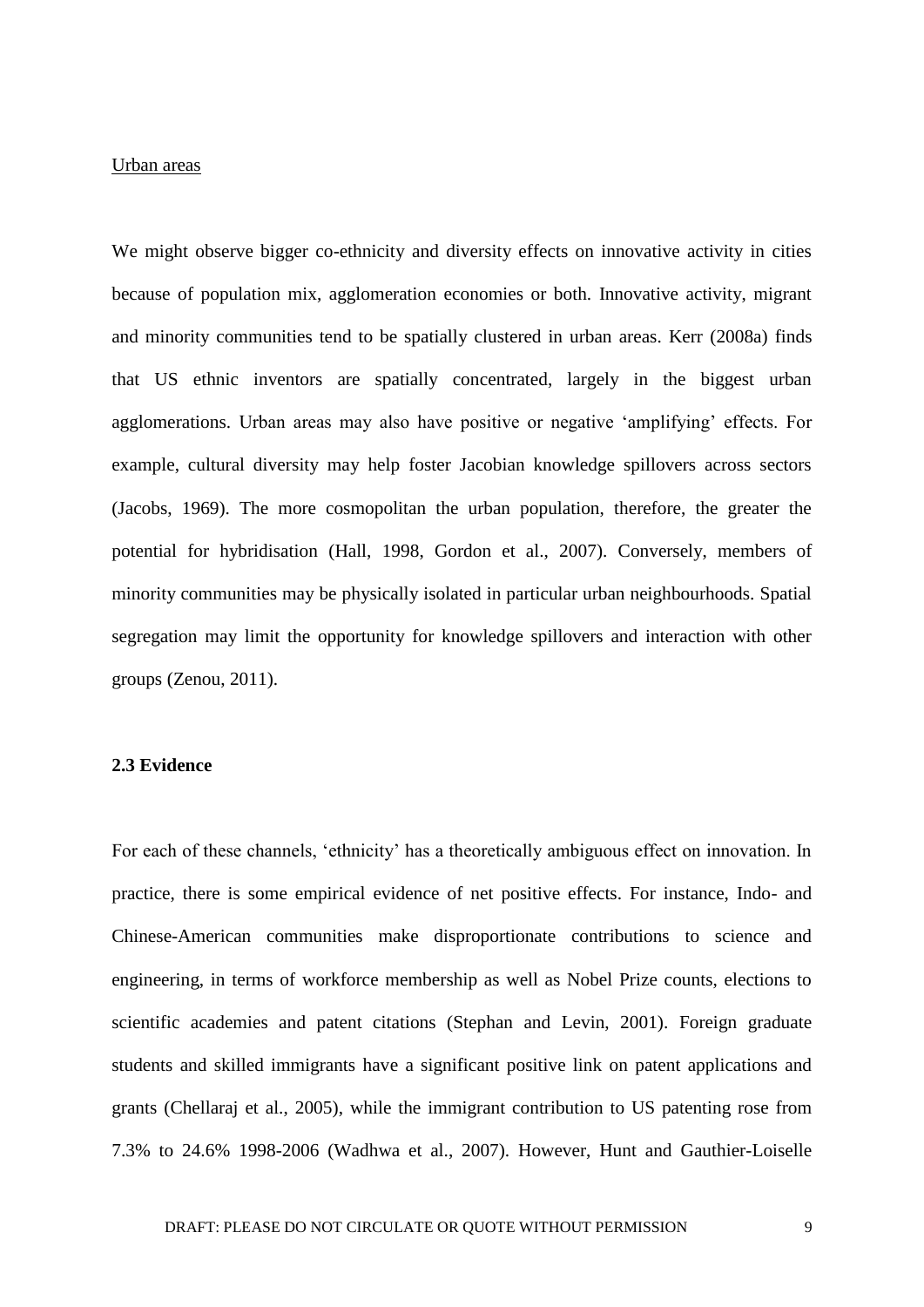Urban areas

We might observe bigger co-ethnicity and diversity effects on innovative activity in cities because of population mix, agglomeration economies or both. Innovative activity, migrant and minority communities tend to be spatially clustered in urban areas. Kerr (2008a) finds that US ethnic inventors are spatially concentrated, largely in the biggest urban agglomerations. Urban areas may also have positive or negative 'amplifying' effects. For example, cultural diversity may help foster Jacobian knowledge spillovers across sectors (Jacobs, 1969). The more cosmopolitan the urban population, therefore, the greater the potential for hybridisation (Hall, 1998, Gordon et al., 2007). Conversely, members of minority communities may be physically isolated in particular urban neighbourhoods. Spatial segregation may limit the opportunity for knowledge spillovers and interaction with other groups (Zenou, 2011).

### 2.3 Evidence

For each of these channels, 'ethnicity' has a theoretically ambiguous effect on innovation. In practice, there is some empirical evidence of net positive effects. For instance, Indo- and Chinese-American communities make disproportionate contributions to science and engineering, in terms of workforce membership as well as Nobel Prize counts, elections to scientific academies and patent citations (Stephan and Levin, 2001). Foreign graduate students and skilled immigrants have a significant positive link on patent applications and grants (Chellaraj et al., 2005), while the immigrant contribution to US patenting rose from 7.3% to 24.6% 1998-2006 (Wadhwa et al., 2007). However, Hunt and Gauthier-Loiselle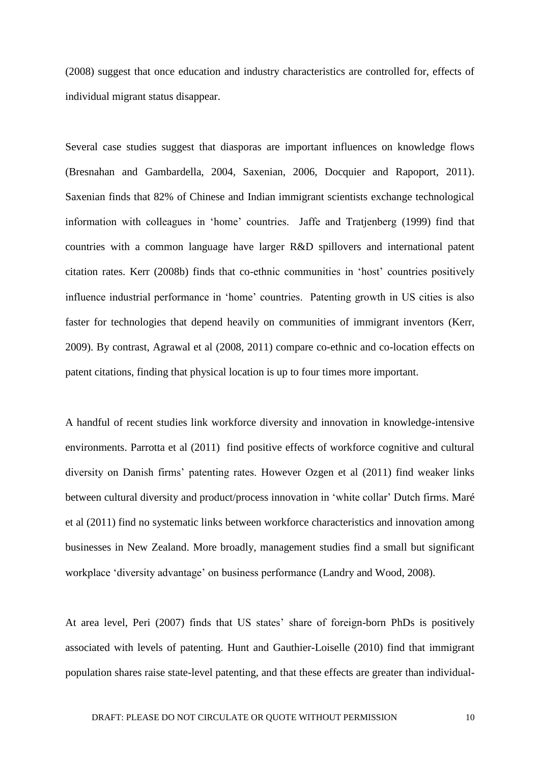(2008) suggest that once education and industry characteristics are controlled for, effects of individual migrant status disappear.

Several case studies suggest that diasporas are important influences on knowledge flows (Bresnahan and Gambardella, 2004, Saxenian, 2006, Docquier and Rapoport, 2011). Saxenian finds that 82% of Chinese and Indian immigrant scientists exchange technological information with colleagues in 'home' countries. Jaffe and Tratjenberg (1999) find that countries with a common language have larger R&D spillovers and international patent citation rates. Kerr (2008b) finds that co-ethnic communities in 'host' countries positively influence industrial performance in 'home' countries. Patenting growth in US cities is also faster for technologies that depend heavily on communities of immigrant inventors (Kerr, 2009). By contrast, Agrawal et al (2008, 2011) compare co-ethnic and co-location effects on patent citations, finding that physical location is up to four times more important.

A handful of recent studies link workforce diversity and innovation in knowledge-intensive environments. Parrotta et al (2011) find positive effects of workforce cognitive and cultural diversity on Danish firms' patenting rates. However Ozgen et al (2011) find weaker links between cultural diversity and product/process innovation in 'white collar' Dutch firms. Maré et al (2011) find no systematic links between workforce characteristics and innovation among businesses in New Zealand. More broadly, management studies find a small but significant workplace 'diversity advantage' on business performance (Landry and Wood, 2008).

At area level, Peri (2007) finds that US states' share of foreign-born PhDs is positively associated with levels of patenting. Hunt and Gauthier-Loiselle (2010) find that immigrant population shares raise state-level patenting, and that these effects are greater than individual-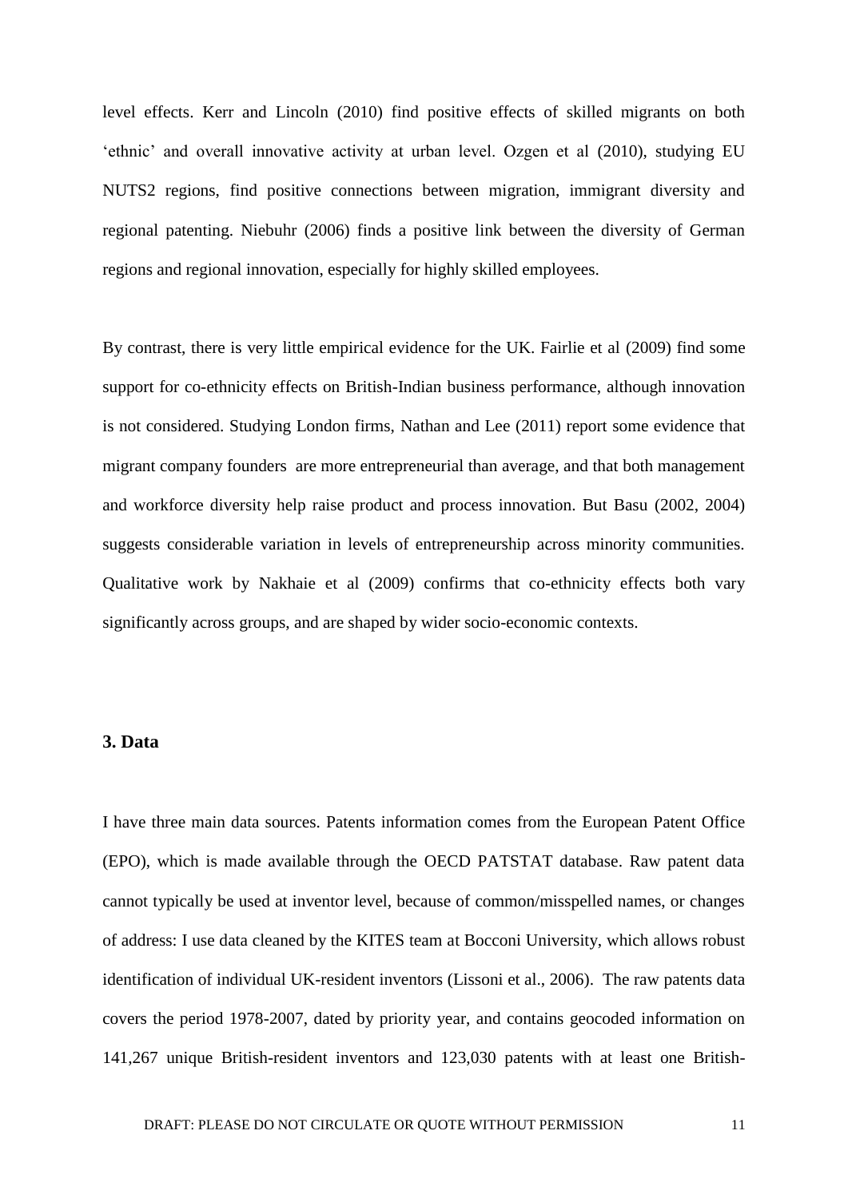level effects. Kerr and Lincoln (2010) find positive effects of skilled migrants on both 'ethnic' and overall innovative activity at urban level. Ozgen et al (2010), studying EU NUTS2 regions, find positive connections between migration, immigrant diversity and regional patenting. Niebuhr (2006) finds a positive link between the diversity of German regions and regional innovation, especially for highly skilled employees.

By contrast, there is very little empirical evidence for the UK. Fairlie et al (2009) find some support for co-ethnicity effects on British-Indian business performance, although innovation is not considered. Studying London firms, Nathan and Lee (2011) report some evidence that migrant company founders are more entrepreneurial than average, and that both management and workforce diversity help raise product and process innovation. But Basu (2002, 2004) suggests considerable variation in levels of entrepreneurship across minority communities. Qualitative work by Nakhaie et al (2009) confirms that co-ethnicity effects both vary significantly across groups, and are shaped by wider socio-economic contexts.

## 3. Data

I have three main data sources. Patents information comes from the European Patent Office (EPO), which is made available through the OECD PATSTAT database. Raw patent data cannot typically be used at inventor level, because of common/misspelled names, or changes of address: I use data cleaned by the KITES team at Bocconi University, which allows robust identification of individual UK-resident inventors (Lissoni et al., 2006). The raw patents data covers the period 1978-2007, dated by priority year, and contains geocoded information on 141,267 unique British-resident inventors and 123,030 patents with at least one British-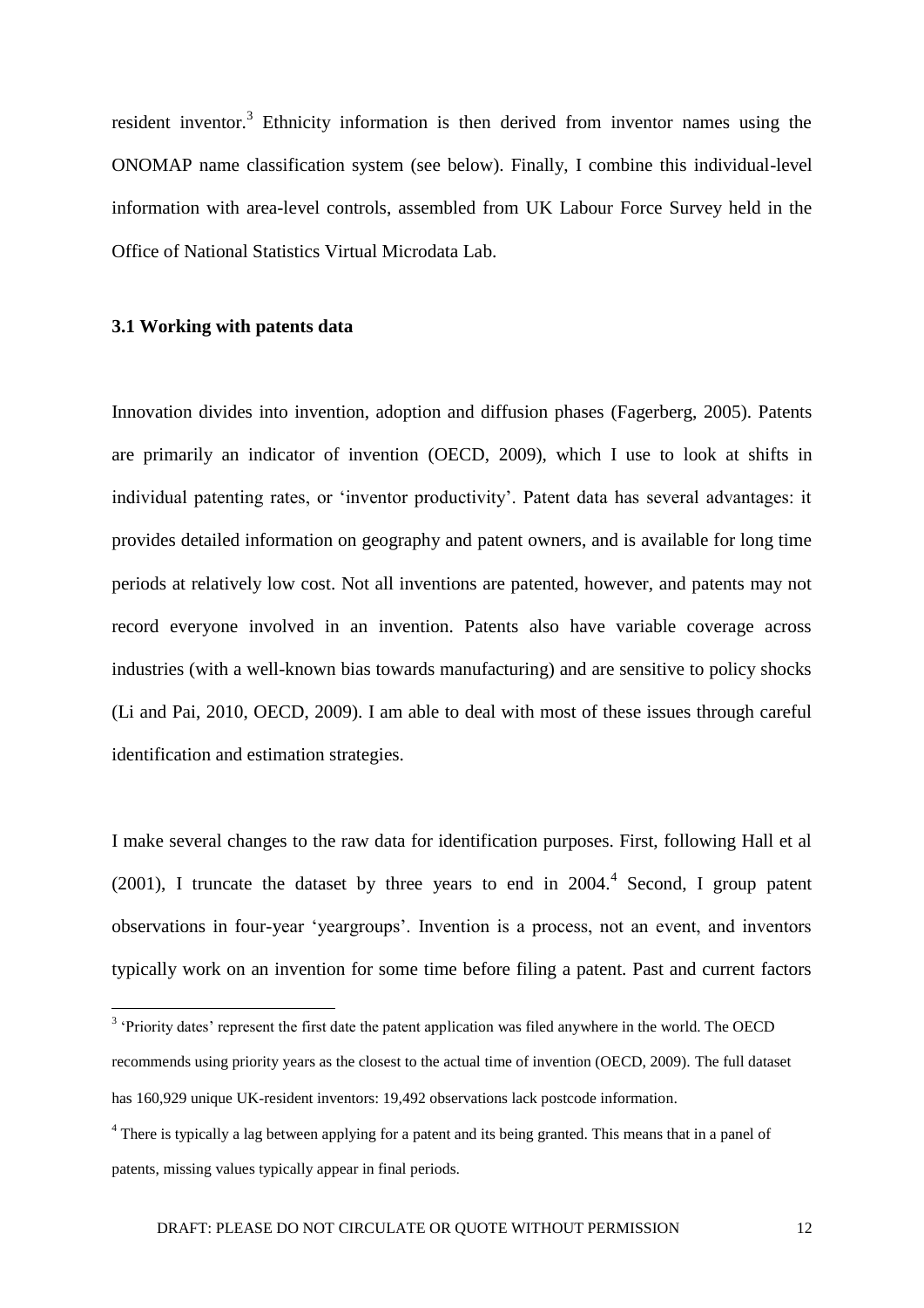resident inventor.[3] Ethnicity information is then derived from inventor names using the ONOMAP name classification system (see below). Finally, I combine this individual-level information with area-level controls, assembled from UK Labour Force Survey held in the Office of National Statistics Virtual Microdata Lab.

### 3.1 Working with patents data

Innovation divides into invention, adoption and diffusion phases (Fagerberg, 2005). Patents are primarily an indicator of invention (OECD, 2009), which I use to look at shifts in individual patenting rates, or 'inventor productivity'. Patent data has several advantages: it provides detailed information on geography and patent owners, and is available for long time periods at relatively low cost. Not all inventions are patented, however, and patents may not record everyone involved in an invention. Patents also have variable coverage across industries (with a well-known bias towards manufacturing) and are sensitive to policy shocks (Li and Pai, 2010, OECD, 2009). I am able to deal with most of these issues through careful identification and estimation strategies.

I make several changes to the raw data for identification purposes. First, following Hall et al (2001), I truncate the dataset by three years to end in 2004.[4] Second, I group patent observations in four-year 'yeargroups'. Invention is a process, not an event, and inventors typically work on an invention for some time before filing a patent. Past and current factors

---

[3] 'Priority dates' represent the first date the patent application was filed anywhere in the world. The OECD recommends using priority years as the closest to the actual time of invention (OECD, 2009). The full dataset has 160,929 unique UK-resident inventors: 19,492 observations lack postcode information.

[4] There is typically a lag between applying for a patent and its being granted. This means that in a panel of patents, missing values typically appear in final periods.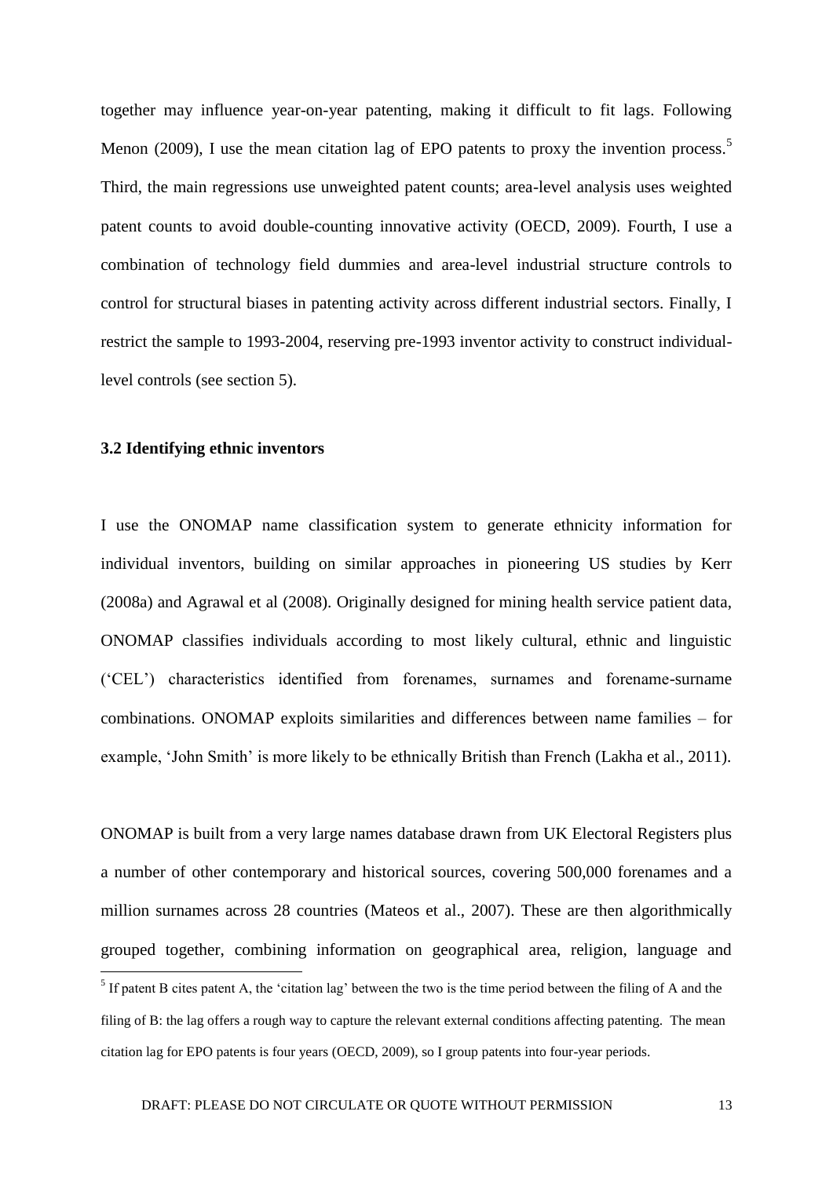together may influence year-on-year patenting, making it difficult to fit lags. Following Menon (2009), I use the mean citation lag of EPO patents to proxy the invention process.[5] Third, the main regressions use unweighted patent counts; area-level analysis uses weighted patent counts to avoid double-counting innovative activity (OECD, 2009). Fourth, I use a combination of technology field dummies and area-level industrial structure controls to control for structural biases in patenting activity across different industrial sectors. Finally, I restrict the sample to 1993-2004, reserving pre-1993 inventor activity to construct individual-level controls (see section 5).

### 3.2 Identifying ethnic inventors

I use the ONOMAP name classification system to generate ethnicity information for individual inventors, building on similar approaches in pioneering US studies by Kerr (2008a) and Agrawal et al (2008). Originally designed for mining health service patient data, ONOMAP classifies individuals according to most likely cultural, ethnic and linguistic ('CEL') characteristics identified from forenames, surnames and forename-surname combinations. ONOMAP exploits similarities and differences between name families – for example, 'John Smith' is more likely to be ethnically British than French (Lakha et al., 2011).

ONOMAP is built from a very large names database drawn from UK Electoral Registers plus a number of other contemporary and historical sources, covering 500,000 forenames and a million surnames across 28 countries (Mateos et al., 2007). These are then algorithmically grouped together, combining information on geographical area, religion, language and

[5] If patent B cites patent A, the 'citation lag' between the two is the time period between the filing of A and the filing of B: the lag offers a rough way to capture the relevant external conditions affecting patenting. The mean citation lag for EPO patents is four years (OECD, 2009), so I group patents into four-year periods.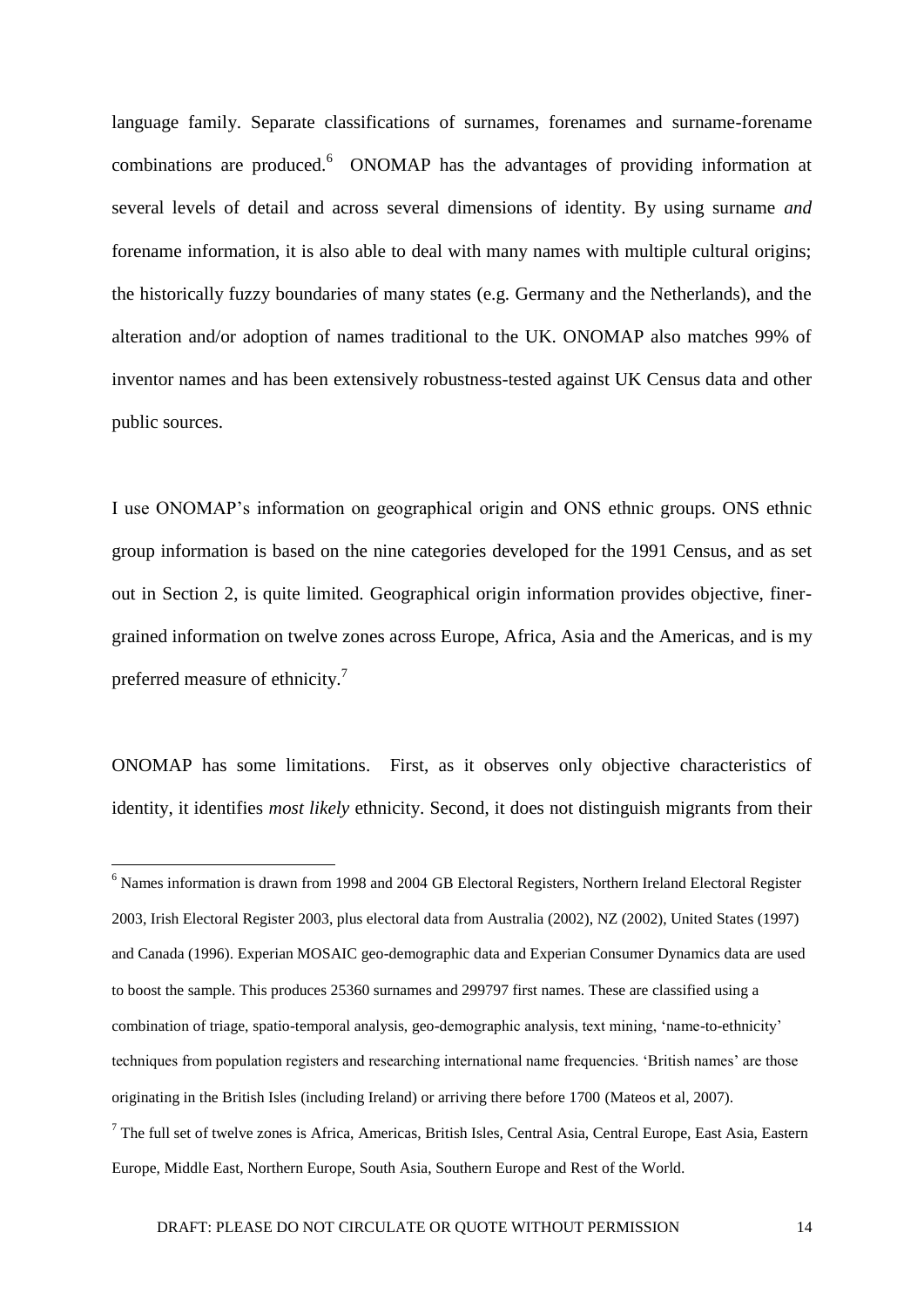language family. Separate classifications of surnames, forenames and surname-forename combinations are produced.[6] ONOMAP has the advantages of providing information at several levels of detail and across several dimensions of identity. By using surname *and* forename information, it is also able to deal with many names with multiple cultural origins; the historically fuzzy boundaries of many states (e.g. Germany and the Netherlands), and the alteration and/or adoption of names traditional to the UK. ONOMAP also matches 99% of inventor names and has been extensively robustness-tested against UK Census data and other public sources.

I use ONOMAP's information on geographical origin and ONS ethnic groups. ONS ethnic group information is based on the nine categories developed for the 1991 Census, and as set out in Section 2, is quite limited. Geographical origin information provides objective, finer-grained information on twelve zones across Europe, Africa, Asia and the Americas, and is my preferred measure of ethnicity.[7]

ONOMAP has some limitations. First, as it observes only objective characteristics of identity, it identifies *most likely* ethnicity. Second, it does not distinguish migrants from their

[6] Names information is drawn from 1998 and 2004 GB Electoral Registers, Northern Ireland Electoral Register 2003, Irish Electoral Register 2003, plus electoral data from Australia (2002), NZ (2002), United States (1997) and Canada (1996). Experian MOSAIC geo-demographic data and Experian Consumer Dynamics data are used to boost the sample. This produces 25360 surnames and 299797 first names. These are classified using a combination of triage, spatio-temporal analysis, geo-demographic analysis, text mining, 'name-to-ethnicity' techniques from population registers and researching international name frequencies. 'British names' are those originating in the British Isles (including Ireland) or arriving there before 1700 (Mateos et al, 2007).

[7] The full set of twelve zones is Africa, Americas, British Isles, Central Asia, Central Europe, East Asia, Eastern Europe, Middle East, Northern Europe, South Asia, Southern Europe and Rest of the World.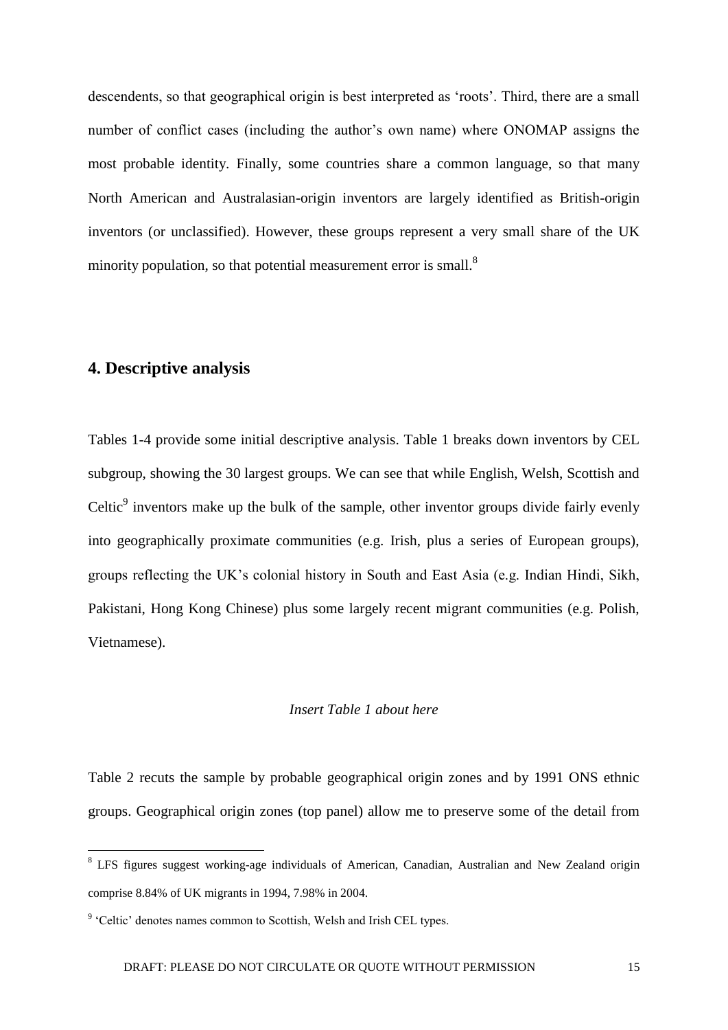descendents, so that geographical origin is best interpreted as 'roots'. Third, there are a small number of conflict cases (including the author's own name) where ONOMAP assigns the most probable identity. Finally, some countries share a common language, so that many North American and Australasian-origin inventors are largely identified as British-origin inventors (or unclassified). However, these groups represent a very small share of the UK minority population, so that potential measurement error is small.[8]

## 4. Descriptive analysis

Tables 1-4 provide some initial descriptive analysis. Table 1 breaks down inventors by CEL subgroup, showing the 30 largest groups. We can see that while English, Welsh, Scottish and Celtic[9] inventors make up the bulk of the sample, other inventor groups divide fairly evenly into geographically proximate communities (e.g. Irish, plus a series of European groups), groups reflecting the UK's colonial history in South and East Asia (e.g. Indian Hindi, Sikh, Pakistani, Hong Kong Chinese) plus some largely recent migrant communities (e.g. Polish, Vietnamese).

*Insert Table 1 about here*

Table 2 recuts the sample by probable geographical origin zones and by 1991 ONS ethnic groups. Geographical origin zones (top panel) allow me to preserve some of the detail from

[8] LFS figures suggest working-age individuals of American, Canadian, Australian and New Zealand origin comprise 8.84% of UK migrants in 1994, 7.98% in 2004.

[9] 'Celtic' denotes names common to Scottish, Welsh and Irish CEL types.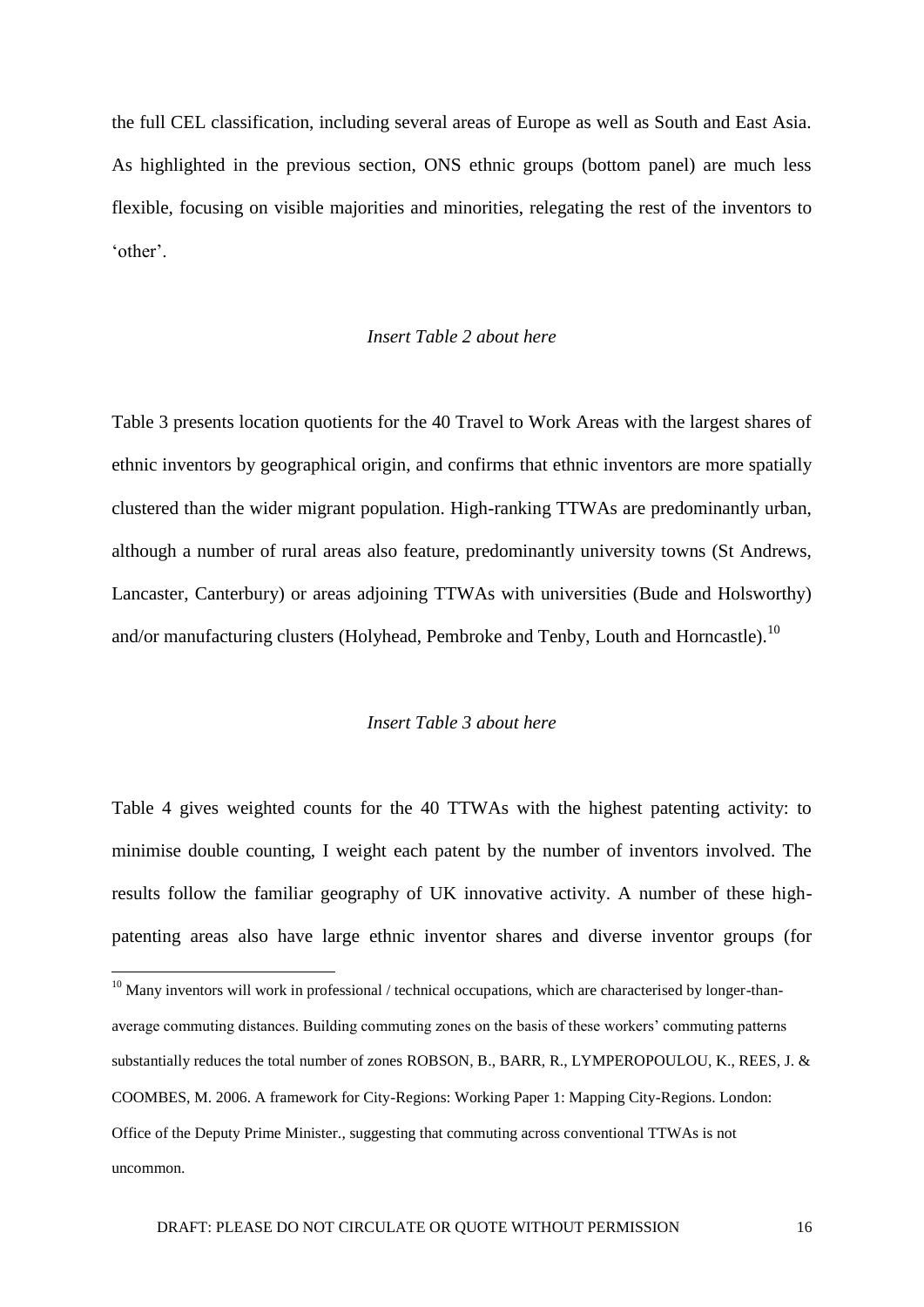the full CEL classification, including several areas of Europe as well as South and East Asia. As highlighted in the previous section, ONS ethnic groups (bottom panel) are much less flexible, focusing on visible majorities and minorities, relegating the rest of the inventors to 'other'.

*Insert Table 2 about here*

Table 3 presents location quotients for the 40 Travel to Work Areas with the largest shares of ethnic inventors by geographical origin, and confirms that ethnic inventors are more spatially clustered than the wider migrant population. High-ranking TTWAs are predominantly urban, although a number of rural areas also feature, predominantly university towns (St Andrews, Lancaster, Canterbury) or areas adjoining TTWAs with universities (Bude and Holsworthy) and/or manufacturing clusters (Holyhead, Pembroke and Tenby, Louth and Horncastle).[10]

*Insert Table 3 about here*

Table 4 gives weighted counts for the 40 TTWAs with the highest patenting activity: to minimise double counting, I weight each patent by the number of inventors involved. The results follow the familiar geography of UK innovative activity. A number of these high-patenting areas also have large ethnic inventor shares and diverse inventor groups (for

[10] Many inventors will work in professional / technical occupations, which are characterised by longer-than-average commuting distances. Building commuting zones on the basis of these workers' commuting patterns substantially reduces the total number of zones ROBSON, B., BARR, R., LYMPEROPOULOU, K., REES, J. & COOMBES, M. 2006. A framework for City-Regions: Working Paper 1: Mapping City-Regions. London: Office of the Deputy Prime Minister., suggesting that commuting across conventional TTWAs is not uncommon.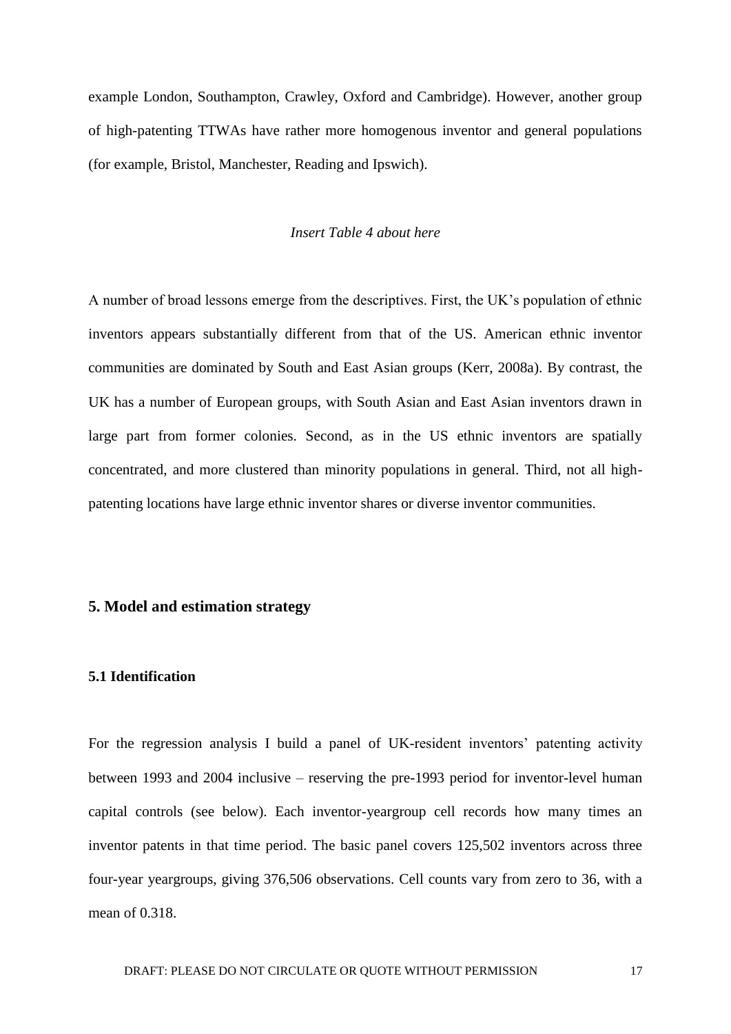example London, Southampton, Crawley, Oxford and Cambridge). However, another group of high-patenting TTWAs have rather more homogenous inventor and general populations (for example, Bristol, Manchester, Reading and Ipswich).

*Insert Table 4 about here*

A number of broad lessons emerge from the descriptives. First, the UK's population of ethnic inventors appears substantially different from that of the US. American ethnic inventor communities are dominated by South and East Asian groups (Kerr, 2008a). By contrast, the UK has a number of European groups, with South Asian and East Asian inventors drawn in large part from former colonies. Second, as in the US ethnic inventors are spatially concentrated, and more clustered than minority populations in general. Third, not all high-patenting locations have large ethnic inventor shares or diverse inventor communities.

## 5. Model and estimation strategy

### 5.1 Identification

For the regression analysis I build a panel of UK-resident inventors' patenting activity between 1993 and 2004 inclusive – reserving the pre-1993 period for inventor-level human capital controls (see below). Each inventor-yeargroup cell records how many times an inventor patents in that time period. The basic panel covers 125,502 inventors across three four-year yeargroups, giving 376,506 observations. Cell counts vary from zero to 36, with a mean of 0.318.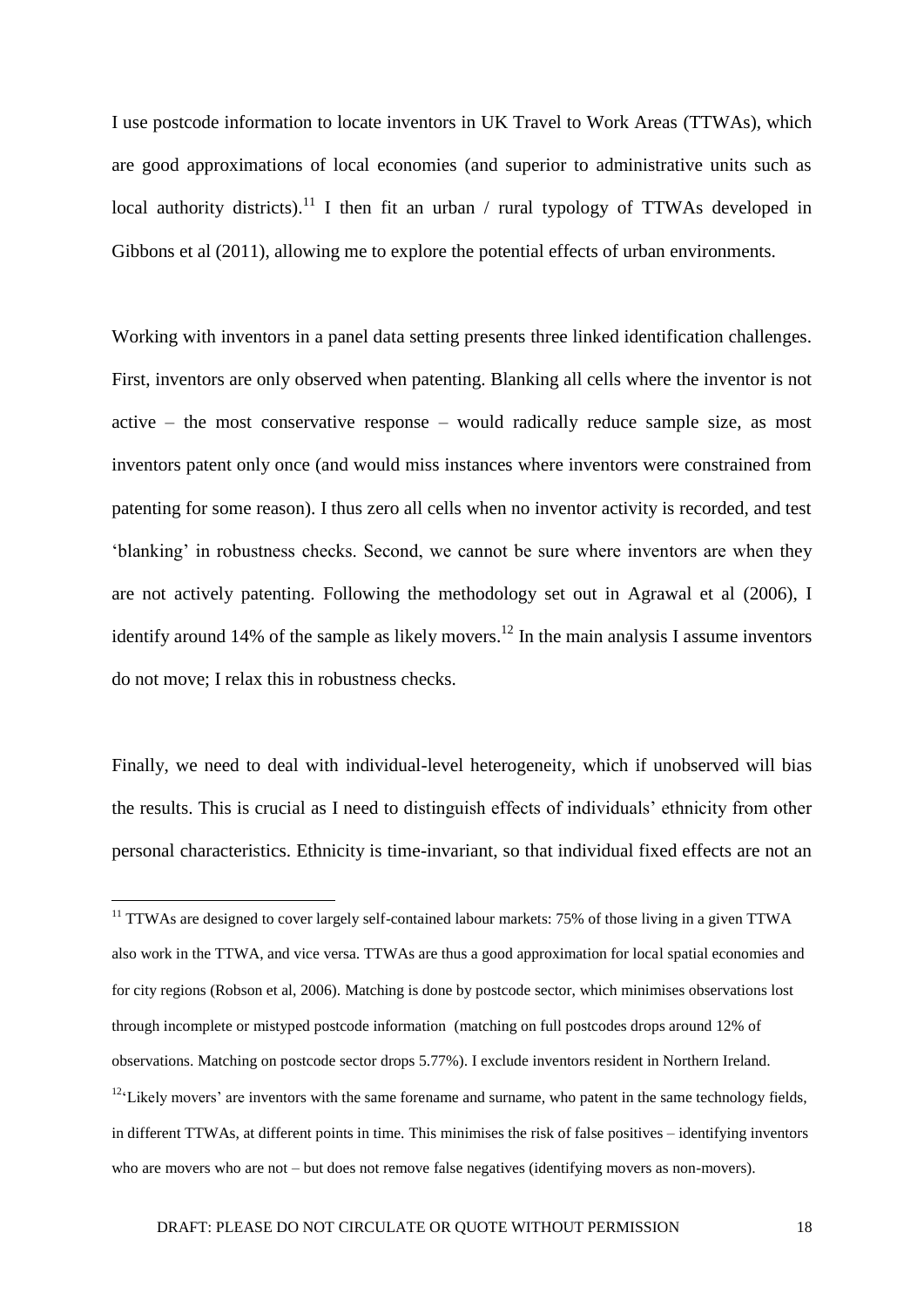I use postcode information to locate inventors in UK Travel to Work Areas (TTWAs), which are good approximations of local economies (and superior to administrative units such as local authority districts).[11] I then fit an urban / rural typology of TTWAs developed in Gibbons et al (2011), allowing me to explore the potential effects of urban environments.

Working with inventors in a panel data setting presents three linked identification challenges. First, inventors are only observed when patenting. Blanking all cells where the inventor is not active – the most conservative response – would radically reduce sample size, as most inventors patent only once (and would miss instances where inventors were constrained from patenting for some reason). I thus zero all cells when no inventor activity is recorded, and test 'blanking' in robustness checks. Second, we cannot be sure where inventors are when they are not actively patenting. Following the methodology set out in Agrawal et al (2006), I identify around 14% of the sample as likely movers.[12] In the main analysis I assume inventors do not move; I relax this in robustness checks.

Finally, we need to deal with individual-level heterogeneity, which if unobserved will bias the results. This is crucial as I need to distinguish effects of individuals' ethnicity from other personal characteristics. Ethnicity is time-invariant, so that individual fixed effects are not an

[11] TTWAs are designed to cover largely self-contained labour markets: 75% of those living in a given TTWA also work in the TTWA, and vice versa. TTWAs are thus a good approximation for local spatial economies and for city regions (Robson et al, 2006). Matching is done by postcode sector, which minimises observations lost through incomplete or mistyped postcode information (matching on full postcodes drops around 12% of observations. Matching on postcode sector drops 5.77%). I exclude inventors resident in Northern Ireland.

[12] 'Likely movers' are inventors with the same forename and surname, who patent in the same technology fields, in different TTWAs, at different points in time. This minimises the risk of false positives – identifying inventors who are movers who are not – but does not remove false negatives (identifying movers as non-movers).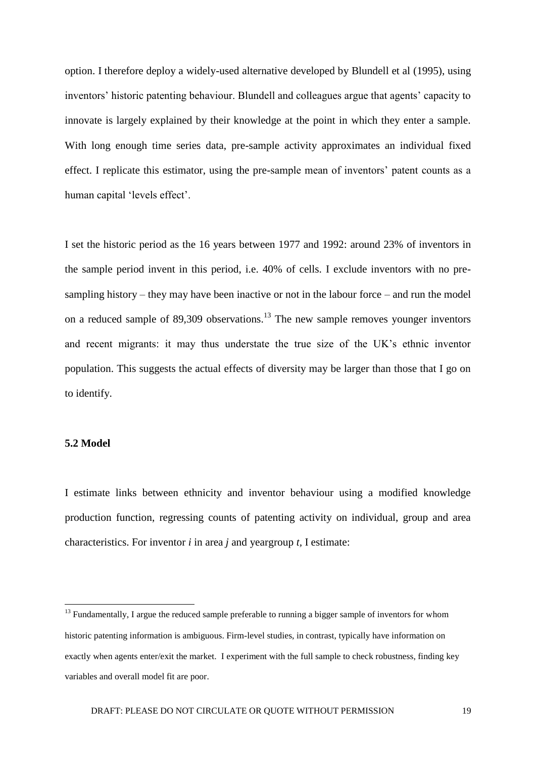option. I therefore deploy a widely-used alternative developed by Blundell et al (1995), using inventors' historic patenting behaviour. Blundell and colleagues argue that agents' capacity to innovate is largely explained by their knowledge at the point in which they enter a sample. With long enough time series data, pre-sample activity approximates an individual fixed effect. I replicate this estimator, using the pre-sample mean of inventors' patent counts as a human capital 'levels effect'.

I set the historic period as the 16 years between 1977 and 1992: around 23% of inventors in the sample period invent in this period, i.e. 40% of cells. I exclude inventors with no pre-sampling history – they may have been inactive or not in the labour force – and run the model on a reduced sample of 89,309 observations.[13] The new sample removes younger inventors and recent migrants: it may thus understate the true size of the UK's ethnic inventor population. This suggests the actual effects of diversity may be larger than those that I go on to identify.

### 5.2 Model

I estimate links between ethnicity and inventor behaviour using a modified knowledge production function, regressing counts of patenting activity on individual, group and area characteristics. For inventor $i$ in area $j$ and yeargroup $t$, I estimate:

---

[13] Fundamentally, I argue the reduced sample preferable to running a bigger sample of inventors for whom historic patenting information is ambiguous. Firm-level studies, in contrast, typically have information on exactly when agents enter/exit the market. I experiment with the full sample to check robustness, finding key variables and overall model fit are poor.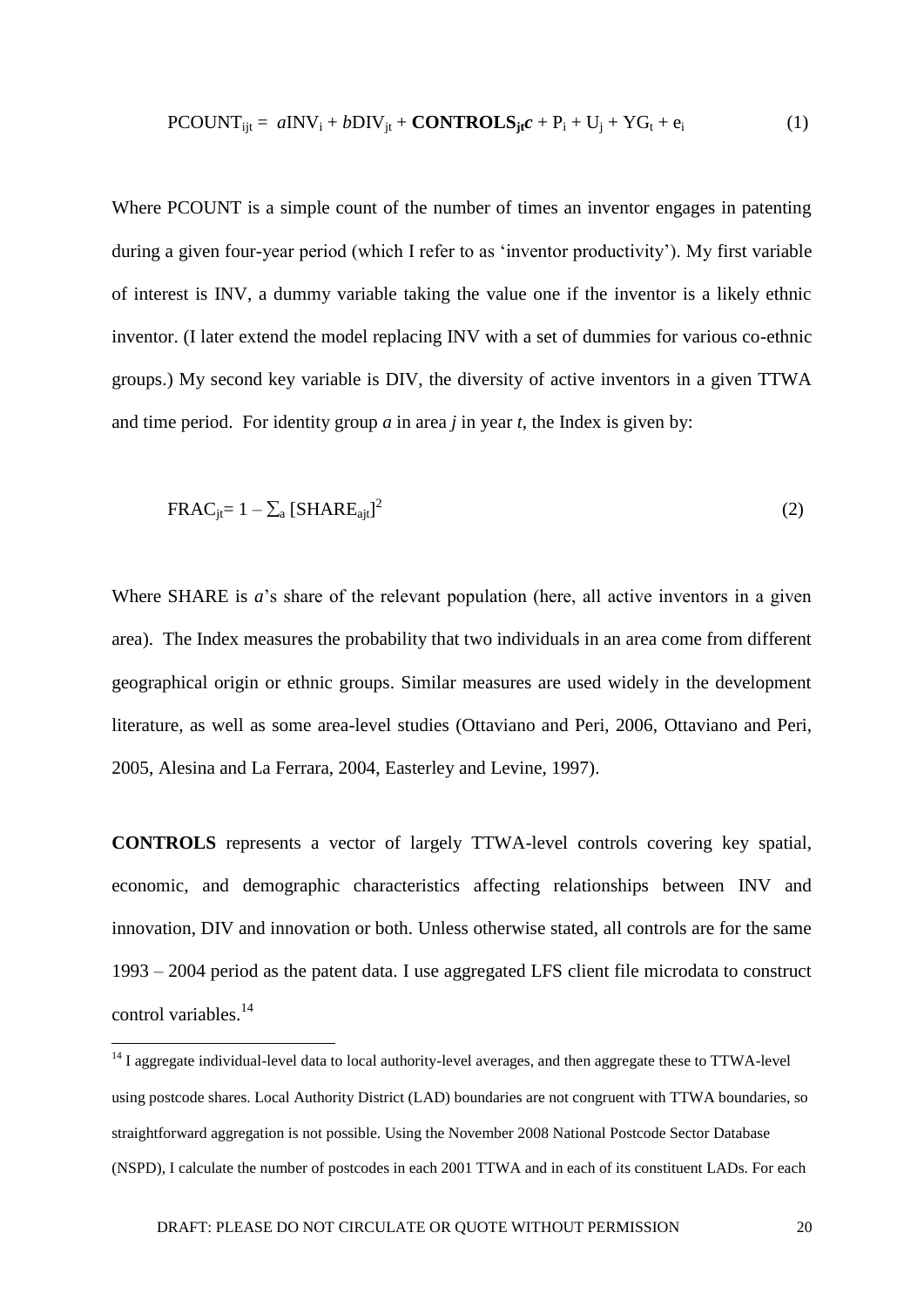$$\text{PCOUNT}_{ijt} = a\text{INV}_i + b\text{DIV}_{jt} + \textbf{CONTROLS}_{jt}\boldsymbol{c} + \text{P}_i + \text{U}_j + \text{YG}_t + \text{e}_i \qquad (1)$$

Where PCOUNT is a simple count of the number of times an inventor engages in patenting during a given four-year period (which I refer to as 'inventor productivity'). My first variable of interest is INV, a dummy variable taking the value one if the inventor is a likely ethnic inventor. (I later extend the model replacing INV with a set of dummies for various co-ethnic groups.) My second key variable is DIV, the diversity of active inventors in a given TTWA and time period. For identity group *a* in area *j* in year *t*, the Index is given by:

$$\text{FRAC}_{jt} = 1 - \sum_a [\text{SHARE}_{ajt}]^2 \qquad (2)$$

Where SHARE is *a*'s share of the relevant population (here, all active inventors in a given area). The Index measures the probability that two individuals in an area come from different geographical origin or ethnic groups. Similar measures are used widely in the development literature, as well as some area-level studies (Ottaviano and Peri, 2006, Ottaviano and Peri, 2005, Alesina and La Ferrara, 2004, Easterley and Levine, 1997).

**CONTROLS** represents a vector of largely TTWA-level controls covering key spatial, economic, and demographic characteristics affecting relationships between INV and innovation, DIV and innovation or both. Unless otherwise stated, all controls are for the same 1993 – 2004 period as the patent data. I use aggregated LFS client file microdata to construct control variables.[14]

[14] I aggregate individual-level data to local authority-level averages, and then aggregate these to TTWA-level using postcode shares. Local Authority District (LAD) boundaries are not congruent with TTWA boundaries, so straightforward aggregation is not possible. Using the November 2008 National Postcode Sector Database (NSPD), I calculate the number of postcodes in each 2001 TTWA and in each of its constituent LADs. For each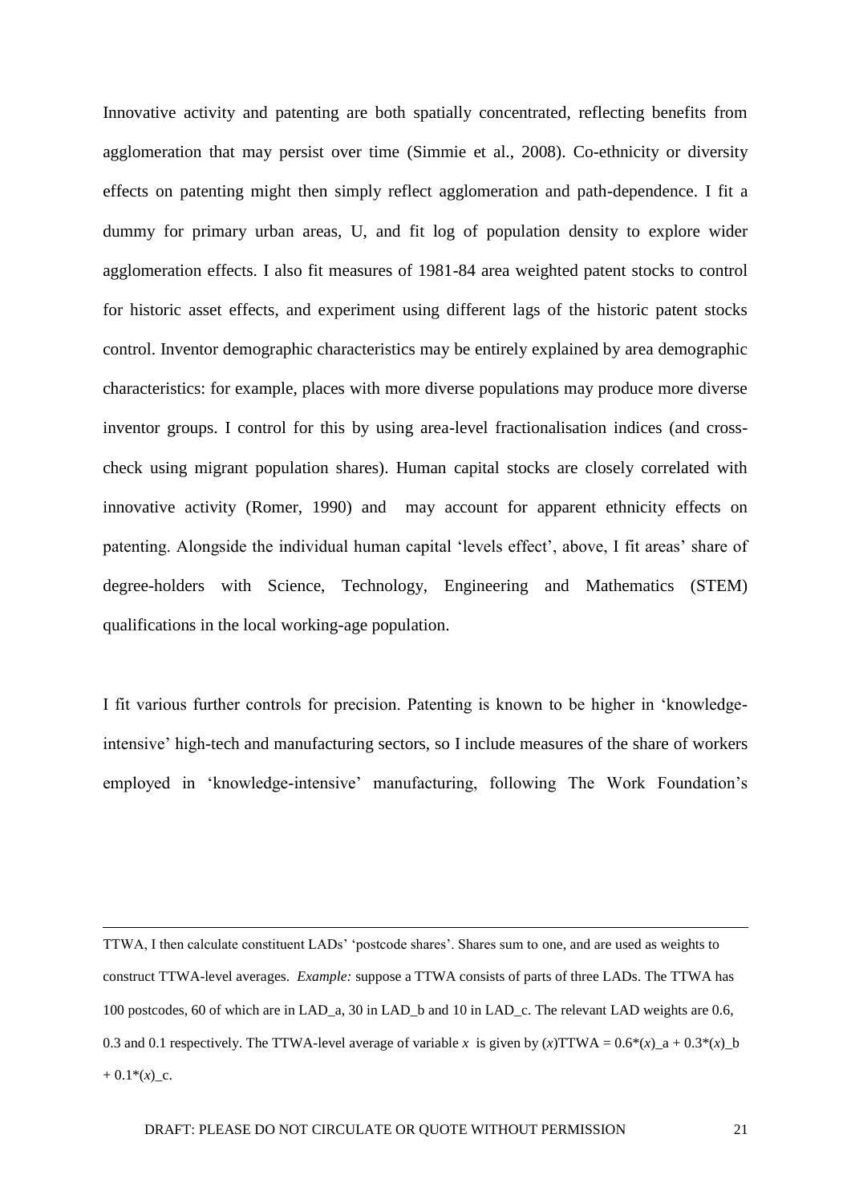Innovative activity and patenting are both spatially concentrated, reflecting benefits from agglomeration that may persist over time (Simmie et al., 2008). Co-ethnicity or diversity effects on patenting might then simply reflect agglomeration and path-dependence. I fit a dummy for primary urban areas, U, and fit log of population density to explore wider agglomeration effects. I also fit measures of 1981-84 area weighted patent stocks to control for historic asset effects, and experiment using different lags of the historic patent stocks control. Inventor demographic characteristics may be entirely explained by area demographic characteristics: for example, places with more diverse populations may produce more diverse inventor groups. I control for this by using area-level fractionalisation indices (and cross-check using migrant population shares). Human capital stocks are closely correlated with innovative activity (Romer, 1990) and may account for apparent ethnicity effects on patenting. Alongside the individual human capital 'levels effect', above, I fit areas' share of degree-holders with Science, Technology, Engineering and Mathematics (STEM) qualifications in the local working-age population.

I fit various further controls for precision. Patenting is known to be higher in 'knowledge-intensive' high-tech and manufacturing sectors, so I include measures of the share of workers employed in 'knowledge-intensive' manufacturing, following The Work Foundation's

---

TTWA, I then calculate constituent LADs' 'postcode shares'. Shares sum to one, and are used as weights to construct TTWA-level averages. *Example:* suppose a TTWA consists of parts of three LADs. The TTWA has 100 postcodes, 60 of which are in LAD_a, 30 in LAD_b and 10 in LAD_c. The relevant LAD weights are 0.6, 0.3 and 0.1 respectively. The TTWA-level average of variable $x$ is given by $(x)\text{TTWA} = 0.6*(x)\_a + 0.3*(x)\_b + 0.1*(x)\_c$.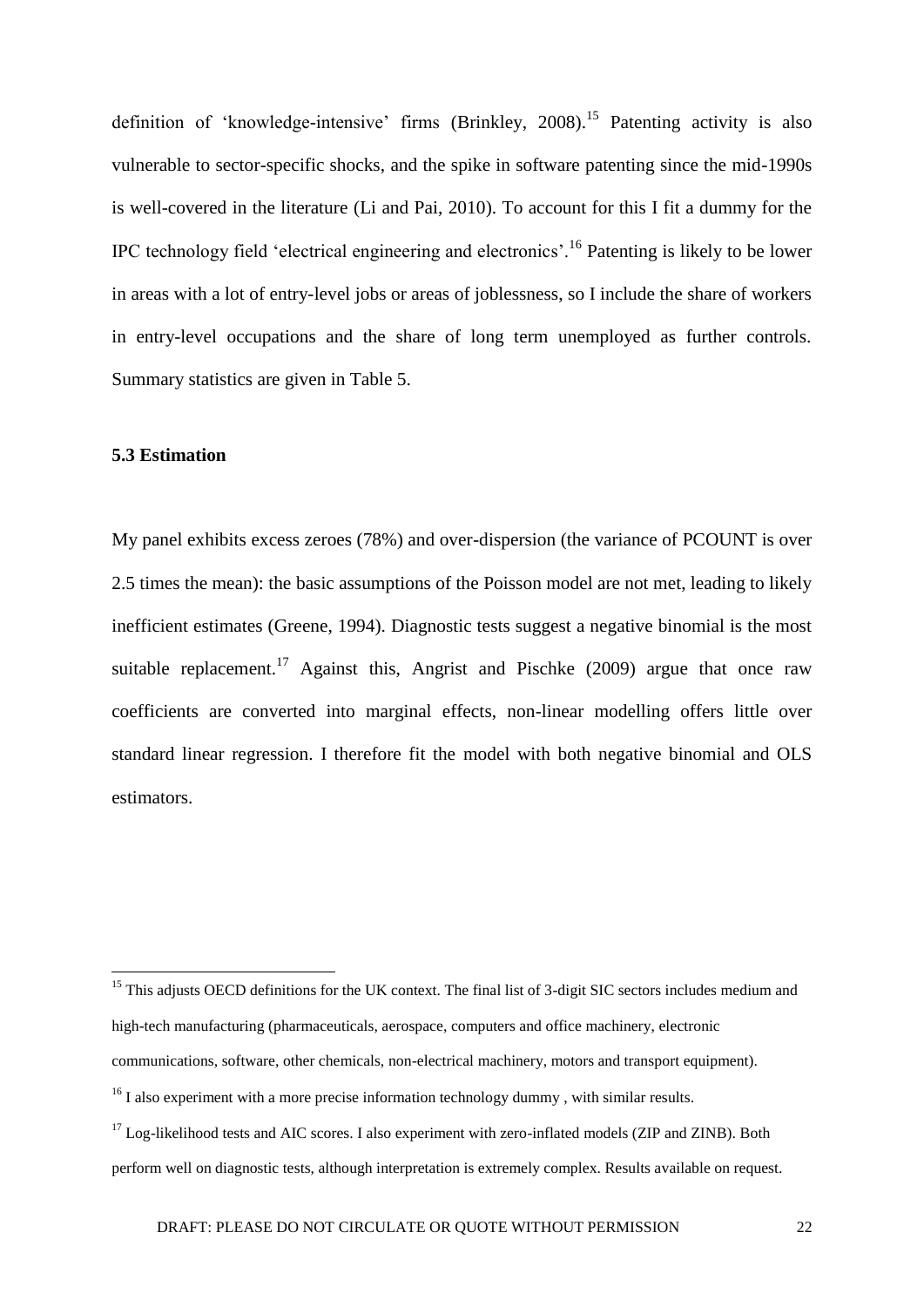definition of 'knowledge-intensive' firms (Brinkley, 2008).[15] Patenting activity is also vulnerable to sector-specific shocks, and the spike in software patenting since the mid-1990s is well-covered in the literature (Li and Pai, 2010). To account for this I fit a dummy for the IPC technology field 'electrical engineering and electronics'.[16] Patenting is likely to be lower in areas with a lot of entry-level jobs or areas of joblessness, so I include the share of workers in entry-level occupations and the share of long term unemployed as further controls. Summary statistics are given in Table 5.

### 5.3 Estimation

My panel exhibits excess zeroes (78%) and over-dispersion (the variance of PCOUNT is over 2.5 times the mean): the basic assumptions of the Poisson model are not met, leading to likely inefficient estimates (Greene, 1994). Diagnostic tests suggest a negative binomial is the most suitable replacement.[17] Against this, Angrist and Pischke (2009) argue that once raw coefficients are converted into marginal effects, non-linear modelling offers little over standard linear regression. I therefore fit the model with both negative binomial and OLS estimators.

---

[15] This adjusts OECD definitions for the UK context. The final list of 3-digit SIC sectors includes medium and high-tech manufacturing (pharmaceuticals, aerospace, computers and office machinery, electronic communications, software, other chemicals, non-electrical machinery, motors and transport equipment).

[16] I also experiment with a more precise information technology dummy , with similar results.

[17] Log-likelihood tests and AIC scores. I also experiment with zero-inflated models (ZIP and ZINB). Both perform well on diagnostic tests, although interpretation is extremely complex. Results available on request.

DRAFT: PLEASE DO NOT CIRCULATE OR QUOTE WITHOUT PERMISSION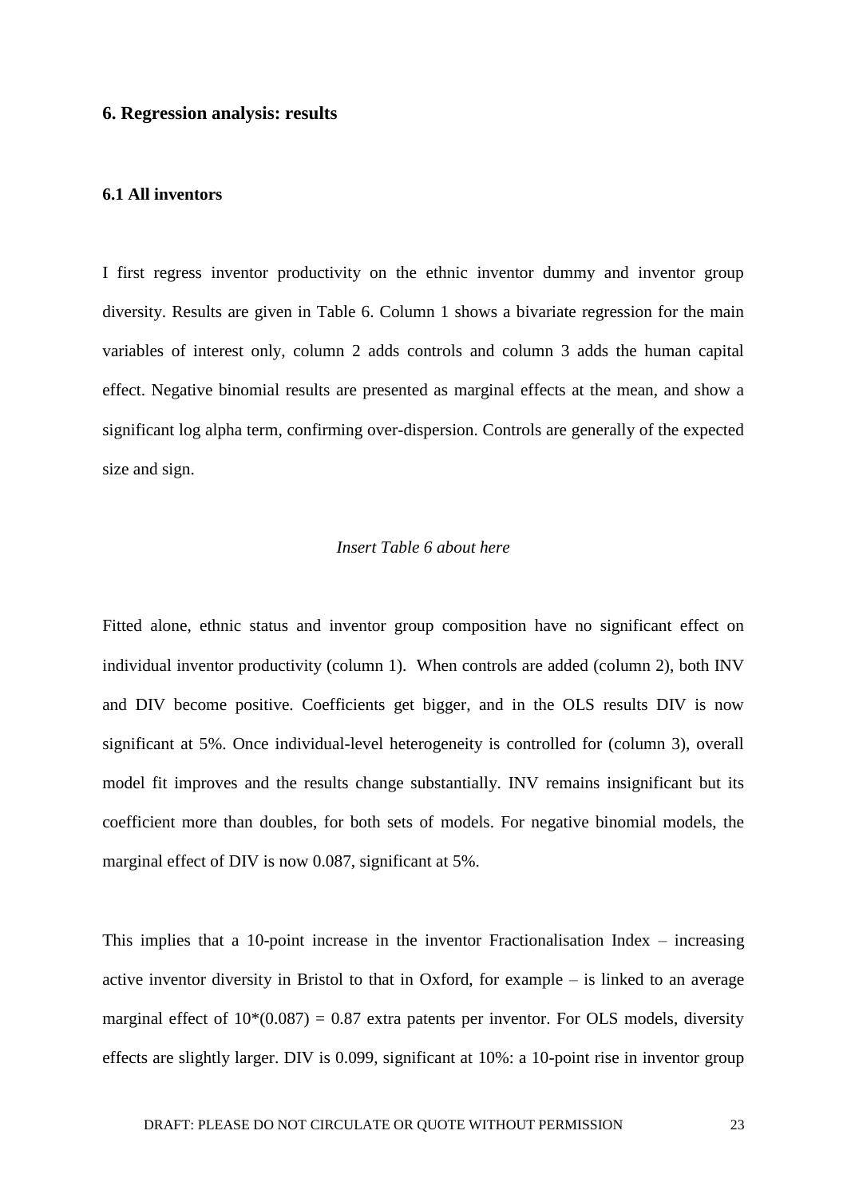## 6. Regression analysis: results

### 6.1 All inventors

I first regress inventor productivity on the ethnic inventor dummy and inventor group diversity. Results are given in Table 6. Column 1 shows a bivariate regression for the main variables of interest only, column 2 adds controls and column 3 adds the human capital effect. Negative binomial results are presented as marginal effects at the mean, and show a significant log alpha term, confirming over-dispersion. Controls are generally of the expected size and sign.

*Insert Table 6 about here*

Fitted alone, ethnic status and inventor group composition have no significant effect on individual inventor productivity (column 1). When controls are added (column 2), both INV and DIV become positive. Coefficients get bigger, and in the OLS results DIV is now significant at 5%. Once individual-level heterogeneity is controlled for (column 3), overall model fit improves and the results change substantially. INV remains insignificant but its coefficient more than doubles, for both sets of models. For negative binomial models, the marginal effect of DIV is now 0.087, significant at 5%.

This implies that a 10-point increase in the inventor Fractionalisation Index – increasing active inventor diversity in Bristol to that in Oxford, for example – is linked to an average marginal effect of $10*(0.087) = 0.87$ extra patents per inventor. For OLS models, diversity effects are slightly larger. DIV is 0.099, significant at 10%: a 10-point rise in inventor group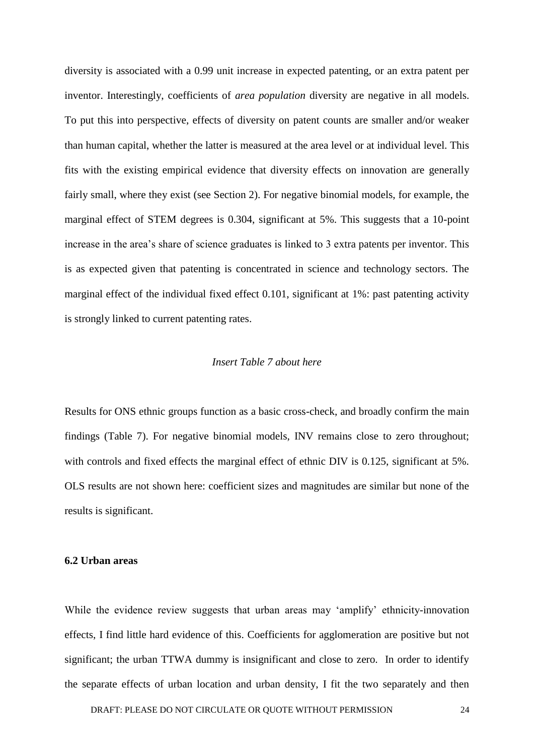diversity is associated with a 0.99 unit increase in expected patenting, or an extra patent per inventor. Interestingly, coefficients of *area population* diversity are negative in all models. To put this into perspective, effects of diversity on patent counts are smaller and/or weaker than human capital, whether the latter is measured at the area level or at individual level. This fits with the existing empirical evidence that diversity effects on innovation are generally fairly small, where they exist (see Section 2). For negative binomial models, for example, the marginal effect of STEM degrees is 0.304, significant at 5%. This suggests that a 10-point increase in the area's share of science graduates is linked to 3 extra patents per inventor. This is as expected given that patenting is concentrated in science and technology sectors. The marginal effect of the individual fixed effect 0.101, significant at 1%: past patenting activity is strongly linked to current patenting rates.

*Insert Table 7 about here*

Results for ONS ethnic groups function as a basic cross-check, and broadly confirm the main findings (Table 7). For negative binomial models, INV remains close to zero throughout; with controls and fixed effects the marginal effect of ethnic DIV is 0.125, significant at 5%. OLS results are not shown here: coefficient sizes and magnitudes are similar but none of the results is significant.

### 6.2 Urban areas

While the evidence review suggests that urban areas may 'amplify' ethnicity-innovation effects, I find little hard evidence of this. Coefficients for agglomeration are positive but not significant; the urban TTWA dummy is insignificant and close to zero. In order to identify the separate effects of urban location and urban density, I fit the two separately and then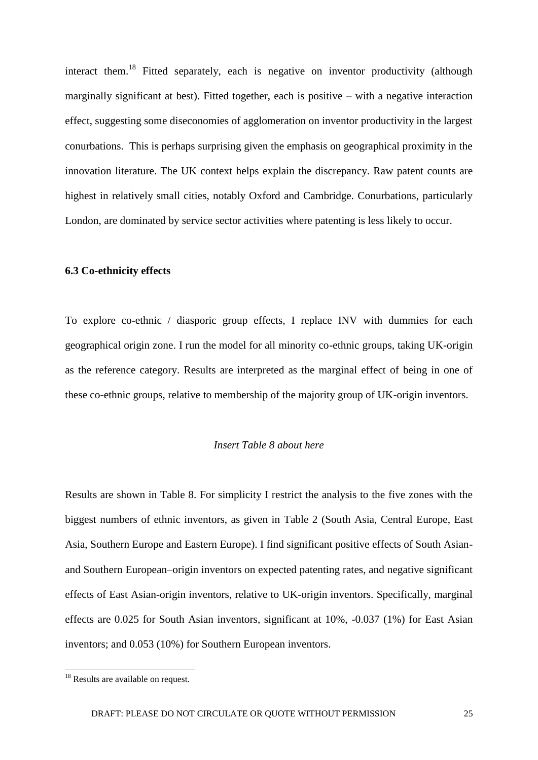interact them.[18] Fitted separately, each is negative on inventor productivity (although marginally significant at best). Fitted together, each is positive – with a negative interaction effect, suggesting some diseconomies of agglomeration on inventor productivity in the largest conurbations. This is perhaps surprising given the emphasis on geographical proximity in the innovation literature. The UK context helps explain the discrepancy. Raw patent counts are highest in relatively small cities, notably Oxford and Cambridge. Conurbations, particularly London, are dominated by service sector activities where patenting is less likely to occur.

### 6.3 Co-ethnicity effects

To explore co-ethnic / diasporic group effects, I replace INV with dummies for each geographical origin zone. I run the model for all minority co-ethnic groups, taking UK-origin as the reference category. Results are interpreted as the marginal effect of being in one of these co-ethnic groups, relative to membership of the majority group of UK-origin inventors.

*Insert Table 8 about here*

Results are shown in Table 8. For simplicity I restrict the analysis to the five zones with the biggest numbers of ethnic inventors, as given in Table 2 (South Asia, Central Europe, East Asia, Southern Europe and Eastern Europe). I find significant positive effects of South Asian- and Southern European–origin inventors on expected patenting rates, and negative significant effects of East Asian-origin inventors, relative to UK-origin inventors. Specifically, marginal effects are 0.025 for South Asian inventors, significant at 10%, -0.037 (1%) for East Asian inventors; and 0.053 (10%) for Southern European inventors.

[18] Results are available on request.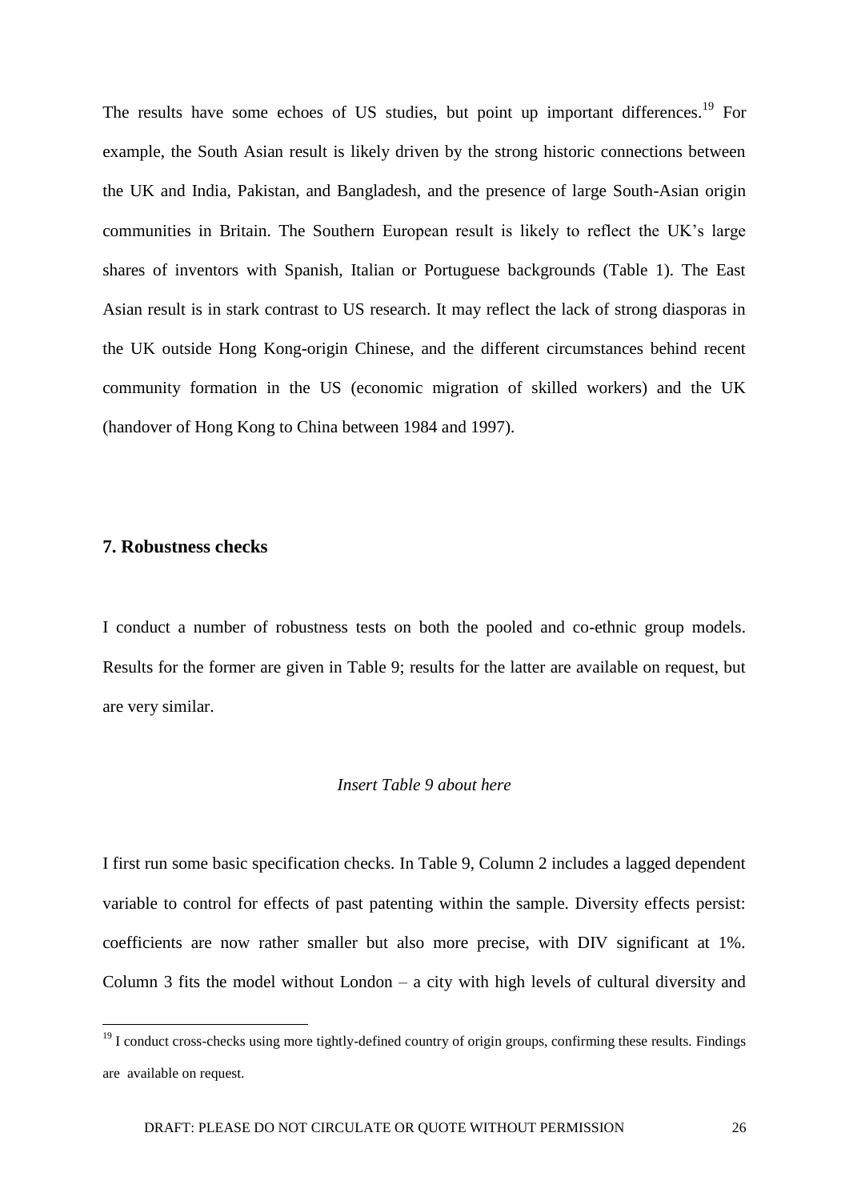The results have some echoes of US studies, but point up important differences.[19] For example, the South Asian result is likely driven by the strong historic connections between the UK and India, Pakistan, and Bangladesh, and the presence of large South-Asian origin communities in Britain. The Southern European result is likely to reflect the UK's large shares of inventors with Spanish, Italian or Portuguese backgrounds (Table 1). The East Asian result is in stark contrast to US research. It may reflect the lack of strong diasporas in the UK outside Hong Kong-origin Chinese, and the different circumstances behind recent community formation in the US (economic migration of skilled workers) and the UK (handover of Hong Kong to China between 1984 and 1997).

## 7. Robustness checks

I conduct a number of robustness tests on both the pooled and co-ethnic group models. Results for the former are given in Table 9; results for the latter are available on request, but are very similar.

*Insert Table 9 about here*

I first run some basic specification checks. In Table 9, Column 2 includes a lagged dependent variable to control for effects of past patenting within the sample. Diversity effects persist: coefficients are now rather smaller but also more precise, with DIV significant at 1%. Column 3 fits the model without London – a city with high levels of cultural diversity and

[19] I conduct cross-checks using more tightly-defined country of origin groups, confirming these results. Findings are available on request.

DRAFT: PLEASE DO NOT CIRCULATE OR QUOTE WITHOUT PERMISSION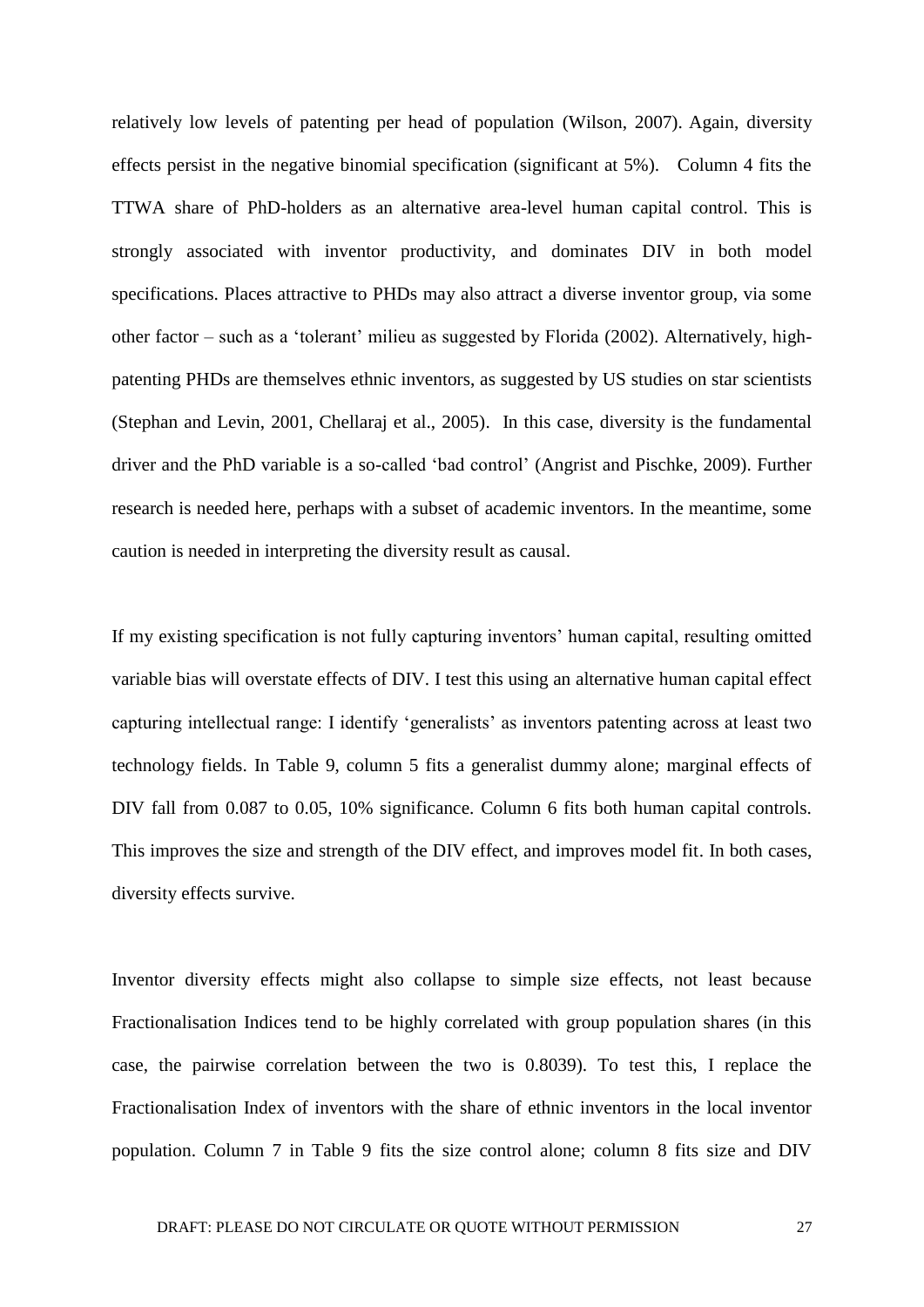relatively low levels of patenting per head of population (Wilson, 2007). Again, diversity effects persist in the negative binomial specification (significant at 5%). Column 4 fits the TTWA share of PhD-holders as an alternative area-level human capital control. This is strongly associated with inventor productivity, and dominates DIV in both model specifications. Places attractive to PHDs may also attract a diverse inventor group, via some other factor – such as a 'tolerant' milieu as suggested by Florida (2002). Alternatively, high-patenting PHDs are themselves ethnic inventors, as suggested by US studies on star scientists (Stephan and Levin, 2001, Chellaraj et al., 2005). In this case, diversity is the fundamental driver and the PhD variable is a so-called 'bad control' (Angrist and Pischke, 2009). Further research is needed here, perhaps with a subset of academic inventors. In the meantime, some caution is needed in interpreting the diversity result as causal.

If my existing specification is not fully capturing inventors' human capital, resulting omitted variable bias will overstate effects of DIV. I test this using an alternative human capital effect capturing intellectual range: I identify 'generalists' as inventors patenting across at least two technology fields. In Table 9, column 5 fits a generalist dummy alone; marginal effects of DIV fall from 0.087 to 0.05, 10% significance. Column 6 fits both human capital controls. This improves the size and strength of the DIV effect, and improves model fit. In both cases, diversity effects survive.

Inventor diversity effects might also collapse to simple size effects, not least because Fractionalisation Indices tend to be highly correlated with group population shares (in this case, the pairwise correlation between the two is 0.8039). To test this, I replace the Fractionalisation Index of inventors with the share of ethnic inventors in the local inventor population. Column 7 in Table 9 fits the size control alone; column 8 fits size and DIV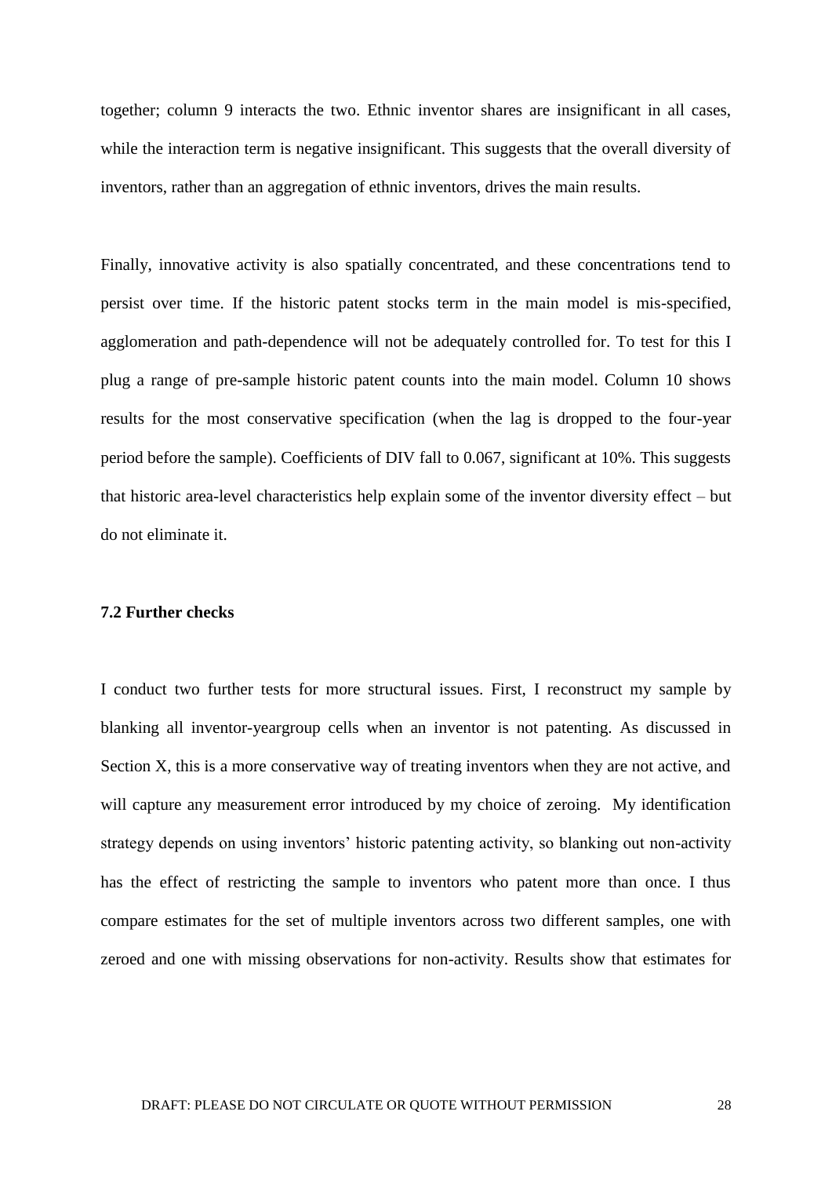together; column 9 interacts the two. Ethnic inventor shares are insignificant in all cases, while the interaction term is negative insignificant. This suggests that the overall diversity of inventors, rather than an aggregation of ethnic inventors, drives the main results.

Finally, innovative activity is also spatially concentrated, and these concentrations tend to persist over time. If the historic patent stocks term in the main model is mis-specified, agglomeration and path-dependence will not be adequately controlled for. To test for this I plug a range of pre-sample historic patent counts into the main model. Column 10 shows results for the most conservative specification (when the lag is dropped to the four-year period before the sample). Coefficients of DIV fall to 0.067, significant at 10%. This suggests that historic area-level characteristics help explain some of the inventor diversity effect – but do not eliminate it.

### 7.2 Further checks

I conduct two further tests for more structural issues. First, I reconstruct my sample by blanking all inventor-yeargroup cells when an inventor is not patenting. As discussed in Section X, this is a more conservative way of treating inventors when they are not active, and will capture any measurement error introduced by my choice of zeroing. My identification strategy depends on using inventors' historic patenting activity, so blanking out non-activity has the effect of restricting the sample to inventors who patent more than once. I thus compare estimates for the set of multiple inventors across two different samples, one with zeroed and one with missing observations for non-activity. Results show that estimates for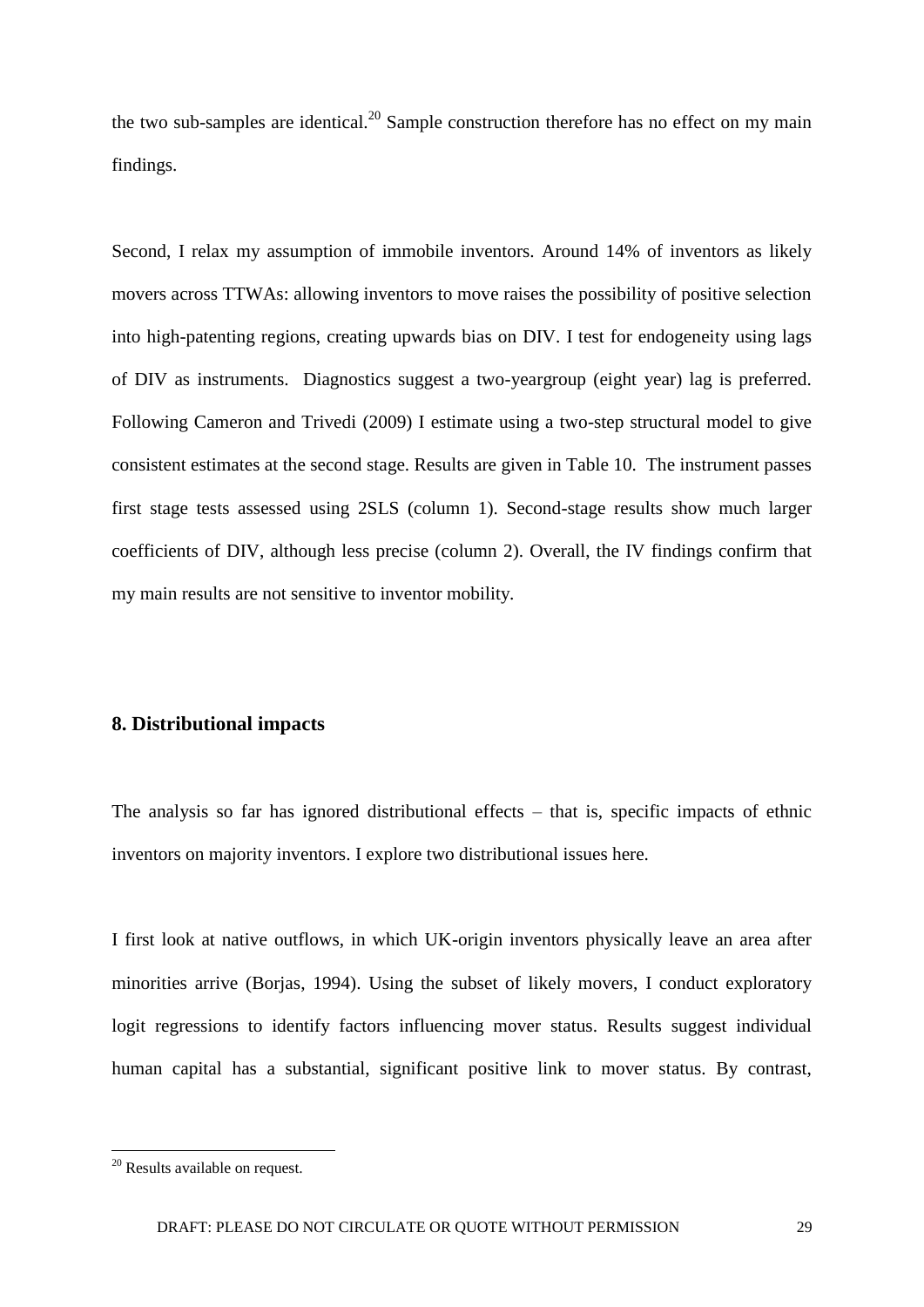the two sub-samples are identical.[20] Sample construction therefore has no effect on my main findings.

Second, I relax my assumption of immobile inventors. Around 14% of inventors as likely movers across TTWAs: allowing inventors to move raises the possibility of positive selection into high-patenting regions, creating upwards bias on DIV. I test for endogeneity using lags of DIV as instruments. Diagnostics suggest a two-yeargroup (eight year) lag is preferred. Following Cameron and Trivedi (2009) I estimate using a two-step structural model to give consistent estimates at the second stage. Results are given in Table 10. The instrument passes first stage tests assessed using 2SLS (column 1). Second-stage results show much larger coefficients of DIV, although less precise (column 2). Overall, the IV findings confirm that my main results are not sensitive to inventor mobility.

## 8. Distributional impacts

The analysis so far has ignored distributional effects – that is, specific impacts of ethnic inventors on majority inventors. I explore two distributional issues here.

I first look at native outflows, in which UK-origin inventors physically leave an area after minorities arrive (Borjas, 1994). Using the subset of likely movers, I conduct exploratory logit regressions to identify factors influencing mover status. Results suggest individual human capital has a substantial, significant positive link to mover status. By contrast,

[20] Results available on request.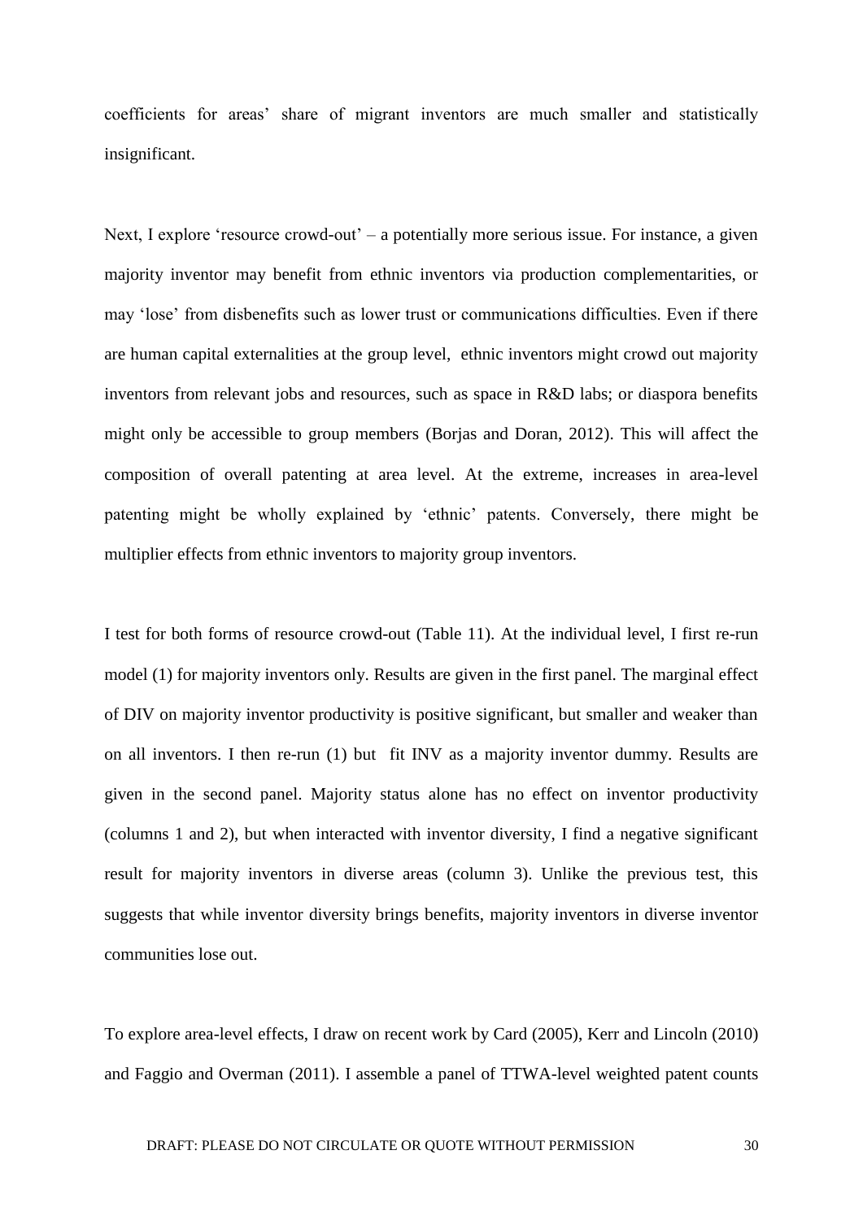coefficients for areas' share of migrant inventors are much smaller and statistically insignificant.

Next, I explore 'resource crowd-out' – a potentially more serious issue. For instance, a given majority inventor may benefit from ethnic inventors via production complementarities, or may 'lose' from disbenefits such as lower trust or communications difficulties. Even if there are human capital externalities at the group level, ethnic inventors might crowd out majority inventors from relevant jobs and resources, such as space in R&D labs; or diaspora benefits might only be accessible to group members (Borjas and Doran, 2012). This will affect the composition of overall patenting at area level. At the extreme, increases in area-level patenting might be wholly explained by 'ethnic' patents. Conversely, there might be multiplier effects from ethnic inventors to majority group inventors.

I test for both forms of resource crowd-out (Table 11). At the individual level, I first re-run model (1) for majority inventors only. Results are given in the first panel. The marginal effect of DIV on majority inventor productivity is positive significant, but smaller and weaker than on all inventors. I then re-run (1) but fit INV as a majority inventor dummy. Results are given in the second panel. Majority status alone has no effect on inventor productivity (columns 1 and 2), but when interacted with inventor diversity, I find a negative significant result for majority inventors in diverse areas (column 3). Unlike the previous test, this suggests that while inventor diversity brings benefits, majority inventors in diverse inventor communities lose out.

To explore area-level effects, I draw on recent work by Card (2005), Kerr and Lincoln (2010) and Faggio and Overman (2011). I assemble a panel of TTWA-level weighted patent counts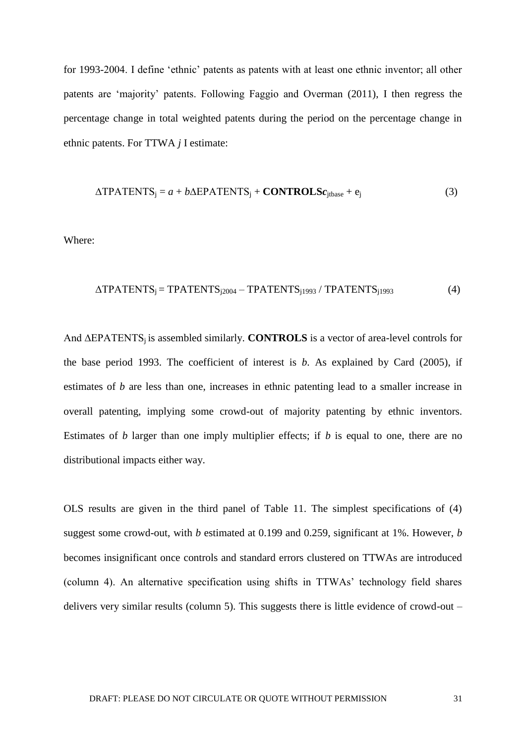for 1993-2004. I define 'ethnic' patents as patents with at least one ethnic inventor; all other patents are 'majority' patents. Following Faggio and Overman (2011), I then regress the percentage change in total weighted patents during the period on the percentage change in ethnic patents. For TTWA *j* I estimate:

$$\Delta \text{TPATENTS}_j = a + b\Delta \text{EPATENTS}_j + \textbf{CONTROLS}c_{jtbase} + e_j \quad (3)$$

Where:

$$\Delta \text{TPATENTS}_j = \text{TPATENTS}_{j2004} - \text{TPATENTS}_{j1993} / \text{TPATENTS}_{j1993} \quad (4)$$

And $\Delta \text{EPATENTS}_j$ is assembled similarly. **CONTROLS** is a vector of area-level controls for the base period 1993. The coefficient of interest is *b*. As explained by Card (2005), if estimates of *b* are less than one, increases in ethnic patenting lead to a smaller increase in overall patenting, implying some crowd-out of majority patenting by ethnic inventors. Estimates of *b* larger than one imply multiplier effects; if *b* is equal to one, there are no distributional impacts either way.

OLS results are given in the third panel of Table 11. The simplest specifications of (4) suggest some crowd-out, with *b* estimated at 0.199 and 0.259, significant at 1%. However, *b* becomes insignificant once controls and standard errors clustered on TTWAs are introduced (column 4). An alternative specification using shifts in TTWAs' technology field shares delivers very similar results (column 5). This suggests there is little evidence of crowd-out –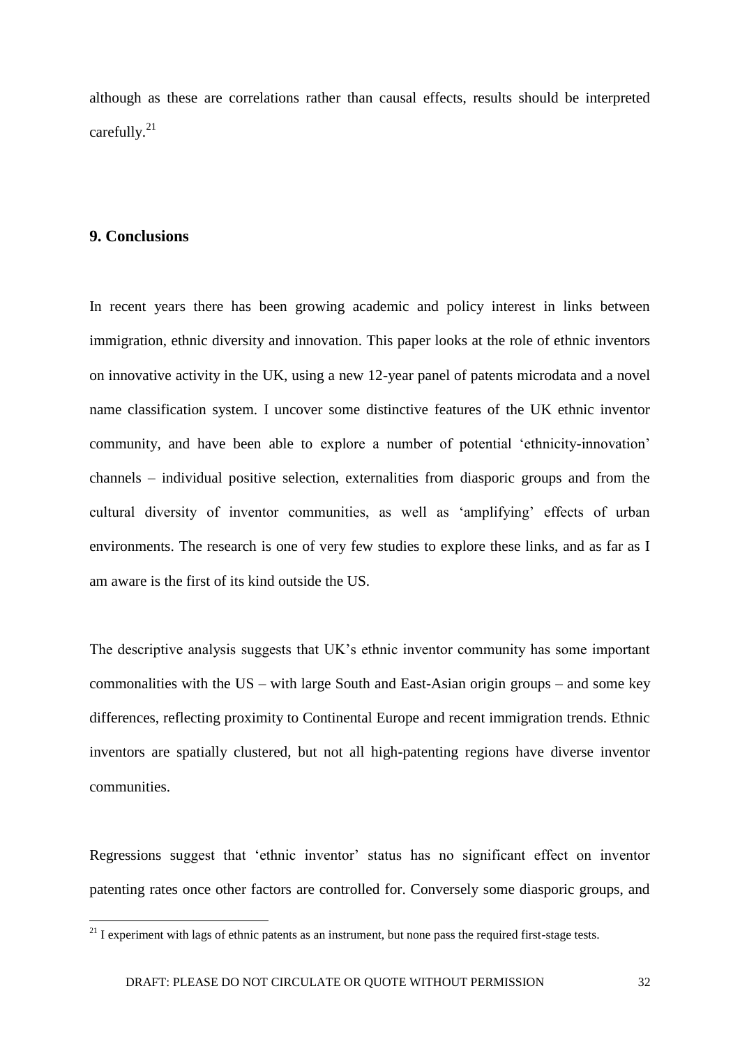although as these are correlations rather than causal effects, results should be interpreted carefully.[21]

## 9. Conclusions

In recent years there has been growing academic and policy interest in links between immigration, ethnic diversity and innovation. This paper looks at the role of ethnic inventors on innovative activity in the UK, using a new 12-year panel of patents microdata and a novel name classification system. I uncover some distinctive features of the UK ethnic inventor community, and have been able to explore a number of potential 'ethnicity-innovation' channels – individual positive selection, externalities from diasporic groups and from the cultural diversity of inventor communities, as well as 'amplifying' effects of urban environments. The research is one of very few studies to explore these links, and as far as I am aware is the first of its kind outside the US.

The descriptive analysis suggests that UK's ethnic inventor community has some important commonalities with the US – with large South and East-Asian origin groups – and some key differences, reflecting proximity to Continental Europe and recent immigration trends. Ethnic inventors are spatially clustered, but not all high-patenting regions have diverse inventor communities.

Regressions suggest that 'ethnic inventor' status has no significant effect on inventor patenting rates once other factors are controlled for. Conversely some diasporic groups, and

[21] I experiment with lags of ethnic patents as an instrument, but none pass the required first-stage tests.

DRAFT: PLEASE DO NOT CIRCULATE OR QUOTE WITHOUT PERMISSION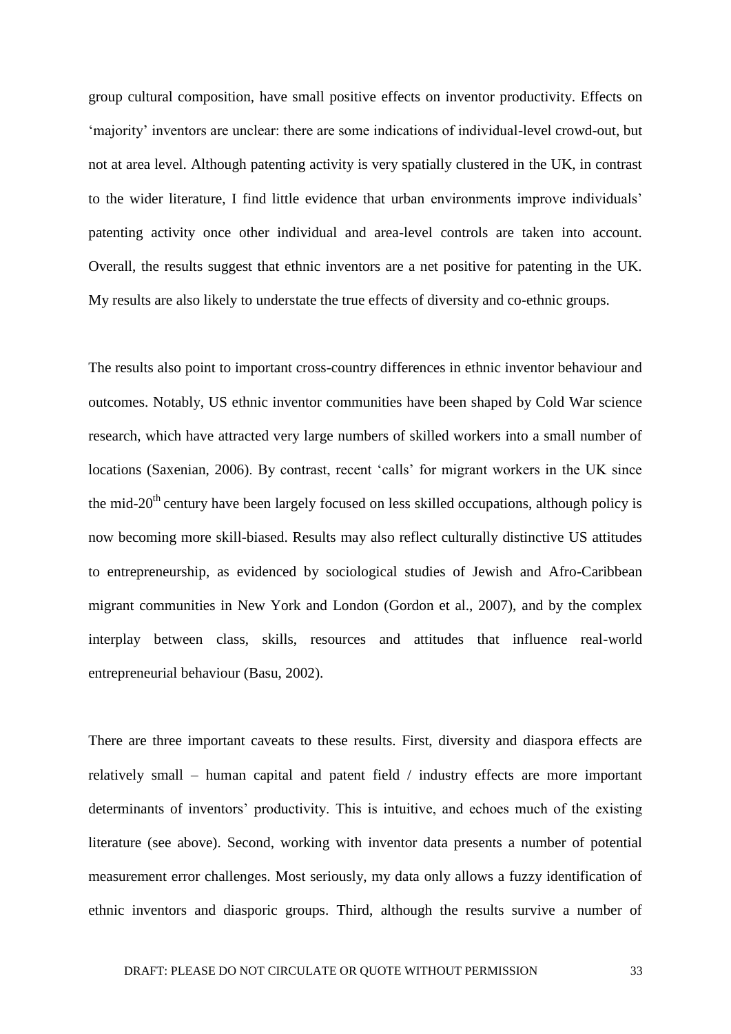group cultural composition, have small positive effects on inventor productivity. Effects on 'majority' inventors are unclear: there are some indications of individual-level crowd-out, but not at area level. Although patenting activity is very spatially clustered in the UK, in contrast to the wider literature, I find little evidence that urban environments improve individuals' patenting activity once other individual and area-level controls are taken into account. Overall, the results suggest that ethnic inventors are a net positive for patenting in the UK. My results are also likely to understate the true effects of diversity and co-ethnic groups.

The results also point to important cross-country differences in ethnic inventor behaviour and outcomes. Notably, US ethnic inventor communities have been shaped by Cold War science research, which have attracted very large numbers of skilled workers into a small number of locations (Saxenian, 2006). By contrast, recent 'calls' for migrant workers in the UK since the mid-20th century have been largely focused on less skilled occupations, although policy is now becoming more skill-biased. Results may also reflect culturally distinctive US attitudes to entrepreneurship, as evidenced by sociological studies of Jewish and Afro-Caribbean migrant communities in New York and London (Gordon et al., 2007), and by the complex interplay between class, skills, resources and attitudes that influence real-world entrepreneurial behaviour (Basu, 2002).

There are three important caveats to these results. First, diversity and diaspora effects are relatively small – human capital and patent field / industry effects are more important determinants of inventors' productivity. This is intuitive, and echoes much of the existing literature (see above). Second, working with inventor data presents a number of potential measurement error challenges. Most seriously, my data only allows a fuzzy identification of ethnic inventors and diasporic groups. Third, although the results survive a number of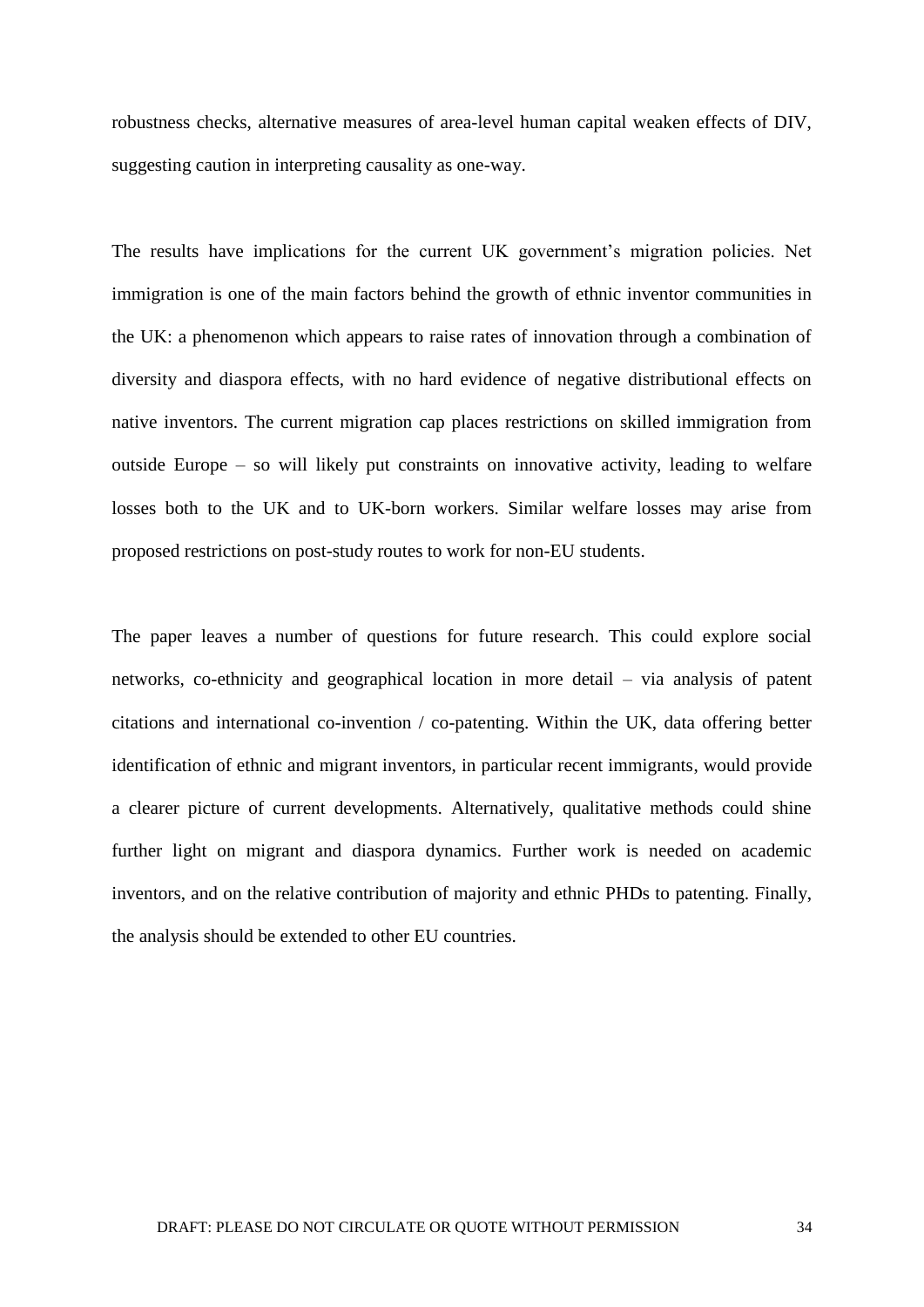robustness checks, alternative measures of area-level human capital weaken effects of DIV, suggesting caution in interpreting causality as one-way.

The results have implications for the current UK government's migration policies. Net immigration is one of the main factors behind the growth of ethnic inventor communities in the UK: a phenomenon which appears to raise rates of innovation through a combination of diversity and diaspora effects, with no hard evidence of negative distributional effects on native inventors. The current migration cap places restrictions on skilled immigration from outside Europe – so will likely put constraints on innovative activity, leading to welfare losses both to the UK and to UK-born workers. Similar welfare losses may arise from proposed restrictions on post-study routes to work for non-EU students.

The paper leaves a number of questions for future research. This could explore social networks, co-ethnicity and geographical location in more detail – via analysis of patent citations and international co-invention / co-patenting. Within the UK, data offering better identification of ethnic and migrant inventors, in particular recent immigrants, would provide a clearer picture of current developments. Alternatively, qualitative methods could shine further light on migrant and diaspora dynamics. Further work is needed on academic inventors, and on the relative contribution of majority and ethnic PHDs to patenting. Finally, the analysis should be extended to other EU countries.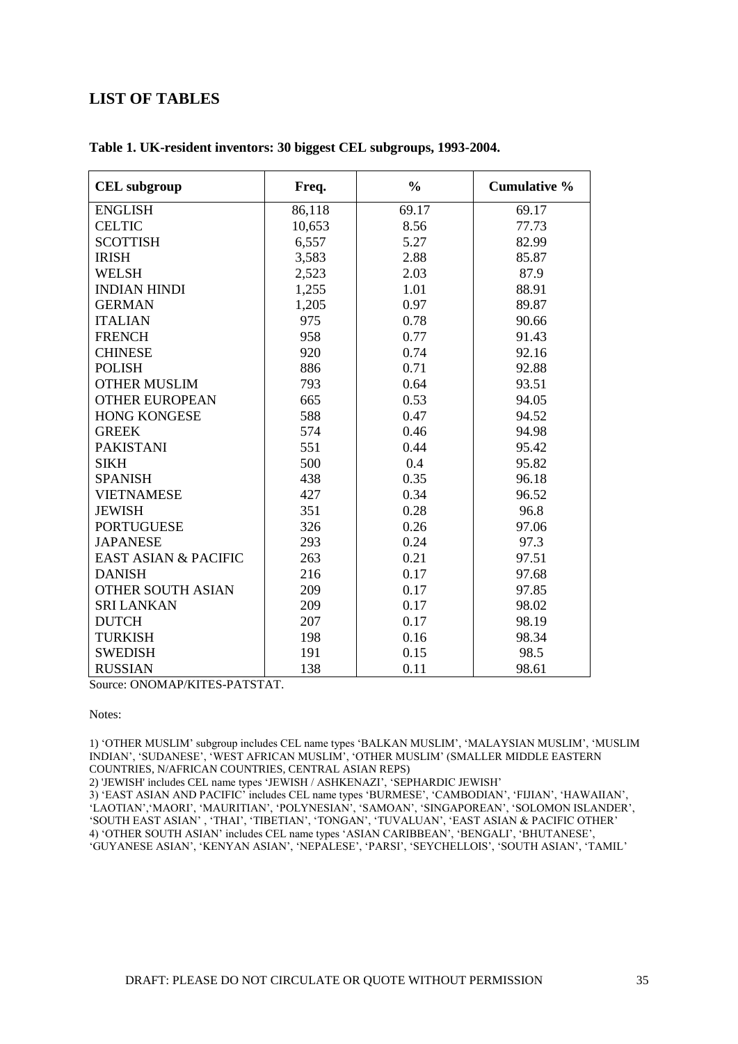## LIST OF TABLES

**Table 1. UK-resident inventors: 30 biggest CEL subgroups, 1993-2004.**

| CEL subgroup | Freq. | % | Cumulative % |
|---|---|---|---|
| ENGLISH | 86,118 | 69.17 | 69.17 |
| CELTIC | 10,653 | 8.56 | 77.73 |
| SCOTTISH | 6,557 | 5.27 | 82.99 |
| IRISH | 3,583 | 2.88 | 85.87 |
| WELSH | 2,523 | 2.03 | 87.9 |
| INDIAN HINDI | 1,255 | 1.01 | 88.91 |
| GERMAN | 1,205 | 0.97 | 89.87 |
| ITALIAN | 975 | 0.78 | 90.66 |
| FRENCH | 958 | 0.77 | 91.43 |
| CHINESE | 920 | 0.74 | 92.16 |
| POLISH | 886 | 0.71 | 92.88 |
| OTHER MUSLIM | 793 | 0.64 | 93.51 |
| OTHER EUROPEAN | 665 | 0.53 | 94.05 |
| HONG KONGESE | 588 | 0.47 | 94.52 |
| GREEK | 574 | 0.46 | 94.98 |
| PAKISTANI | 551 | 0.44 | 95.42 |
| SIKH | 500 | 0.4 | 95.82 |
| SPANISH | 438 | 0.35 | 96.18 |
| VIETNAMESE | 427 | 0.34 | 96.52 |
| JEWISH | 351 | 0.28 | 96.8 |
| PORTUGUESE | 326 | 0.26 | 97.06 |
| JAPANESE | 293 | 0.24 | 97.3 |
| EAST ASIAN & PACIFIC | 263 | 0.21 | 97.51 |
| DANISH | 216 | 0.17 | 97.68 |
| OTHER SOUTH ASIAN | 209 | 0.17 | 97.85 |
| SRI LANKAN | 209 | 0.17 | 98.02 |
| DUTCH | 207 | 0.17 | 98.19 |
| TURKISH | 198 | 0.16 | 98.34 |
| SWEDISH | 191 | 0.15 | 98.5 |
| RUSSIAN | 138 | 0.11 | 98.61 |

Source: ONOMAP/KITES-PATSTAT.

Notes:

1) 'OTHER MUSLIM' subgroup includes CEL name types 'BALKAN MUSLIM', 'MALAYSIAN MUSLIM', 'MUSLIM INDIAN', 'SUDANESE', 'WEST AFRICAN MUSLIM', 'OTHER MUSLIM' (SMALLER MIDDLE EASTERN COUNTRIES, N/AFRICAN COUNTRIES, CENTRAL ASIAN REPS)
2) 'JEWISH' includes CEL name types 'JEWISH / ASHKENAZI', 'SEPHARDIC JEWISH'
3) 'EAST ASIAN AND PACIFIC' includes CEL name types 'BURMESE', 'CAMBODIAN', 'FIJIAN', 'HAWAIIAN', 'LAOTIAN','MAORI', 'MAURITIAN', 'POLYNESIAN', 'SAMOAN', 'SINGAPOREAN', 'SOLOMON ISLANDER', 'SOUTH EAST ASIAN' , 'THAI', 'TIBETIAN', 'TONGAN', 'TUVALUAN', 'EAST ASIAN & PACIFIC OTHER'
4) 'OTHER SOUTH ASIAN' includes CEL name types 'ASIAN CARIBBEAN', 'BENGALI', 'BHUTANESE', 'GUYANESE ASIAN', 'KENYAN ASIAN', 'NEPALESE', 'PARSI', 'SEYCHELLOIS', 'SOUTH ASIAN', 'TAMIL'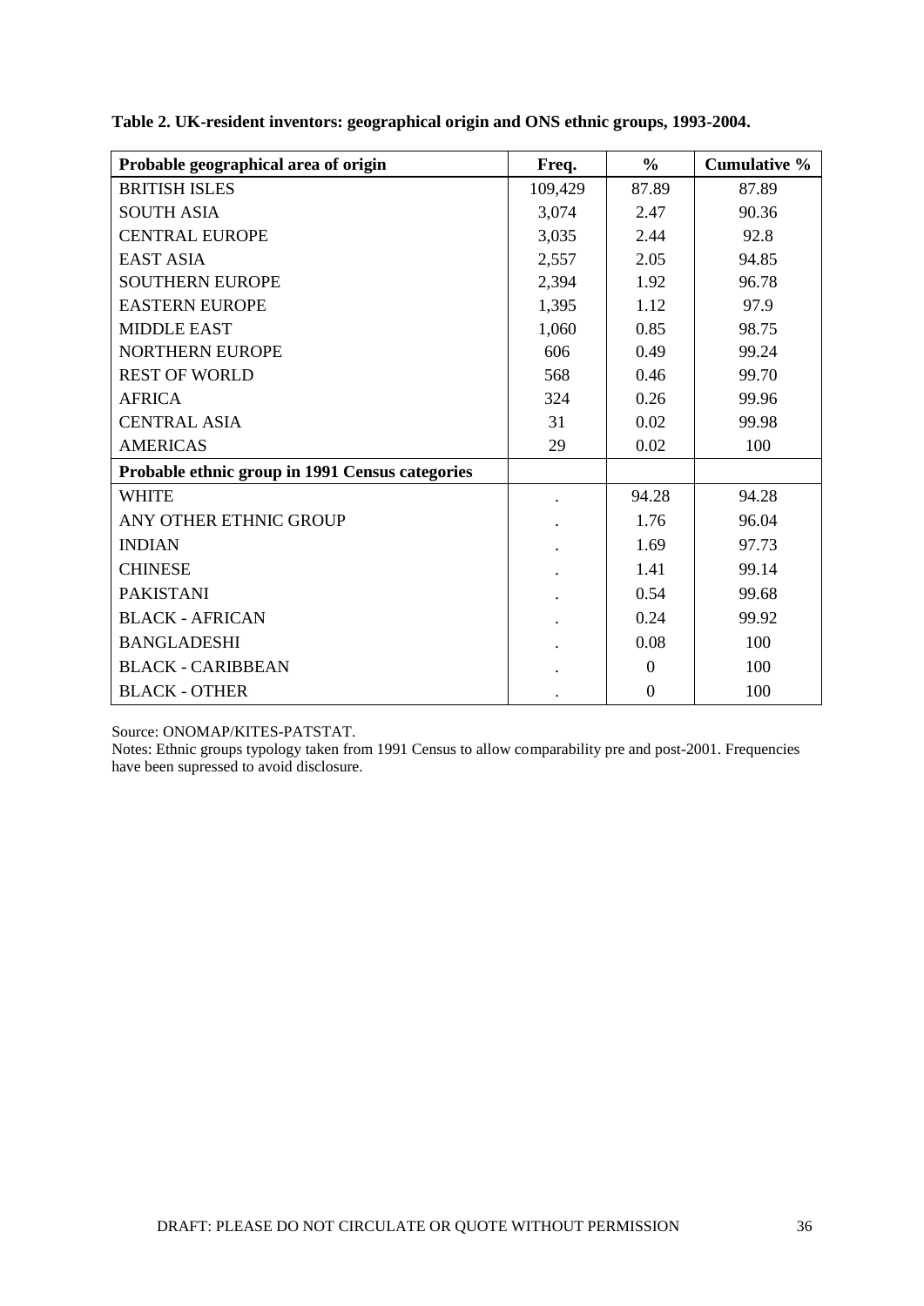**Table 2. UK-resident inventors: geographical origin and ONS ethnic groups, 1993-2004.**

| Probable geographical area of origin | Freq. | % | Cumulative % |
|---|---|---|---|
| BRITISH ISLES | 109,429 | 87.89 | 87.89 |
| SOUTH ASIA | 3,074 | 2.47 | 90.36 |
| CENTRAL EUROPE | 3,035 | 2.44 | 92.8 |
| EAST ASIA | 2,557 | 2.05 | 94.85 |
| SOUTHERN EUROPE | 2,394 | 1.92 | 96.78 |
| EASTERN EUROPE | 1,395 | 1.12 | 97.9 |
| MIDDLE EAST | 1,060 | 0.85 | 98.75 |
| NORTHERN EUROPE | 606 | 0.49 | 99.24 |
| REST OF WORLD | 568 | 0.46 | 99.70 |
| AFRICA | 324 | 0.26 | 99.96 |
| CENTRAL ASIA | 31 | 0.02 | 99.98 |
| AMERICAS | 29 | 0.02 | 100 |
| **Probable ethnic group in 1991 Census categories** | | | |
| WHITE | . | 94.28 | 94.28 |
| ANY OTHER ETHNIC GROUP | . | 1.76 | 96.04 |
| INDIAN | . | 1.69 | 97.73 |
| CHINESE | . | 1.41 | 99.14 |
| PAKISTANI | . | 0.54 | 99.68 |
| BLACK - AFRICAN | . | 0.24 | 99.92 |
| BANGLADESHI | . | 0.08 | 100 |
| BLACK - CARIBBEAN | . | 0 | 100 |
| BLACK - OTHER | . | 0 | 100 |

Source: ONOMAP/KITES-PATSTAT.

Notes: Ethnic groups typology taken from 1991 Census to allow comparability pre and post-2001. Frequencies have been supressed to avoid disclosure.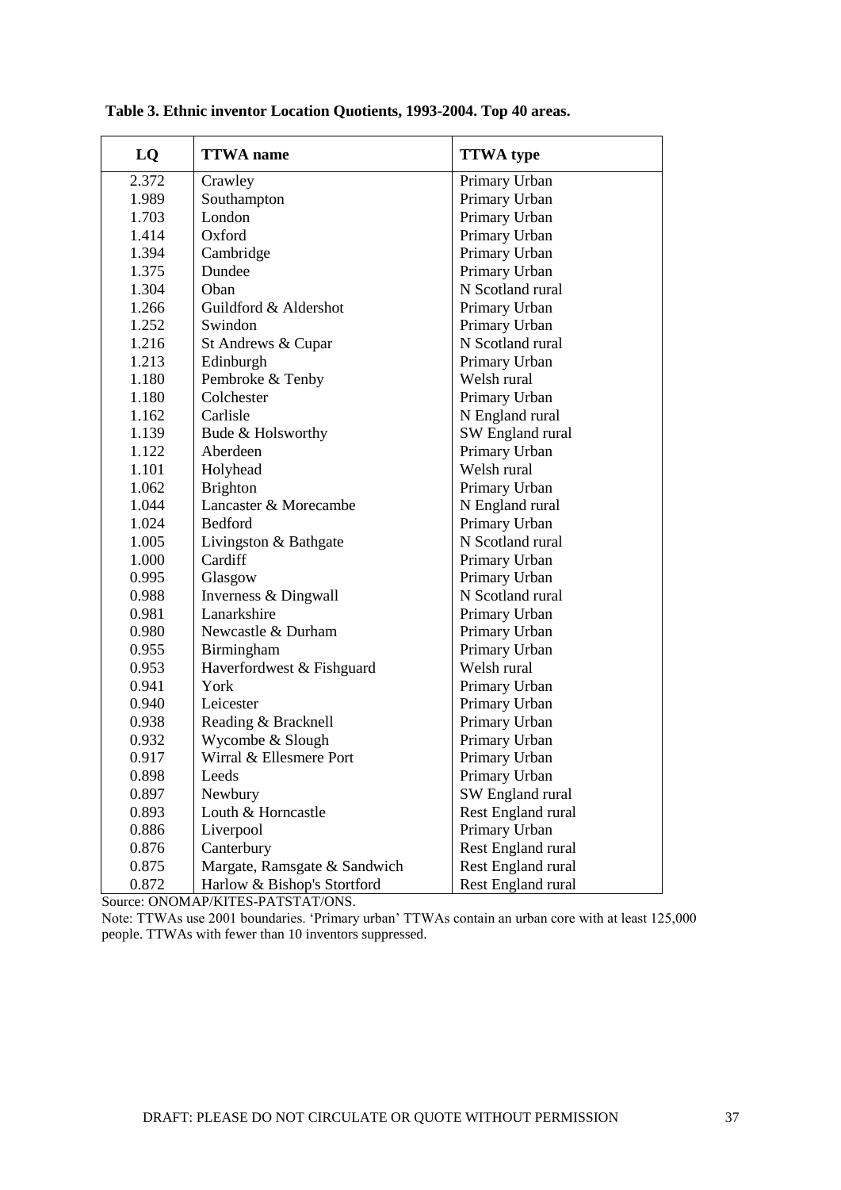**Table 3. Ethnic inventor Location Quotients, 1993-2004. Top 40 areas.**

| LQ | TTWA name | TTWA type |
|---|---|---|
| 2.372 | Crawley | Primary Urban |
| 1.989 | Southampton | Primary Urban |
| 1.703 | London | Primary Urban |
| 1.414 | Oxford | Primary Urban |
| 1.394 | Cambridge | Primary Urban |
| 1.375 | Dundee | Primary Urban |
| 1.304 | Oban | N Scotland rural |
| 1.266 | Guildford & Aldershot | Primary Urban |
| 1.252 | Swindon | Primary Urban |
| 1.216 | St Andrews & Cupar | N Scotland rural |
| 1.213 | Edinburgh | Primary Urban |
| 1.180 | Pembroke & Tenby | Welsh rural |
| 1.180 | Colchester | Primary Urban |
| 1.162 | Carlisle | N England rural |
| 1.139 | Bude & Holsworthy | SW England rural |
| 1.122 | Aberdeen | Primary Urban |
| 1.101 | Holyhead | Welsh rural |
| 1.062 | Brighton | Primary Urban |
| 1.044 | Lancaster & Morecambe | N England rural |
| 1.024 | Bedford | Primary Urban |
| 1.005 | Livingston & Bathgate | N Scotland rural |
| 1.000 | Cardiff | Primary Urban |
| 0.995 | Glasgow | Primary Urban |
| 0.988 | Inverness & Dingwall | N Scotland rural |
| 0.981 | Lanarkshire | Primary Urban |
| 0.980 | Newcastle & Durham | Primary Urban |
| 0.955 | Birmingham | Primary Urban |
| 0.953 | Haverfordwest & Fishguard | Welsh rural |
| 0.941 | York | Primary Urban |
| 0.940 | Leicester | Primary Urban |
| 0.938 | Reading & Bracknell | Primary Urban |
| 0.932 | Wycombe & Slough | Primary Urban |
| 0.917 | Wirral & Ellesmere Port | Primary Urban |
| 0.898 | Leeds | Primary Urban |
| 0.897 | Newbury | SW England rural |
| 0.893 | Louth & Horncastle | Rest England rural |
| 0.886 | Liverpool | Primary Urban |
| 0.876 | Canterbury | Rest England rural |
| 0.875 | Margate, Ramsgate & Sandwich | Rest England rural |
| 0.872 | Harlow & Bishop's Stortford | Rest England rural |

Source: ONOMAP/KITES-PATSTAT/ONS.

Note: TTWAs use 2001 boundaries. 'Primary urban' TTWAs contain an urban core with at least 125,000 people. TTWAs with fewer than 10 inventors suppressed.

DRAFT: PLEASE DO NOT CIRCULATE OR QUOTE WITHOUT PERMISSION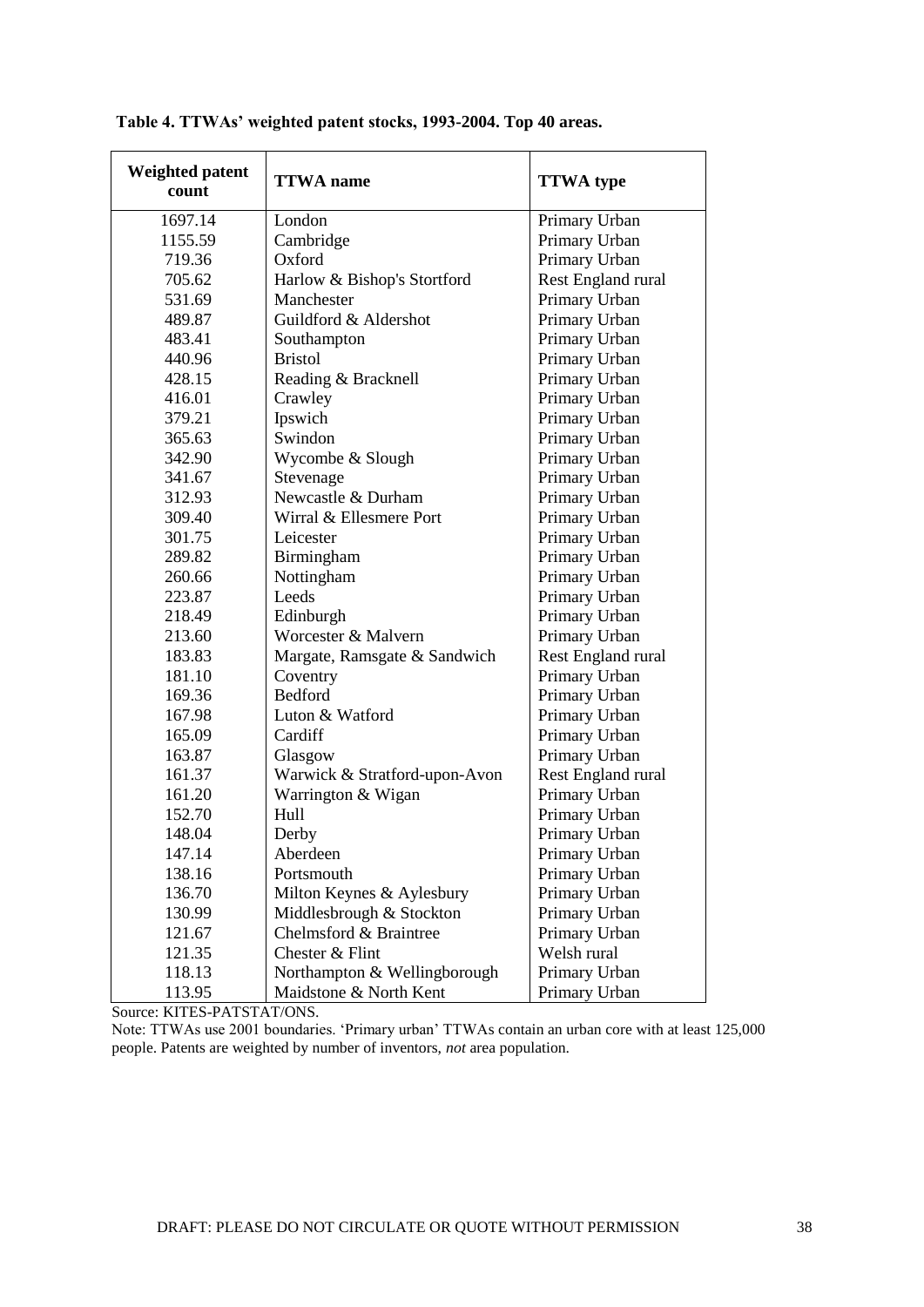**Table 4. TTWAs' weighted patent stocks, 1993-2004. Top 40 areas.**

| Weighted patent count | TTWA name | TTWA type |
|---|---|---|
| 1697.14 | London | Primary Urban |
| 1155.59 | Cambridge | Primary Urban |
| 719.36 | Oxford | Primary Urban |
| 705.62 | Harlow & Bishop's Stortford | Rest England rural |
| 531.69 | Manchester | Primary Urban |
| 489.87 | Guildford & Aldershot | Primary Urban |
| 483.41 | Southampton | Primary Urban |
| 440.96 | Bristol | Primary Urban |
| 428.15 | Reading & Bracknell | Primary Urban |
| 416.01 | Crawley | Primary Urban |
| 379.21 | Ipswich | Primary Urban |
| 365.63 | Swindon | Primary Urban |
| 342.90 | Wycombe & Slough | Primary Urban |
| 341.67 | Stevenage | Primary Urban |
| 312.93 | Newcastle & Durham | Primary Urban |
| 309.40 | Wirral & Ellesmere Port | Primary Urban |
| 301.75 | Leicester | Primary Urban |
| 289.82 | Birmingham | Primary Urban |
| 260.66 | Nottingham | Primary Urban |
| 223.87 | Leeds | Primary Urban |
| 218.49 | Edinburgh | Primary Urban |
| 213.60 | Worcester & Malvern | Primary Urban |
| 183.83 | Margate, Ramsgate & Sandwich | Rest England rural |
| 181.10 | Coventry | Primary Urban |
| 169.36 | Bedford | Primary Urban |
| 167.98 | Luton & Watford | Primary Urban |
| 165.09 | Cardiff | Primary Urban |
| 163.87 | Glasgow | Primary Urban |
| 161.37 | Warwick & Stratford-upon-Avon | Rest England rural |
| 161.20 | Warrington & Wigan | Primary Urban |
| 152.70 | Hull | Primary Urban |
| 148.04 | Derby | Primary Urban |
| 147.14 | Aberdeen | Primary Urban |
| 138.16 | Portsmouth | Primary Urban |
| 136.70 | Milton Keynes & Aylesbury | Primary Urban |
| 130.99 | Middlesbrough & Stockton | Primary Urban |
| 121.67 | Chelmsford & Braintree | Primary Urban |
| 121.35 | Chester & Flint | Welsh rural |
| 118.13 | Northampton & Wellingborough | Primary Urban |
| 113.95 | Maidstone & North Kent | Primary Urban |

Source: KITES-PATSTAT/ONS.

Note: TTWAs use 2001 boundaries. 'Primary urban' TTWAs contain an urban core with at least 125,000 people. Patents are weighted by number of inventors, *not* area population.

DRAFT: PLEASE DO NOT CIRCULATE OR QUOTE WITHOUT PERMISSION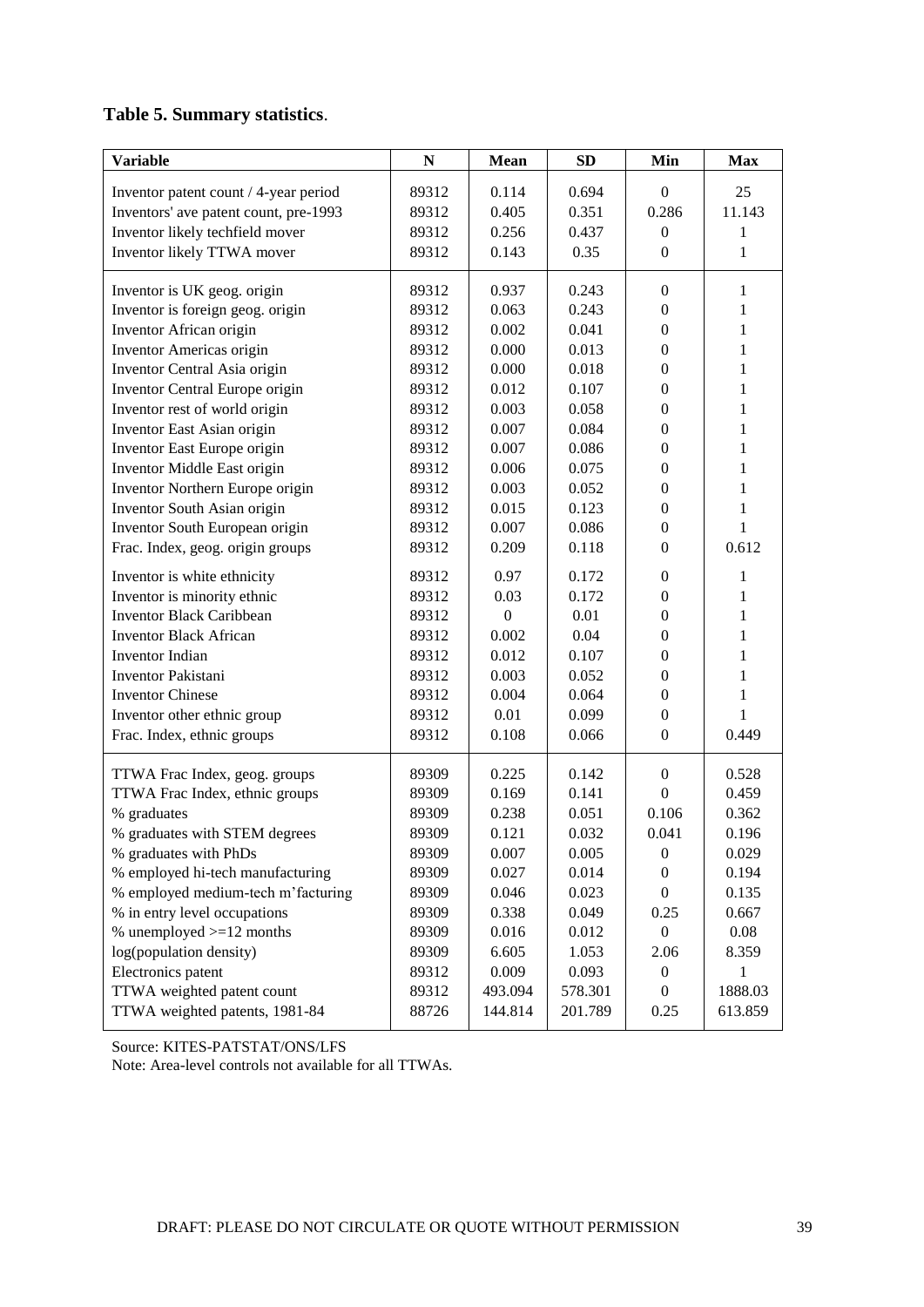**Table 5. Summary statistics**.

| Variable | N | Mean | SD | Min | Max |
|---|---|---|---|---|---|
| Inventor patent count / 4-year period | 89312 | 0.114 | 0.694 | 0 | 25 |
| Inventors' ave patent count, pre-1993 | 89312 | 0.405 | 0.351 | 0.286 | 11.143 |
| Inventor likely techfield mover | 89312 | 0.256 | 0.437 | 0 | 1 |
| Inventor likely TTWA mover | 89312 | 0.143 | 0.35 | 0 | 1 |
| Inventor is UK geog. origin | 89312 | 0.937 | 0.243 | 0 | 1 |
| Inventor is foreign geog. origin | 89312 | 0.063 | 0.243 | 0 | 1 |
| Inventor African origin | 89312 | 0.002 | 0.041 | 0 | 1 |
| Inventor Americas origin | 89312 | 0.000 | 0.013 | 0 | 1 |
| Inventor Central Asia origin | 89312 | 0.000 | 0.018 | 0 | 1 |
| Inventor Central Europe origin | 89312 | 0.012 | 0.107 | 0 | 1 |
| Inventor rest of world origin | 89312 | 0.003 | 0.058 | 0 | 1 |
| Inventor East Asian origin | 89312 | 0.007 | 0.084 | 0 | 1 |
| Inventor East Europe origin | 89312 | 0.007 | 0.086 | 0 | 1 |
| Inventor Middle East origin | 89312 | 0.006 | 0.075 | 0 | 1 |
| Inventor Northern Europe origin | 89312 | 0.003 | 0.052 | 0 | 1 |
| Inventor South Asian origin | 89312 | 0.015 | 0.123 | 0 | 1 |
| Inventor South European origin | 89312 | 0.007 | 0.086 | 0 | 1 |
| Frac. Index, geog. origin groups | 89312 | 0.209 | 0.118 | 0 | 0.612 |
| Inventor is white ethnicity | 89312 | 0.97 | 0.172 | 0 | 1 |
| Inventor is minority ethnic | 89312 | 0.03 | 0.172 | 0 | 1 |
| Inventor Black Caribbean | 89312 | 0 | 0.01 | 0 | 1 |
| Inventor Black African | 89312 | 0.002 | 0.04 | 0 | 1 |
| Inventor Indian | 89312 | 0.012 | 0.107 | 0 | 1 |
| Inventor Pakistani | 89312 | 0.003 | 0.052 | 0 | 1 |
| Inventor Chinese | 89312 | 0.004 | 0.064 | 0 | 1 |
| Inventor other ethnic group | 89312 | 0.01 | 0.099 | 0 | 1 |
| Frac. Index, ethnic groups | 89312 | 0.108 | 0.066 | 0 | 0.449 |
| TTWA Frac Index, geog. groups | 89309 | 0.225 | 0.142 | 0 | 0.528 |
| TTWA Frac Index, ethnic groups | 89309 | 0.169 | 0.141 | 0 | 0.459 |
| % graduates | 89309 | 0.238 | 0.051 | 0.106 | 0.362 |
| % graduates with STEM degrees | 89309 | 0.121 | 0.032 | 0.041 | 0.196 |
| % graduates with PhDs | 89309 | 0.007 | 0.005 | 0 | 0.029 |
| % employed hi-tech manufacturing | 89309 | 0.027 | 0.014 | 0 | 0.194 |
| % employed medium-tech m'facturing | 89309 | 0.046 | 0.023 | 0 | 0.135 |
| % in entry level occupations | 89309 | 0.338 | 0.049 | 0.25 | 0.667 |
| % unemployed >=12 months | 89309 | 0.016 | 0.012 | 0 | 0.08 |
| log(population density) | 89309 | 6.605 | 1.053 | 2.06 | 8.359 |
| Electronics patent | 89312 | 0.009 | 0.093 | 0 | 1 |
| TTWA weighted patent count | 89312 | 493.094 | 578.301 | 0 | 1888.03 |
| TTWA weighted patents, 1981-84 | 88726 | 144.814 | 201.789 | 0.25 | 613.859 |

Source: KITES-PATSTAT/ONS/LFS
Note: Area-level controls not available for all TTWAs.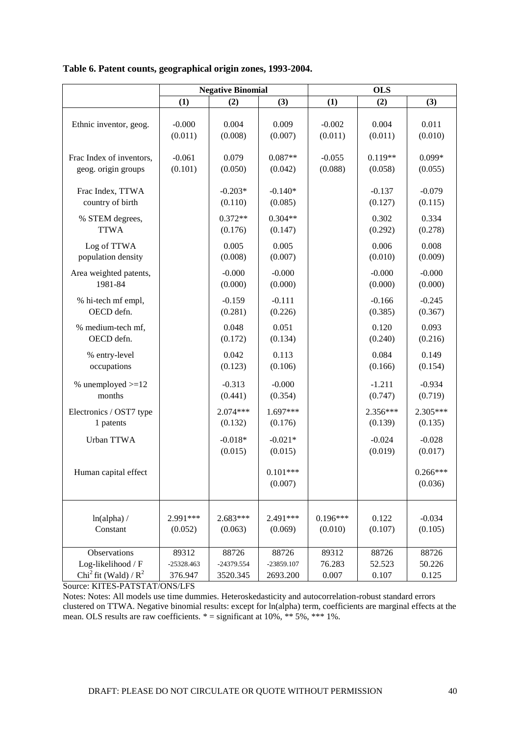**Table 6. Patent counts, geographical origin zones, 1993-2004.**

| | Negative Binomial | | | OLS | | |
|---|---|---|---|---|---|---|
| | (1) | (2) | (3) | (1) | (2) | (3) |
| Ethnic inventor, geog. | -0.000<br>(0.011) | 0.004<br>(0.008) | 0.009<br>(0.007) | -0.002<br>(0.011) | 0.004<br>(0.011) | 0.011<br>(0.010) |
| Frac Index of inventors, geog. origin groups | -0.061<br>(0.101) | 0.079<br>(0.050) | 0.087**<br>(0.042) | -0.055<br>(0.088) | 0.119**<br>(0.058) | 0.099*<br>(0.055) |
| Frac Index, TTWA country of birth | | -0.203*<br>(0.110) | -0.140*<br>(0.085) | | -0.137<br>(0.127) | -0.079<br>(0.115) |
| % STEM degrees, TTWA | | 0.372**<br>(0.176) | 0.304**<br>(0.147) | | 0.302<br>(0.292) | 0.334<br>(0.278) |
| Log of TTWA population density | | 0.005<br>(0.008) | 0.005<br>(0.007) | | 0.006<br>(0.010) | 0.008<br>(0.009) |
| Area weighted patents, 1981-84 | | -0.000<br>(0.000) | -0.000<br>(0.000) | | -0.000<br>(0.000) | -0.000<br>(0.000) |
| % hi-tech mf empl, OECD defn. | | -0.159<br>(0.281) | -0.111<br>(0.226) | | -0.166<br>(0.385) | -0.245<br>(0.367) |
| % medium-tech mf, OECD defn. | | 0.048<br>(0.172) | 0.051<br>(0.134) | | 0.120<br>(0.240) | 0.093<br>(0.216) |
| % entry-level occupations | | 0.042<br>(0.123) | 0.113<br>(0.106) | | 0.084<br>(0.166) | 0.149<br>(0.154) |
| % unemployed >=12 months | | -0.313<br>(0.441) | -0.000<br>(0.354) | | -1.211<br>(0.747) | -0.934<br>(0.719) |
| Electronics / OST7 type 1 patents | | 2.074***<br>(0.132) | 1.697***<br>(0.176) | | 2.356***<br>(0.139) | 2.305***<br>(0.135) |
| Urban TTWA | | -0.018*<br>(0.015) | -0.021*<br>(0.015) | | -0.024<br>(0.019) | -0.028<br>(0.017) |
| Human capital effect | | | 0.101***<br>(0.007) | | | 0.266***<br>(0.036) |
| ln(alpha) / Constant | 2.991***<br>(0.052) | 2.683***<br>(0.063) | 2.491***<br>(0.069) | 0.196***<br>(0.010) | 0.122<br>(0.107) | -0.034<br>(0.105) |
| Observations | 89312 | 88726 | 88726 | 89312 | 88726 | 88726 |
| Log-likelihood / F | -25328.463 | -24379.554 | -23859.107 | 76.283 | 52.523 | 50.226 |
| $Chi^2$ fit (Wald) / $R^2$ | 376.947 | 3520.345 | 2693.200 | 0.007 | 0.107 | 0.125 |

Source: KITES-PATSTAT/ONS/LFS

Notes: Notes: All models use time dummies. Heteroskedasticity and autocorrelation-robust standard errors clustered on TTWA. Negative binomial results: except for ln(alpha) term, coefficients are marginal effects at the mean. OLS results are raw coefficients. * = significant at 10%, ** 5%, *** 1%.

DRAFT: PLEASE DO NOT CIRCULATE OR QUOTE WITHOUT PERMISSION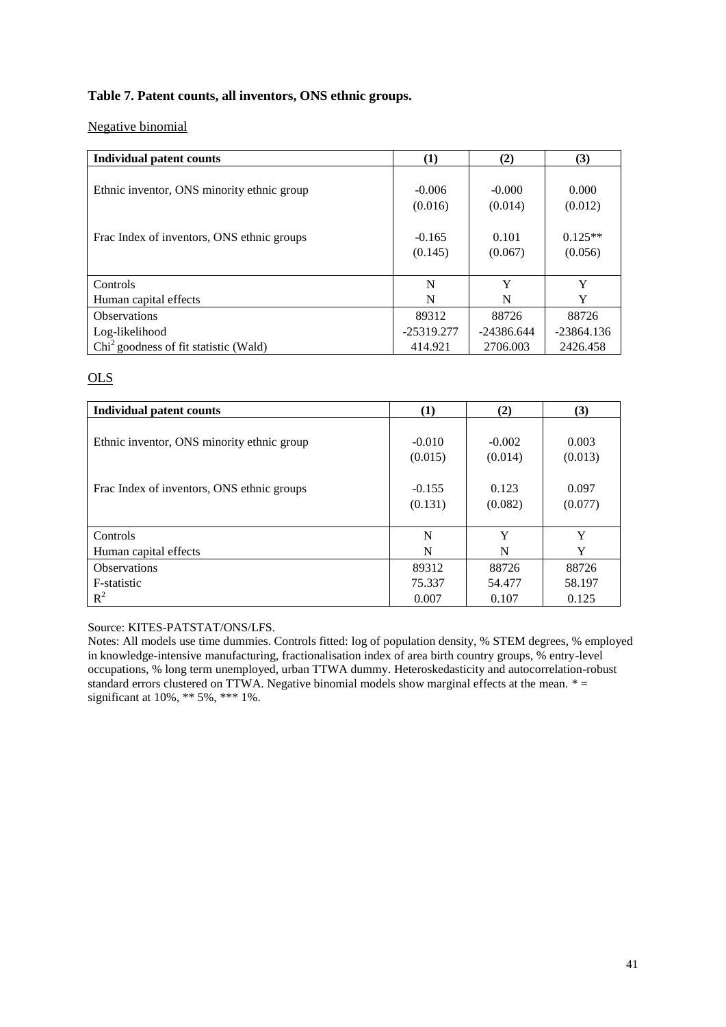**Table 7. Patent counts, all inventors, ONS ethnic groups.**

Negative binomial

| Individual patent counts | (1) | (2) | (3) |
|---|---|---|---|
| Ethnic inventor, ONS minority ethnic group | -0.006 | -0.000 | 0.000 |
| | (0.016) | (0.014) | (0.012) |
| Frac Index of inventors, ONS ethnic groups | -0.165 | 0.101 | 0.125** |
| | (0.145) | (0.067) | (0.056) |
| Controls | N | Y | Y |
| Human capital effects | N | N | Y |
| Observations | 89312 | 88726 | 88726 |
| Log-likelihood | -25319.277 | -24386.644 | -23864.136 |
| $Chi^2$ goodness of fit statistic (Wald) | 414.921 | 2706.003 | 2426.458 |

OLS

| Individual patent counts | (1) | (2) | (3) |
|---|---|---|---|
| Ethnic inventor, ONS minority ethnic group | -0.010 | -0.002 | 0.003 |
| | (0.015) | (0.014) | (0.013) |
| Frac Index of inventors, ONS ethnic groups | -0.155 | 0.123 | 0.097 |
| | (0.131) | (0.082) | (0.077) |
| Controls | N | Y | Y |
| Human capital effects | N | N | Y |
| Observations | 89312 | 88726 | 88726 |
| F-statistic | 75.337 | 54.477 | 58.197 |
| $R^2$ | 0.007 | 0.107 | 0.125 |

Source: KITES-PATSTAT/ONS/LFS.
Notes: All models use time dummies. Controls fitted: log of population density, % STEM degrees, % employed in knowledge-intensive manufacturing, fractionalisation index of area birth country groups, % entry-level occupations, % long term unemployed, urban TTWA dummy. Heteroskedasticity and autocorrelation-robust standard errors clustered on TTWA. Negative binomial models show marginal effects at the mean. * = significant at 10%, ** 5%, *** 1%.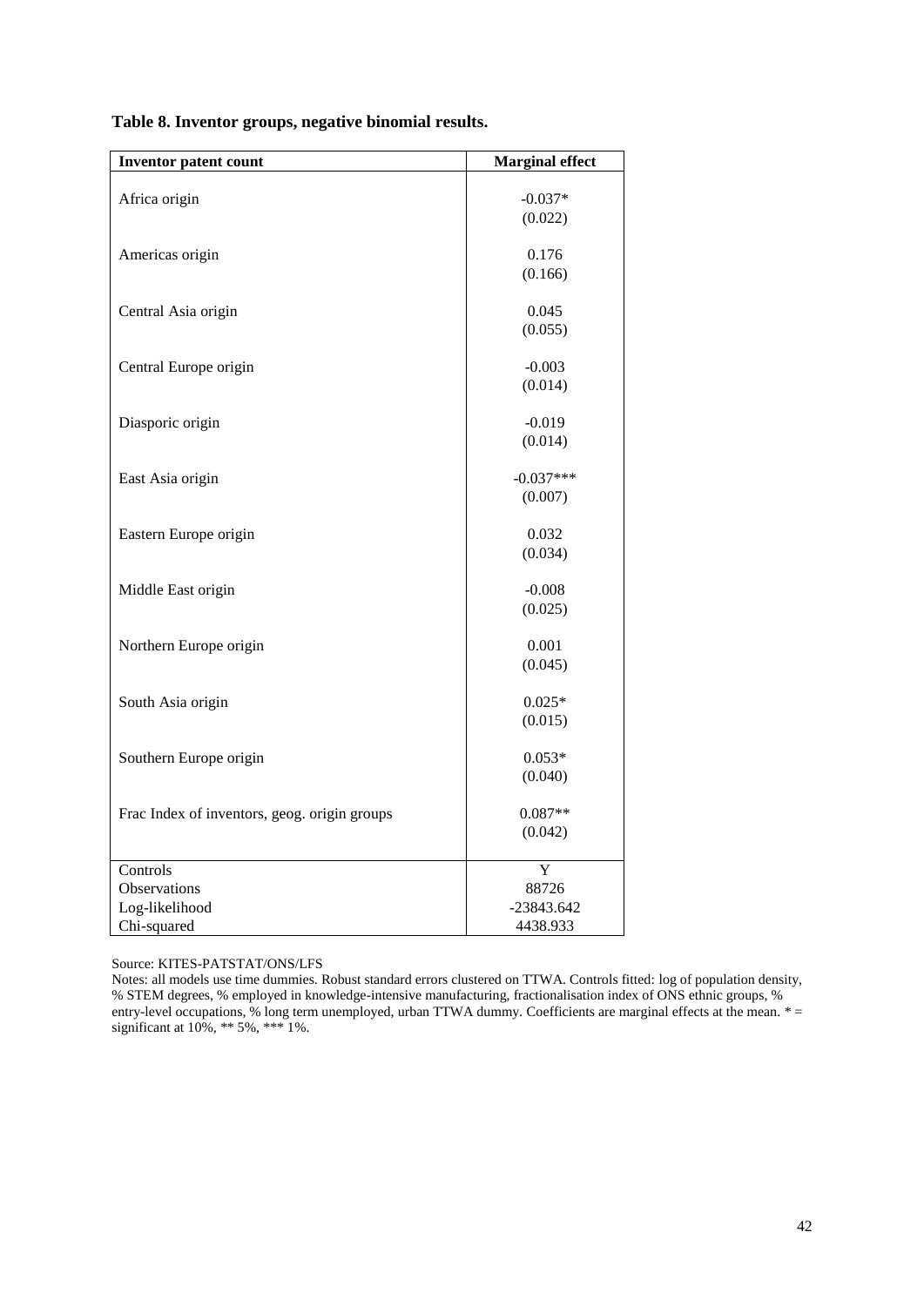**Table 8. Inventor groups, negative binomial results.**

| Inventor patent count | Marginal effect |
|---|---|
| Africa origin | -0.037* |
| | (0.022) |
| Americas origin | 0.176 |
| | (0.166) |
| Central Asia origin | 0.045 |
| | (0.055) |
| Central Europe origin | -0.003 |
| | (0.014) |
| Diasporic origin | -0.019 |
| | (0.014) |
| East Asia origin | -0.037*** |
| | (0.007) |
| Eastern Europe origin | 0.032 |
| | (0.034) |
| Middle East origin | -0.008 |
| | (0.025) |
| Northern Europe origin | 0.001 |
| | (0.045) |
| South Asia origin | 0.025* |
| | (0.015) |
| Southern Europe origin | 0.053* |
| | (0.040) |
| Frac Index of inventors, geog. origin groups | 0.087** |
| | (0.042) |
| Controls | Y |
| Observations | 88726 |
| Log-likelihood | -23843.642 |
| Chi-squared | 4438.933 |

Source: KITES-PATSTAT/ONS/LFS

Notes: all models use time dummies. Robust standard errors clustered on TTWA. Controls fitted: log of population density, % STEM degrees, % employed in knowledge-intensive manufacturing, fractionalisation index of ONS ethnic groups, % entry-level occupations, % long term unemployed, urban TTWA dummy. Coefficients are marginal effects at the mean. * = significant at 10%, ** 5%, *** 1%.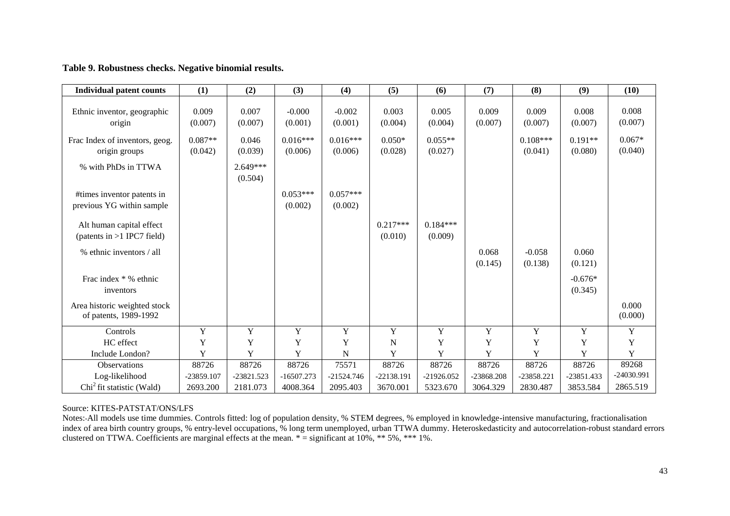**Table 9. Robustness checks. Negative binomial results.**

| Individual patent counts | (1) | (2) | (3) | (4) | (5) | (6) | (7) | (8) | (9) | (10) |
|---|---|---|---|---|---|---|---|---|---|---|
| Ethnic inventor, geographic origin | 0.009 | 0.007 | -0.000 | -0.002 | 0.003 | 0.005 | 0.009 | 0.009 | 0.008 | 0.008 |
| | (0.007) | (0.007) | (0.001) | (0.001) | (0.004) | (0.004) | (0.007) | (0.007) | (0.007) | (0.007) |
| Frac Index of inventors, geog. origin groups | 0.087** | 0.046 | 0.016*** | 0.016*** | 0.050* | 0.055** | | 0.108*** | 0.191** | 0.067* |
| | (0.042) | (0.039) | (0.006) | (0.006) | (0.028) | (0.027) | | (0.041) | (0.080) | (0.040) |
| % with PhDs in TTWA | | 2.649*** | | | | | | | | |
| | | (0.504) | | | | | | | | |
| #times inventor patents in previous YG within sample | | | 0.053*** | 0.057*** | | | | | | |
| | | | (0.002) | (0.002) | | | | | | |
| Alt human capital effect (patents in >1 IPC7 field) | | | | | 0.217*** | 0.184*** | | | | |
| | | | | | (0.010) | (0.009) | | | | |
| % ethnic inventors / all | | | | | | | 0.068 | -0.058 | 0.060 | |
| | | | | | | | (0.145) | (0.138) | (0.121) | |
| Frac index * % ethnic inventors | | | | | | | | | -0.676* | |
| | | | | | | | | | (0.345) | |
| Area historic weighted stock of patents, 1989-1992 | | | | | | | | | | 0.000 |
| | | | | | | | | | | (0.000) |
| Controls | Y | Y | Y | Y | Y | Y | Y | Y | Y | Y |
| HC effect | Y | Y | Y | Y | N | Y | Y | Y | Y | Y |
| Include London? | Y | Y | Y | N | Y | Y | Y | Y | Y | Y |
| Observations | 88726 | 88726 | 88726 | 75571 | 88726 | 88726 | 88726 | 88726 | 88726 | 89268 |
| Log-likelihood | -23859.107 | -23821.523 | -16507.273 | -21524.746 | -22138.191 | -21926.052 | -23868.208 | -23858.221 | -23851.433 | -24030.991 |
| $Chi^2$ fit statistic (Wald) | 2693.200 | 2181.073 | 4008.364 | 2095.403 | 3670.001 | 5323.670 | 3064.329 | 2830.487 | 3853.584 | 2865.519 |

Source: KITES-PATSTAT/ONS/LFS

Notes:-All models use time dummies. Controls fitted: log of population density, % STEM degrees, % employed in knowledge-intensive manufacturing, fractionalisation index of area birth country groups, % entry-level occupations, % long term unemployed, urban TTWA dummy. Heteroskedasticity and autocorrelation-robust standard errors clustered on TTWA. Coefficients are marginal effects at the mean. * = significant at 10%, ** 5%, *** 1%.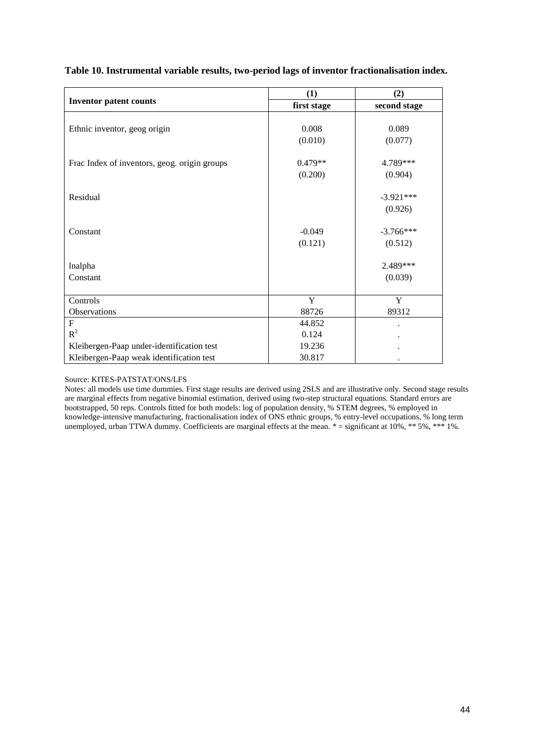**Table 10. Instrumental variable results, two-period lags of inventor fractionalisation index.**

| Inventor patent counts | (1) first stage | (2) second stage |
|---|---|---|
| Ethnic inventor, geog origin | 0.008 | 0.089 |
| | (0.010) | (0.077) |
| Frac Index of inventors, geog. origin groups | 0.479** | 4.789*** |
| | (0.200) | (0.904) |
| Residual | | -3.921*** |
| | | (0.926) |
| Constant | -0.049 | -3.766*** |
| | (0.121) | (0.512) |
| lnalpha | | 2.489*** |
| Constant | | (0.039) |
| Controls | Y | Y |
| Observations | 88726 | 89312 |
| F | 44.852 | . |
| $R^2$ | 0.124 | . |
| Kleibergen-Paap under-identification test | 19.236 | . |
| Kleibergen-Paap weak identification test | 30.817 | . |

Source: KITES-PATSTAT/ONS/LFS

Notes: all models use time dummies. First stage results are derived using 2SLS and are illustrative only. Second stage results are marginal effects from negative binomial estimation, derived using two-step structural equations. Standard errors are bootstrapped, 50 reps. Controls fitted for both models: log of population density, % STEM degrees, % employed in knowledge-intensive manufacturing, fractionalisation index of ONS ethnic groups, % entry-level occupations, % long term unemployed, urban TTWA dummy. Coefficients are marginal effects at the mean. * = significant at 10%, ** 5%, *** 1%.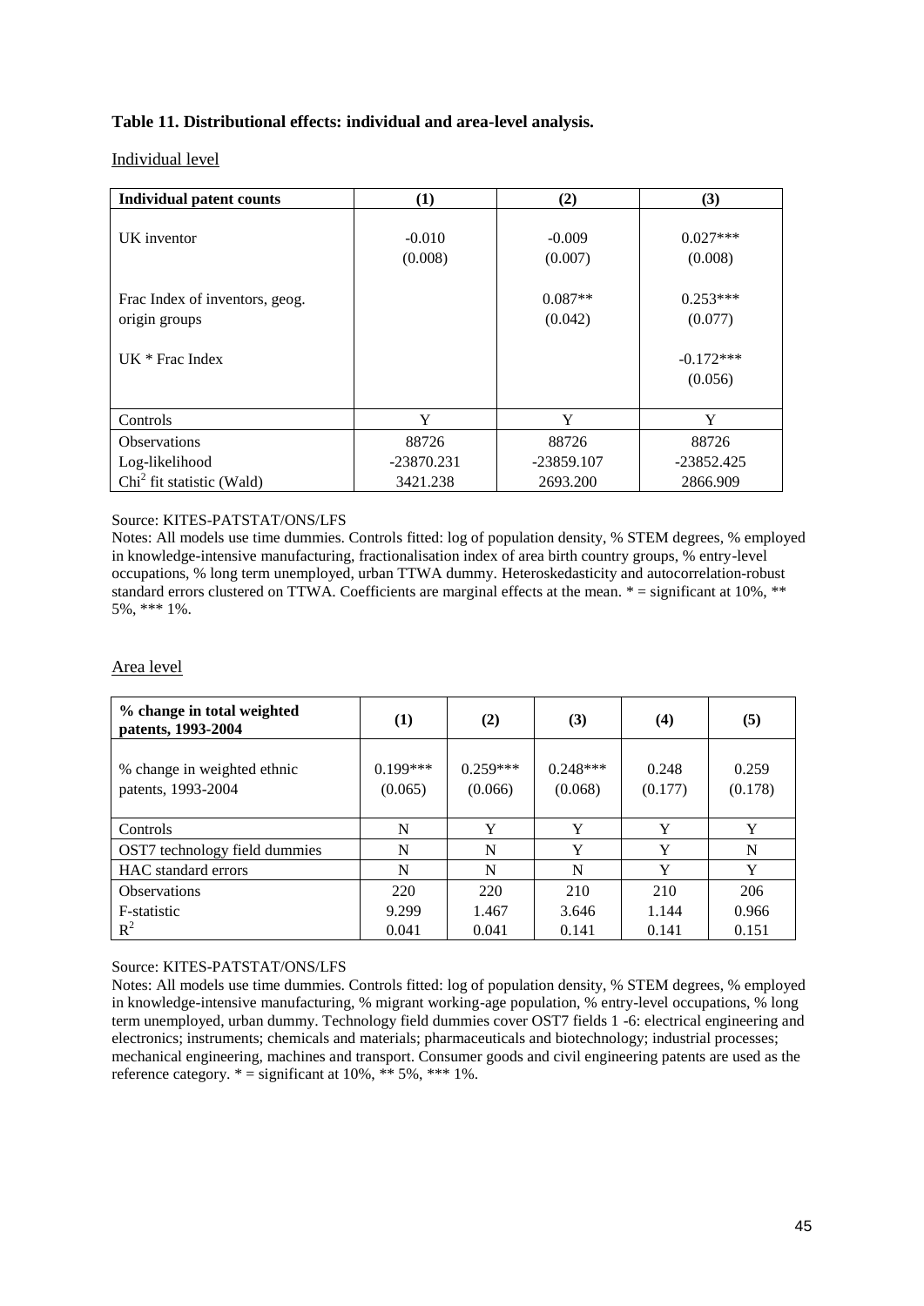**Table 11. Distributional effects: individual and area-level analysis.**

Individual level

| Individual patent counts | (1) | (2) | (3) |
|---|---|---|---|
| UK inventor | -0.010 | -0.009 | 0.027*** |
| | (0.008) | (0.007) | (0.008) |
| Frac Index of inventors, geog. origin groups | | 0.087** | 0.253*** |
| | | (0.042) | (0.077) |
| UK * Frac Index | | | -0.172*** |
| | | | (0.056) |
| Controls | Y | Y | Y |
| Observations | 88726 | 88726 | 88726 |
| Log-likelihood | -23870.231 | -23859.107 | -23852.425 |
| $Chi^2$ fit statistic (Wald) | 3421.238 | 2693.200 | 2866.909 |

Source: KITES-PATSTAT/ONS/LFS

Notes: All models use time dummies. Controls fitted: log of population density, % STEM degrees, % employed in knowledge-intensive manufacturing, fractionalisation index of area birth country groups, % entry-level occupations, % long term unemployed, urban TTWA dummy. Heteroskedasticity and autocorrelation-robust standard errors clustered on TTWA. Coefficients are marginal effects at the mean. * = significant at 10%, ** 5%, *** 1%.

Area level

| % change in total weighted patents, 1993-2004 | (1) | (2) | (3) | (4) | (5) |
|---|---|---|---|---|---|
| % change in weighted ethnic patents, 1993-2004 | 0.199*** | 0.259*** | 0.248*** | 0.248 | 0.259 |
| | (0.065) | (0.066) | (0.068) | (0.177) | (0.178) |
| Controls | N | Y | Y | Y | Y |
| OST7 technology field dummies | N | N | Y | Y | N |
| HAC standard errors | N | N | N | Y | Y |
| Observations | 220 | 220 | 210 | 210 | 206 |
| F-statistic | 9.299 | 1.467 | 3.646 | 1.144 | 0.966 |
| $R^2$ | 0.041 | 0.041 | 0.141 | 0.141 | 0.151 |

Source: KITES-PATSTAT/ONS/LFS

Notes: All models use time dummies. Controls fitted: log of population density, % STEM degrees, % employed in knowledge-intensive manufacturing, % migrant working-age population, % entry-level occupations, % long term unemployed, urban dummy. Technology field dummies cover OST7 fields 1 -6: electrical engineering and electronics; instruments; chemicals and materials; pharmaceuticals and biotechnology; industrial processes; mechanical engineering, machines and transport. Consumer goods and civil engineering patents are used as the reference category. * = significant at 10%, ** 5%, *** 1%.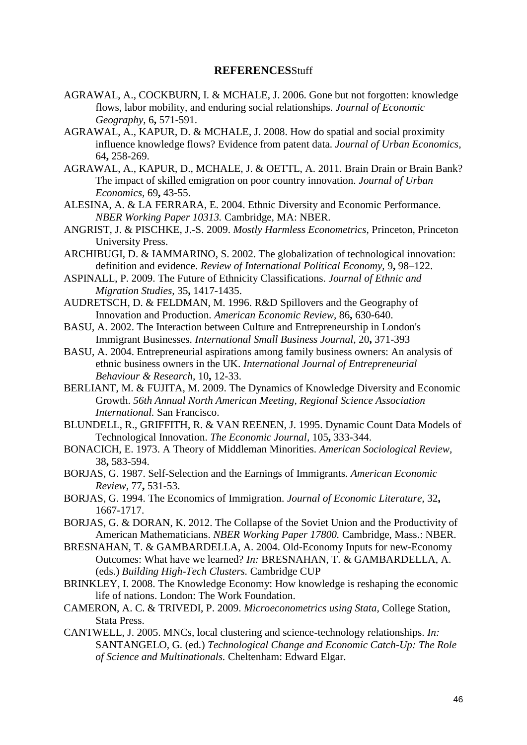## **REFERENCES**Stuff

AGRAWAL, A., COCKBURN, I. & MCHALE, J. 2006. Gone but not forgotten: knowledge flows, labor mobility, and enduring social relationships. *Journal of Economic Geography,* 6**,** 571-591.

AGRAWAL, A., KAPUR, D. & MCHALE, J. 2008. How do spatial and social proximity influence knowledge flows? Evidence from patent data. *Journal of Urban Economics,* 64**,** 258-269.

AGRAWAL, A., KAPUR, D., MCHALE, J. & OETTL, A. 2011. Brain Drain or Brain Bank? The impact of skilled emigration on poor country innovation. *Journal of Urban Economics,* 69**,** 43-55.

ALESINA, A. & LA FERRARA, E. 2004. Ethnic Diversity and Economic Performance. *NBER Working Paper 10313.* Cambridge, MA: NBER.

ANGRIST, J. & PISCHKE, J.-S. 2009. *Mostly Harmless Econometrics,* Princeton, Princeton University Press.

ARCHIBUGI, D. & IAMMARINO, S. 2002. The globalization of technological innovation: definition and evidence. *Review of International Political Economy,* 9**,** 98–122.

ASPINALL, P. 2009. The Future of Ethnicity Classifications. *Journal of Ethnic and Migration Studies,* 35**,** 1417-1435.

AUDRETSCH, D. & FELDMAN, M. 1996. R&D Spillovers and the Geography of Innovation and Production. *American Economic Review,* 86**,** 630-640.

BASU, A. 2002. The Interaction between Culture and Entrepreneurship in London's Immigrant Businesses. *International Small Business Journal,* 20**,** 371-393

BASU, A. 2004. Entrepreneurial aspirations among family business owners: An analysis of ethnic business owners in the UK. *International Journal of Entrepreneurial Behaviour & Research,* 10**,** 12-33.

BERLIANT, M. & FUJITA, M. 2009. The Dynamics of Knowledge Diversity and Economic Growth. *56th Annual North American Meeting, Regional Science Association International.* San Francisco.

BLUNDELL, R., GRIFFITH, R. & VAN REENEN, J. 1995. Dynamic Count Data Models of Technological Innovation. *The Economic Journal,* 105**,** 333-344.

BONACICH, E. 1973. A Theory of Middleman Minorities. *American Sociological Review,* 38**,** 583-594.

BORJAS, G. 1987. Self-Selection and the Earnings of Immigrants. *American Economic Review,* 77**,** 531-53.

BORJAS, G. 1994. The Economics of Immigration. *Journal of Economic Literature,* 32**,** 1667-1717.

BORJAS, G. & DORAN, K. 2012. The Collapse of the Soviet Union and the Productivity of American Mathematicians. *NBER Working Paper 17800.* Cambridge, Mass.: NBER.

BRESNAHAN, T. & GAMBARDELLA, A. 2004. Old-Economy Inputs for new-Economy Outcomes: What have we learned? *In:* BRESNAHAN, T. & GAMBARDELLA, A. (eds.) *Building High-Tech Clusters.* Cambridge CUP

BRINKLEY, I. 2008. The Knowledge Economy: How knowledge is reshaping the economic life of nations. London: The Work Foundation.

CAMERON, A. C. & TRIVEDI, P. 2009. *Microeconometrics using Stata,* College Station, Stata Press.

CANTWELL, J. 2005. MNCs, local clustering and science-technology relationships. *In:* SANTANGELO, G. (ed.) *Technological Change and Economic Catch-Up: The Role of Science and Multinationals.* Cheltenham: Edward Elgar.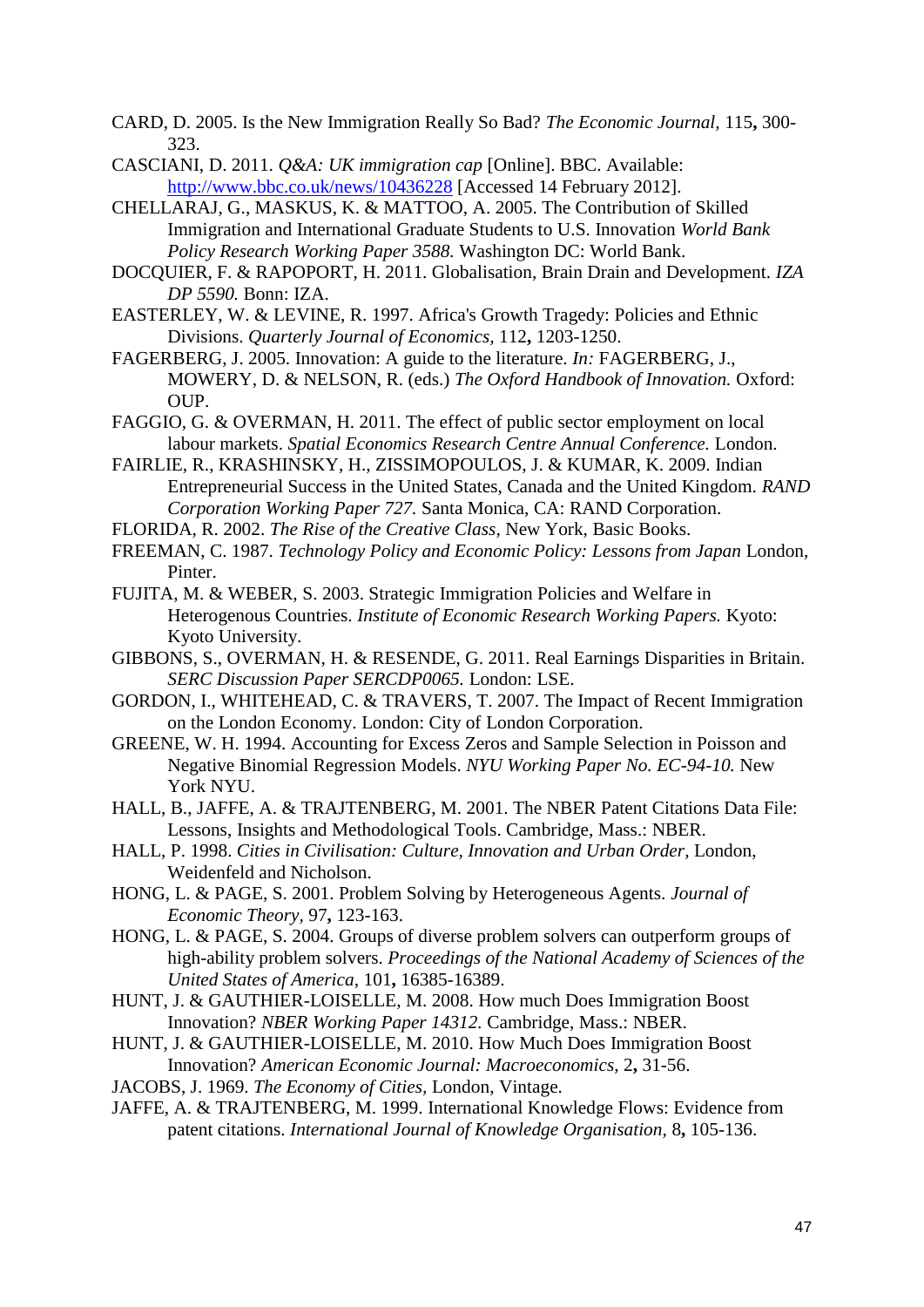CARD, D. 2005. Is the New Immigration Really So Bad? *The Economic Journal,* 115**,** 300-323.

CASCIANI, D. 2011. *Q&A: UK immigration cap* [Online]. BBC. Available: http://www.bbc.co.uk/news/10436228 [Accessed 14 February 2012].

CHELLARAJ, G., MASKUS, K. & MATTOO, A. 2005. The Contribution of Skilled Immigration and International Graduate Students to U.S. Innovation *World Bank Policy Research Working Paper 3588.* Washington DC: World Bank.

DOCQUIER, F. & RAPOPORT, H. 2011. Globalisation, Brain Drain and Development. *IZA DP 5590.* Bonn: IZA.

EASTERLEY, W. & LEVINE, R. 1997. Africa's Growth Tragedy: Policies and Ethnic Divisions. *Quarterly Journal of Economics,* 112**,** 1203-1250.

FAGERBERG, J. 2005. Innovation: A guide to the literature. *In:* FAGERBERG, J., MOWERY, D. & NELSON, R. (eds.) *The Oxford Handbook of Innovation.* Oxford: OUP.

FAGGIO, G. & OVERMAN, H. 2011. The effect of public sector employment on local labour markets. *Spatial Economics Research Centre Annual Conference.* London.

FAIRLIE, R., KRASHINSKY, H., ZISSIMOPOULOS, J. & KUMAR, K. 2009. Indian Entrepreneurial Success in the United States, Canada and the United Kingdom. *RAND Corporation Working Paper 727.* Santa Monica, CA: RAND Corporation.

FLORIDA, R. 2002. *The Rise of the Creative Class,* New York, Basic Books.

FREEMAN, C. 1987. *Technology Policy and Economic Policy: Lessons from Japan* London, Pinter.

FUJITA, M. & WEBER, S. 2003. Strategic Immigration Policies and Welfare in Heterogenous Countries. *Institute of Economic Research Working Papers.* Kyoto: Kyoto University.

GIBBONS, S., OVERMAN, H. & RESENDE, G. 2011. Real Earnings Disparities in Britain. *SERC Discussion Paper SERCDP0065.* London: LSE.

GORDON, I., WHITEHEAD, C. & TRAVERS, T. 2007. The Impact of Recent Immigration on the London Economy. London: City of London Corporation.

GREENE, W. H. 1994. Accounting for Excess Zeros and Sample Selection in Poisson and Negative Binomial Regression Models. *NYU Working Paper No. EC-94-10.* New York NYU.

HALL, B., JAFFE, A. & TRAJTENBERG, M. 2001. The NBER Patent Citations Data File: Lessons, Insights and Methodological Tools. Cambridge, Mass.: NBER.

HALL, P. 1998. *Cities in Civilisation: Culture, Innovation and Urban Order,* London, Weidenfeld and Nicholson.

HONG, L. & PAGE, S. 2001. Problem Solving by Heterogeneous Agents. *Journal of Economic Theory,* 97**,** 123-163.

HONG, L. & PAGE, S. 2004. Groups of diverse problem solvers can outperform groups of high-ability problem solvers. *Proceedings of the National Academy of Sciences of the United States of America,* 101**,** 16385-16389.

HUNT, J. & GAUTHIER-LOISELLE, M. 2008. How much Does Immigration Boost Innovation? *NBER Working Paper 14312.* Cambridge, Mass.: NBER.

HUNT, J. & GAUTHIER-LOISELLE, M. 2010. How Much Does Immigration Boost Innovation? *American Economic Journal: Macroeconomics,* 2**,** 31-56.

JACOBS, J. 1969. *The Economy of Cities,* London, Vintage.

JAFFE, A. & TRAJTENBERG, M. 1999. International Knowledge Flows: Evidence from patent citations. *International Journal of Knowledge Organisation,* 8**,** 105-136.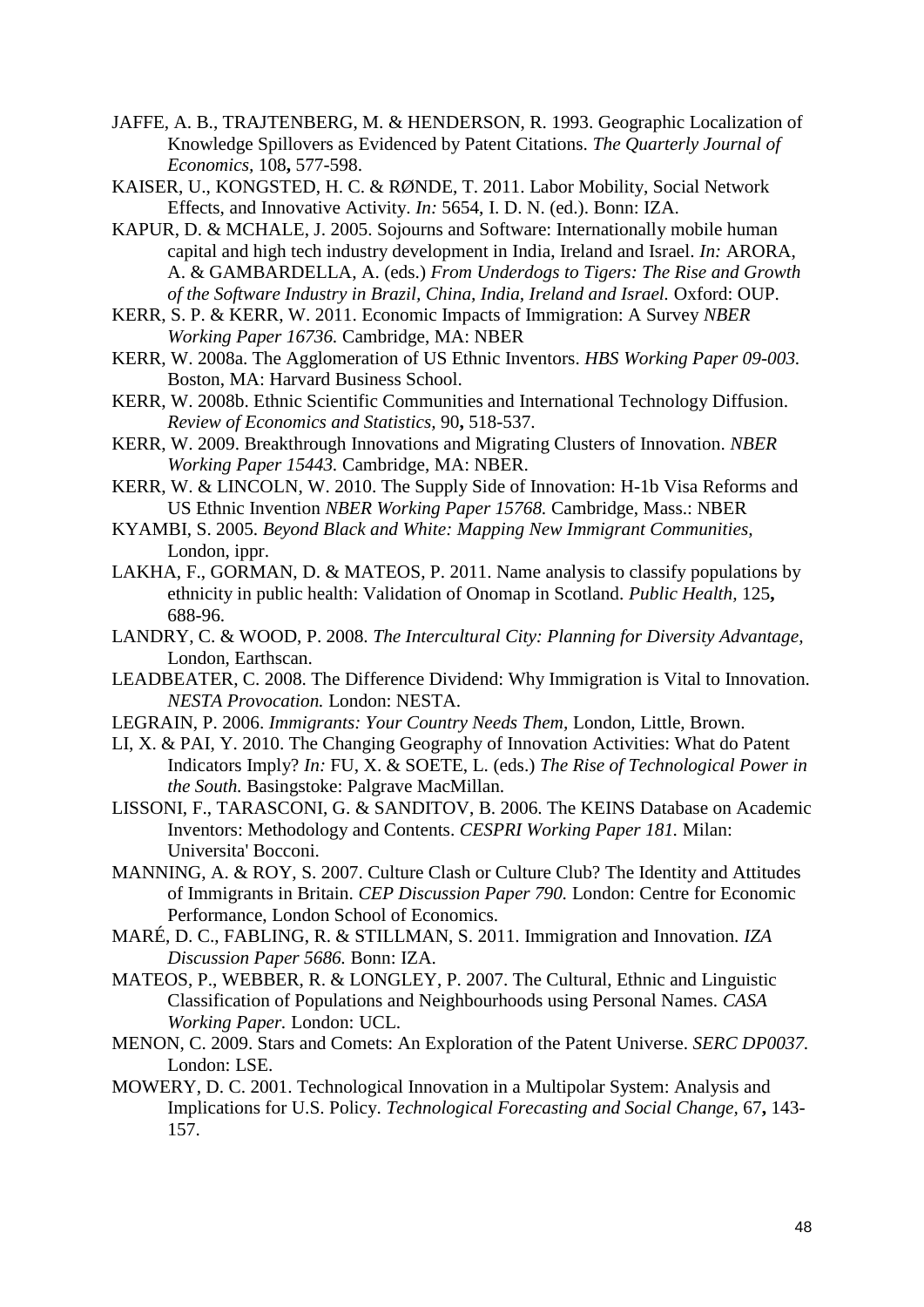JAFFE, A. B., TRAJTENBERG, M. & HENDERSON, R. 1993. Geographic Localization of Knowledge Spillovers as Evidenced by Patent Citations. *The Quarterly Journal of Economics,* 108**,** 577-598.

KAISER, U., KONGSTED, H. C. & RØNDE, T. 2011. Labor Mobility, Social Network Effects, and Innovative Activity. *In:* 5654, I. D. N. (ed.). Bonn: IZA.

KAPUR, D. & MCHALE, J. 2005. Sojourns and Software: Internationally mobile human capital and high tech industry development in India, Ireland and Israel. *In:* ARORA, A. & GAMBARDELLA, A. (eds.) *From Underdogs to Tigers: The Rise and Growth of the Software Industry in Brazil, China, India, Ireland and Israel.* Oxford: OUP.

KERR, S. P. & KERR, W. 2011. Economic Impacts of Immigration: A Survey *NBER Working Paper 16736.* Cambridge, MA: NBER

KERR, W. 2008a. The Agglomeration of US Ethnic Inventors. *HBS Working Paper 09-003.* Boston, MA: Harvard Business School.

KERR, W. 2008b. Ethnic Scientific Communities and International Technology Diffusion. *Review of Economics and Statistics,* 90**,** 518-537.

KERR, W. 2009. Breakthrough Innovations and Migrating Clusters of Innovation. *NBER Working Paper 15443.* Cambridge, MA: NBER.

KERR, W. & LINCOLN, W. 2010. The Supply Side of Innovation: H-1b Visa Reforms and US Ethnic Invention *NBER Working Paper 15768.* Cambridge, Mass.: NBER

KYAMBI, S. 2005. *Beyond Black and White: Mapping New Immigrant Communities,* London, ippr.

LAKHA, F., GORMAN, D. & MATEOS, P. 2011. Name analysis to classify populations by ethnicity in public health: Validation of Onomap in Scotland. *Public Health,* 125**,** 688-96.

LANDRY, C. & WOOD, P. 2008. *The Intercultural City: Planning for Diversity Advantage,* London, Earthscan.

LEADBEATER, C. 2008. The Difference Dividend: Why Immigration is Vital to Innovation. *NESTA Provocation.* London: NESTA.

LEGRAIN, P. 2006. *Immigrants: Your Country Needs Them,* London, Little, Brown.

LI, X. & PAI, Y. 2010. The Changing Geography of Innovation Activities: What do Patent Indicators Imply? *In:* FU, X. & SOETE, L. (eds.) *The Rise of Technological Power in the South.* Basingstoke: Palgrave MacMillan.

LISSONI, F., TARASCONI, G. & SANDITOV, B. 2006. The KEINS Database on Academic Inventors: Methodology and Contents. *CESPRI Working Paper 181.* Milan: Universita' Bocconi.

MANNING, A. & ROY, S. 2007. Culture Clash or Culture Club? The Identity and Attitudes of Immigrants in Britain. *CEP Discussion Paper 790.* London: Centre for Economic Performance, London School of Economics.

MARÉ, D. C., FABLING, R. & STILLMAN, S. 2011. Immigration and Innovation. *IZA Discussion Paper 5686.* Bonn: IZA.

MATEOS, P., WEBBER, R. & LONGLEY, P. 2007. The Cultural, Ethnic and Linguistic Classification of Populations and Neighbourhoods using Personal Names. *CASA Working Paper.* London: UCL.

MENON, C. 2009. Stars and Comets: An Exploration of the Patent Universe. *SERC DP0037.* London: LSE.

MOWERY, D. C. 2001. Technological Innovation in a Multipolar System: Analysis and Implications for U.S. Policy. *Technological Forecasting and Social Change,* 67**,** 143-157.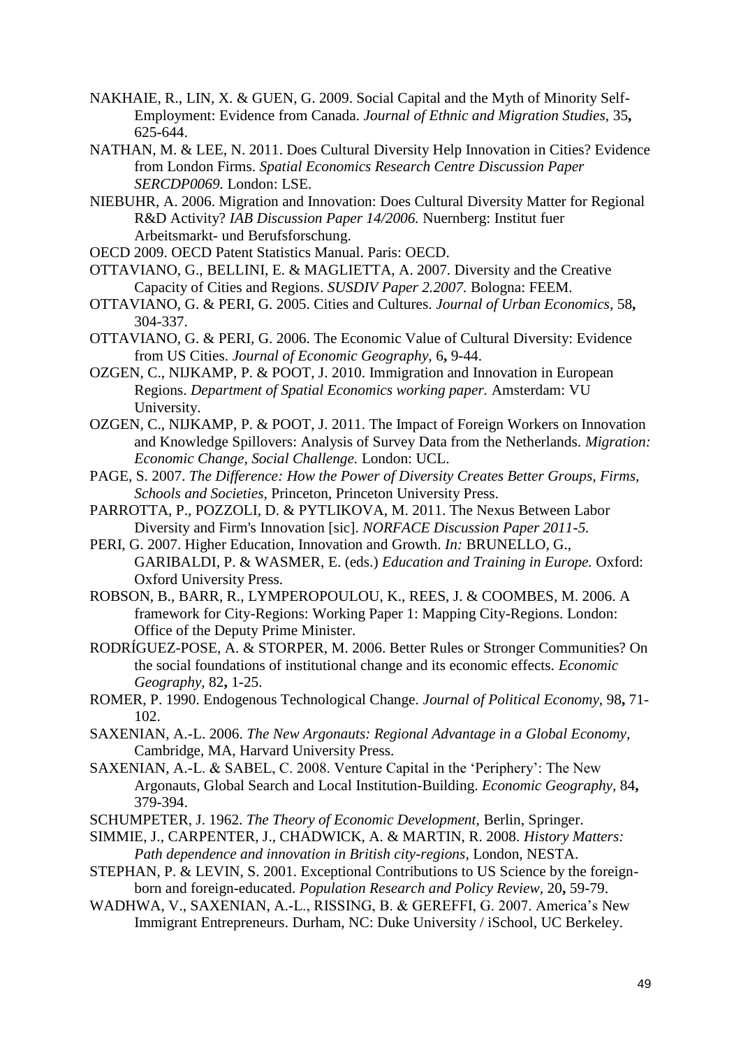NAKHAIE, R., LIN, X. & GUEN, G. 2009. Social Capital and the Myth of Minority Self-Employment: Evidence from Canada. *Journal of Ethnic and Migration Studies,* 35**,** 625-644.

NATHAN, M. & LEE, N. 2011. Does Cultural Diversity Help Innovation in Cities? Evidence from London Firms. *Spatial Economics Research Centre Discussion Paper SERCDP0069.* London: LSE.

NIEBUHR, A. 2006. Migration and Innovation: Does Cultural Diversity Matter for Regional R&D Activity? *IAB Discussion Paper 14/2006.* Nuernberg: Institut fuer Arbeitsmarkt- und Berufsforschung.

OECD 2009. OECD Patent Statistics Manual. Paris: OECD.

OTTAVIANO, G., BELLINI, E. & MAGLIETTA, A. 2007. Diversity and the Creative Capacity of Cities and Regions. *SUSDIV Paper 2.2007.* Bologna: FEEM.

OTTAVIANO, G. & PERI, G. 2005. Cities and Cultures. *Journal of Urban Economics,* 58**,** 304-337.

OTTAVIANO, G. & PERI, G. 2006. The Economic Value of Cultural Diversity: Evidence from US Cities. *Journal of Economic Geography,* 6**,** 9-44.

OZGEN, C., NIJKAMP, P. & POOT, J. 2010. Immigration and Innovation in European Regions. *Department of Spatial Economics working paper.* Amsterdam: VU University.

OZGEN, C., NIJKAMP, P. & POOT, J. 2011. The Impact of Foreign Workers on Innovation and Knowledge Spillovers: Analysis of Survey Data from the Netherlands. *Migration: Economic Change, Social Challenge.* London: UCL.

PAGE, S. 2007. *The Difference: How the Power of Diversity Creates Better Groups, Firms, Schools and Societies,* Princeton, Princeton University Press.

PARROTTA, P., POZZOLI, D. & PYTLIKOVA, M. 2011. The Nexus Between Labor Diversity and Firm's Innovation [sic]. *NORFACE Discussion Paper 2011-5.*

PERI, G. 2007. Higher Education, Innovation and Growth. *In:* BRUNELLO, G., GARIBALDI, P. & WASMER, E. (eds.) *Education and Training in Europe.* Oxford: Oxford University Press.

ROBSON, B., BARR, R., LYMPEROPOULOU, K., REES, J. & COOMBES, M. 2006. A framework for City-Regions: Working Paper 1: Mapping City-Regions. London: Office of the Deputy Prime Minister.

RODRÍGUEZ-POSE, A. & STORPER, M. 2006. Better Rules or Stronger Communities? On the social foundations of institutional change and its economic effects. *Economic Geography,* 82**,** 1-25.

ROMER, P. 1990. Endogenous Technological Change. *Journal of Political Economy,* 98**,** 71-102.

SAXENIAN, A.-L. 2006. *The New Argonauts: Regional Advantage in a Global Economy,* Cambridge, MA, Harvard University Press.

SAXENIAN, A.-L. & SABEL, C. 2008. Venture Capital in the 'Periphery': The New Argonauts, Global Search and Local Institution-Building. *Economic Geography,* 84**,** 379-394.

SCHUMPETER, J. 1962. *The Theory of Economic Development,* Berlin, Springer.

SIMMIE, J., CARPENTER, J., CHADWICK, A. & MARTIN, R. 2008. *History Matters: Path dependence and innovation in British city-regions,* London, NESTA.

STEPHAN, P. & LEVIN, S. 2001. Exceptional Contributions to US Science by the foreign-born and foreign-educated. *Population Research and Policy Review,* 20**,** 59-79.

WADHWA, V., SAXENIAN, A.-L., RISSING, B. & GEREFFI, G. 2007. America's New Immigrant Entrepreneurs. Durham, NC: Duke University / iSchool, UC Berkeley.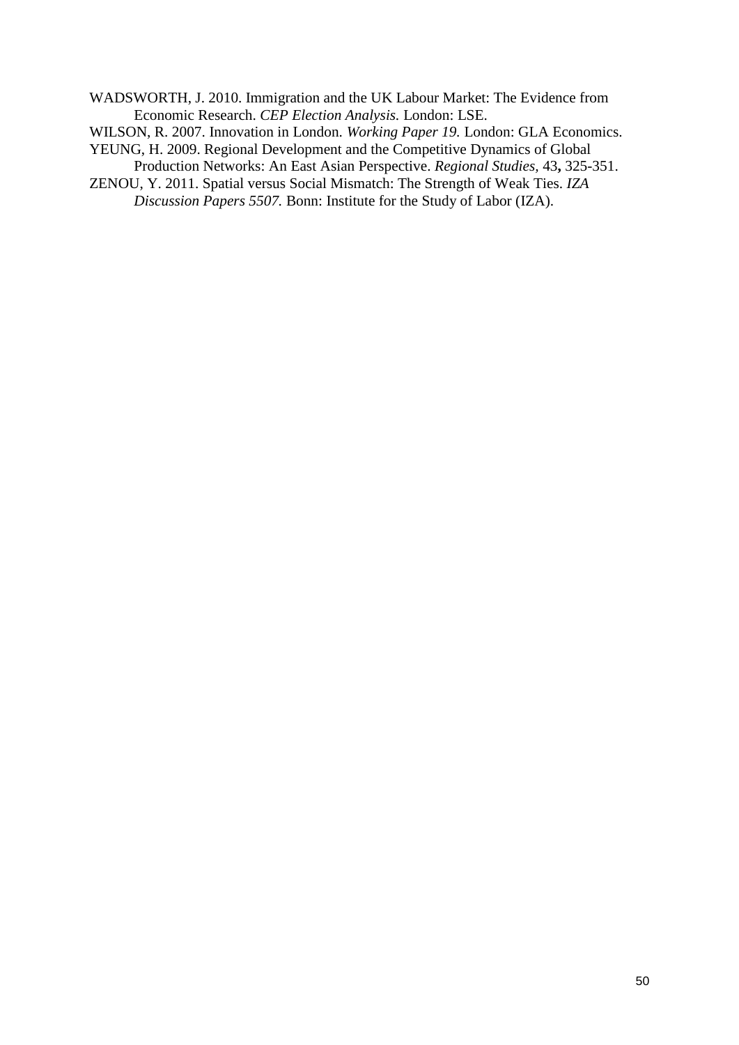WADSWORTH, J. 2010. Immigration and the UK Labour Market: The Evidence from Economic Research. *CEP Election Analysis.* London: LSE.

WILSON, R. 2007. Innovation in London. *Working Paper 19.* London: GLA Economics.

YEUNG, H. 2009. Regional Development and the Competitive Dynamics of Global Production Networks: An East Asian Perspective. *Regional Studies,* 43**,** 325-351.

ZENOU, Y. 2011. Spatial versus Social Mismatch: The Strength of Weak Ties. *IZA Discussion Papers 5507.* Bonn: Institute for the Study of Labor (IZA).